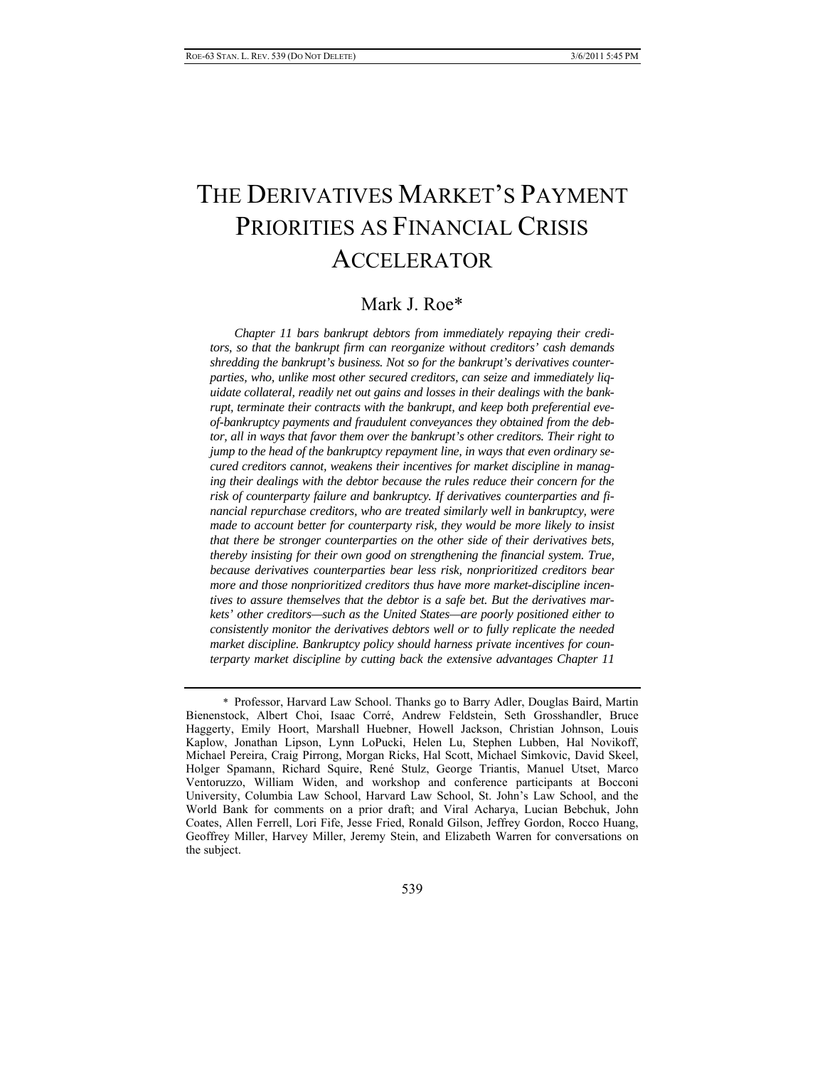# THE DERIVATIVES MARKET'S PAYMENT PRIORITIES AS FINANCIAL CRISIS ACCELERATOR

Mark J. Roe*

*Chapter 11 bars bankrupt debtors from immediately repaying their creditors, so that the bankrupt firm can reorganize without creditors' cash demands shredding the bankrupt's business. Not so for the bankrupt's derivatives counterparties, who, unlike most other secured creditors, can seize and immediately liquidate collateral, readily net out gains and losses in their dealings with the bankrupt, terminate their contracts with the bankrupt, and keep both preferential eve-of-bankruptcy payments and fraudulent conveyances they obtained from the debtor, all in ways that favor them over the bankrupt's other creditors. Their right to jump to the head of the bankruptcy repayment line, in ways that even ordinary secured creditors cannot, weakens their incentives for market discipline in managing their dealings with the debtor because the rules reduce their concern for the risk of counterparty failure and bankruptcy. If derivatives counterparties and financial repurchase creditors, who are treated similarly well in bankruptcy, were made to account better for counterparty risk, they would be more likely to insist that there be stronger counterparties on the other side of their derivatives bets, thereby insisting for their own good on strengthening the financial system. True, because derivatives counterparties bear less risk, nonprioritized creditors bear more and those nonprioritized creditors thus have more market-discipline incentives to assure themselves that the debtor is a safe bet. But the derivatives markets' other creditors—such as the United States—are poorly positioned either to consistently monitor the derivatives debtors well or to fully replicate the needed market discipline. Bankruptcy policy should harness private incentives for counterparty market discipline by cutting back the extensive advantages Chapter 11*

---

\* Professor, Harvard Law School. Thanks go to Barry Adler, Douglas Baird, Martin Bienenstock, Albert Choi, Isaac Corré, Andrew Feldstein, Seth Grosshandler, Bruce Haggerty, Emily Hoort, Marshall Huebner, Howell Jackson, Christian Johnson, Louis Kaplow, Jonathan Lipson, Lynn LoPucki, Helen Lu, Stephen Lubben, Hal Novikoff, Michael Pereira, Craig Pirrong, Morgan Ricks, Hal Scott, Michael Simkovic, David Skeel, Holger Spamann, Richard Squire, René Stulz, George Triantis, Manuel Utset, Marco Ventoruzzo, William Widen, and workshop and conference participants at Bocconi University, Columbia Law School, Harvard Law School, St. John's Law School, and the World Bank for comments on a prior draft; and Viral Acharya, Lucian Bebchuk, John Coates, Allen Ferrell, Lori Fife, Jesse Fried, Ronald Gilson, Jeffrey Gordon, Rocco Huang, Geoffrey Miller, Harvey Miller, Jeremy Stein, and Elizabeth Warren for conversations on the subject.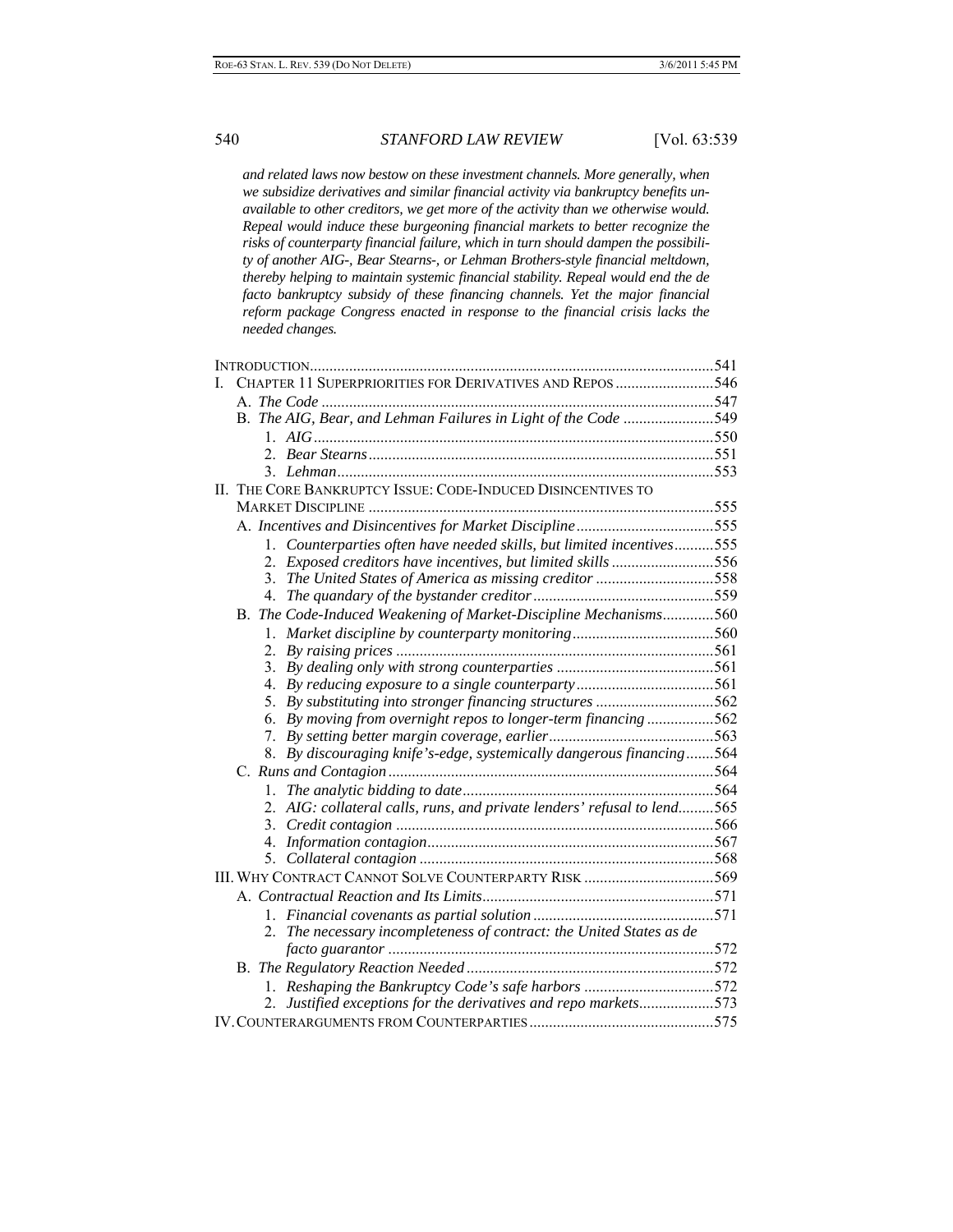*and related laws now bestow on these investment channels. More generally, when we subsidize derivatives and similar financial activity via bankruptcy benefits unavailable to other creditors, we get more of the activity than we otherwise would. Repeal would induce these burgeoning financial markets to better recognize the risks of counterparty financial failure, which in turn should dampen the possibility of another AIG-, Bear Stearns-, or Lehman Brothers-style financial meltdown, thereby helping to maintain systemic financial stability. Repeal would end the de facto bankruptcy subsidy of these financing channels. Yet the major financial reform package Congress enacted in response to the financial crisis lacks the needed changes.*

INTRODUCTION .......... 541

I. CHAPTER 11 SUPERPRIORITIES FOR DERIVATIVES AND REPOS .......... 546
   - A. *The Code* .......... 547
   - B. *The AIG, Bear, and Lehman Failures in Light of the Code* .......... 549
     1. *AIG* .......... 550
     2. *Bear Stearns* .......... 551
     3. *Lehman* .......... 553

II. THE CORE BANKRUPTCY ISSUE: CODE-INDUCED DISINCENTIVES TO MARKET DISCIPLINE .......... 555
   - A. *Incentives and Disincentives for Market Discipline* .......... 555
     1. *Counterparties often have needed skills, but limited incentives* .......... 555
     2. *Exposed creditors have incentives, but limited skills* .......... 556
     3. *The United States of America as missing creditor* .......... 558
     4. *The quandary of the bystander creditor* .......... 559
   - B. *The Code-Induced Weakening of Market-Discipline Mechanisms* .......... 560
     1. *Market discipline by counterparty monitoring* .......... 560
     2. *By raising prices* .......... 561
     3. *By dealing only with strong counterparties* .......... 561
     4. *By reducing exposure to a single counterparty* .......... 561
     5. *By substituting into stronger financing structures* .......... 562
     6. *By moving from overnight repos to longer-term financing* .......... 562
     7. *By setting better margin coverage, earlier* .......... 563
     8. *By discouraging knife's-edge, systemically dangerous financing* .......... 564
   - C. *Runs and Contagion* .......... 564
     1. *The analytic bidding to date* .......... 564
     2. *AIG: collateral calls, runs, and private lenders' refusal to lend* .......... 565
     3. *Credit contagion* .......... 566
     4. *Information contagion* .......... 567
     5. *Collateral contagion* .......... 568

III. WHY CONTRACT CANNOT SOLVE COUNTERPARTY RISK .......... 569
   - A. *Contractual Reaction and Its Limits* .......... 571
     1. *Financial covenants as partial solution* .......... 571
     2. *The necessary incompleteness of contract: the United States as de facto guarantor* .......... 572
   - B. *The Regulatory Reaction Needed* .......... 572
     1. *Reshaping the Bankruptcy Code's safe harbors* .......... 572
     2. *Justified exceptions for the derivatives and repo markets* .......... 573

IV. COUNTERARGUMENTS FROM COUNTERPARTIES .......... 575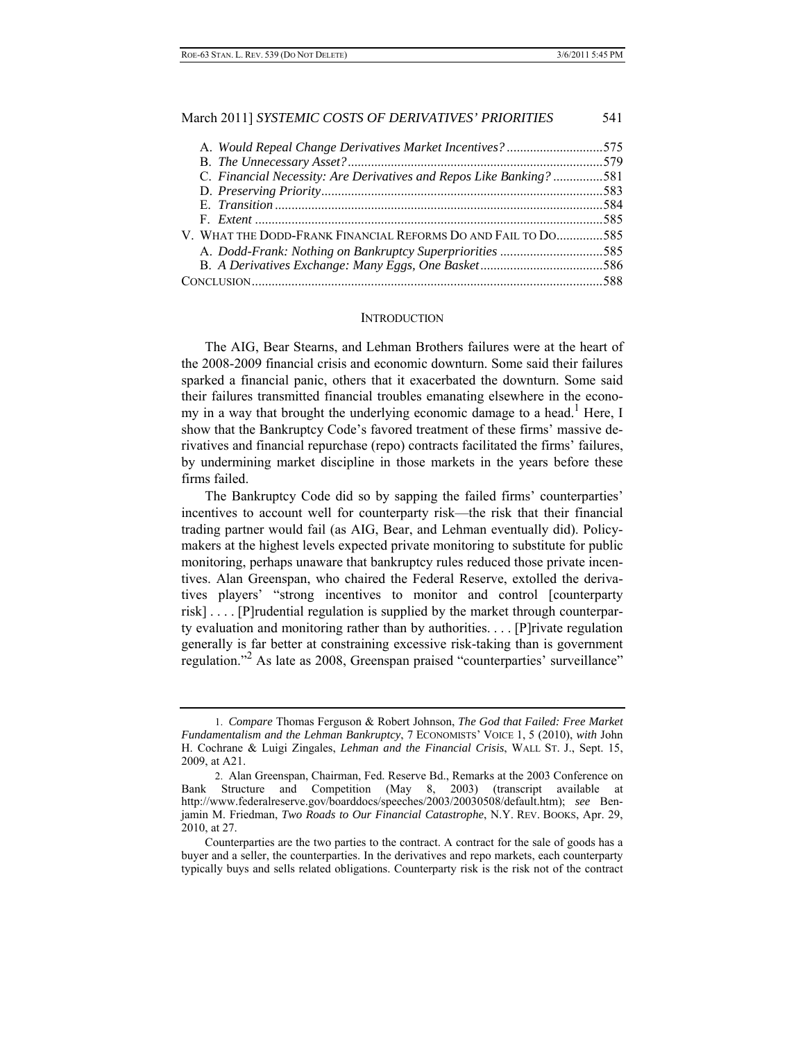A. *Would Repeal Change Derivatives Market Incentives?* ............................575
B. *The Unnecessary Asset?* ............................................................................579
C. *Financial Necessity: Are Derivatives and Repos Like Banking?* ...............581
D. *Preserving Priority* ....................................................................................583
E. *Transition* ..................................................................................................584
F. *Extent* ........................................................................................................585
V. WHAT THE DODD-FRANK FINANCIAL REFORMS DO AND FAIL TO DO..............585
A. *Dodd-Frank: Nothing on Bankruptcy Superpriorities* ...............................585
B. *A Derivatives Exchange: Many Eggs, One Basket* .....................................586
CONCLUSION.........................................................................................................588

## INTRODUCTION

The AIG, Bear Stearns, and Lehman Brothers failures were at the heart of the 2008-2009 financial crisis and economic downturn. Some said their failures sparked a financial panic, others that it exacerbated the downturn. Some said their failures transmitted financial troubles emanating elsewhere in the economy in a way that brought the underlying economic damage to a head.[1] Here, I show that the Bankruptcy Code's favored treatment of these firms' massive derivatives and financial repurchase (repo) contracts facilitated the firms' failures, by undermining market discipline in those markets in the years before these firms failed.

The Bankruptcy Code did so by sapping the failed firms' counterparties' incentives to account well for counterparty risk—the risk that their financial trading partner would fail (as AIG, Bear, and Lehman eventually did). Policymakers at the highest levels expected private monitoring to substitute for public monitoring, perhaps unaware that bankruptcy rules reduced those private incentives. Alan Greenspan, who chaired the Federal Reserve, extolled the derivatives players' "strong incentives to monitor and control [counterparty risk] . . . . [P]rudential regulation is supplied by the market through counterparty evaluation and monitoring rather than by authorities. . . . [P]rivate regulation generally is far better at constraining excessive risk-taking than is government regulation."[2] As late as 2008, Greenspan praised "counterparties' surveillance"

---

1. *Compare* Thomas Ferguson & Robert Johnson, *The God that Failed: Free Market Fundamentalism and the Lehman Bankruptcy*, 7 ECONOMISTS' VOICE 1, 5 (2010), *with* John H. Cochrane & Luigi Zingales, *Lehman and the Financial Crisis*, WALL ST. J., Sept. 15, 2009, at A21.

2. Alan Greenspan, Chairman, Fed. Reserve Bd., Remarks at the 2003 Conference on Bank Structure and Competition (May 8, 2003) (transcript available at http://www.federalreserve.gov/boarddocs/speeches/2003/20030508/default.htm); *see* Benjamin M. Friedman, *Two Roads to Our Financial Catastrophe*, N.Y. REV. BOOKS, Apr. 29, 2010, at 27.

Counterparties are the two parties to the contract. A contract for the sale of goods has a buyer and a seller, the counterparties. In the derivatives and repo markets, each counterparty typically buys and sells related obligations. Counterparty risk is the risk not of the contract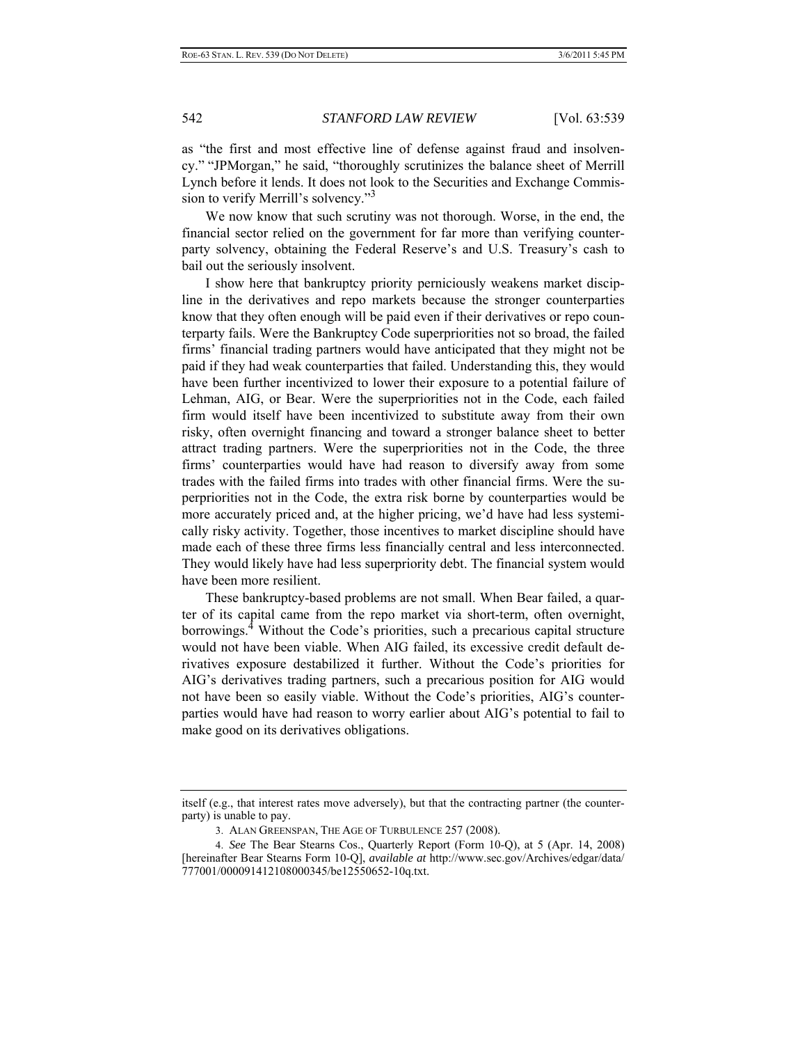as "the first and most effective line of defense against fraud and insolvency." "JPMorgan," he said, "thoroughly scrutinizes the balance sheet of Merrill Lynch before it lends. It does not look to the Securities and Exchange Commission to verify Merrill's solvency."[3]

We now know that such scrutiny was not thorough. Worse, in the end, the financial sector relied on the government for far more than verifying counterparty solvency, obtaining the Federal Reserve's and U.S. Treasury's cash to bail out the seriously insolvent.

I show here that bankruptcy priority perniciously weakens market discipline in the derivatives and repo markets because the stronger counterparties know that they often enough will be paid even if their derivatives or repo counterparty fails. Were the Bankruptcy Code superpriorities not so broad, the failed firms' financial trading partners would have anticipated that they might not be paid if they had weak counterparties that failed. Understanding this, they would have been further incentivized to lower their exposure to a potential failure of Lehman, AIG, or Bear. Were the superpriorities not in the Code, each failed firm would itself have been incentivized to substitute away from their own risky, often overnight financing and toward a stronger balance sheet to better attract trading partners. Were the superpriorities not in the Code, the three firms' counterparties would have had reason to diversify away from some trades with the failed firms into trades with other financial firms. Were the superpriorities not in the Code, the extra risk borne by counterparties would be more accurately priced and, at the higher pricing, we'd have had less systemically risky activity. Together, those incentives to market discipline should have made each of these three firms less financially central and less interconnected. They would likely have had less superpriority debt. The financial system would have been more resilient.

These bankruptcy-based problems are not small. When Bear failed, a quarter of its capital came from the repo market via short-term, often overnight, borrowings.[4] Without the Code's priorities, such a precarious capital structure would not have been viable. When AIG failed, its excessive credit default derivatives exposure destabilized it further. Without the Code's priorities for AIG's derivatives trading partners, such a precarious position for AIG would not have been so easily viable. Without the Code's priorities, AIG's counterparties would have had reason to worry earlier about AIG's potential to fail to make good on its derivatives obligations.

---

itself (e.g., that interest rates move adversely), but that the contracting partner (the counterparty) is unable to pay.

3. ALAN GREENSPAN, THE AGE OF TURBULENCE 257 (2008).

4. *See* The Bear Stearns Cos., Quarterly Report (Form 10-Q), at 5 (Apr. 14, 2008) [hereinafter Bear Stearns Form 10-Q], *available at* http://www.sec.gov/Archives/edgar/data/777001/000091412108000345/be12550652-10q.txt.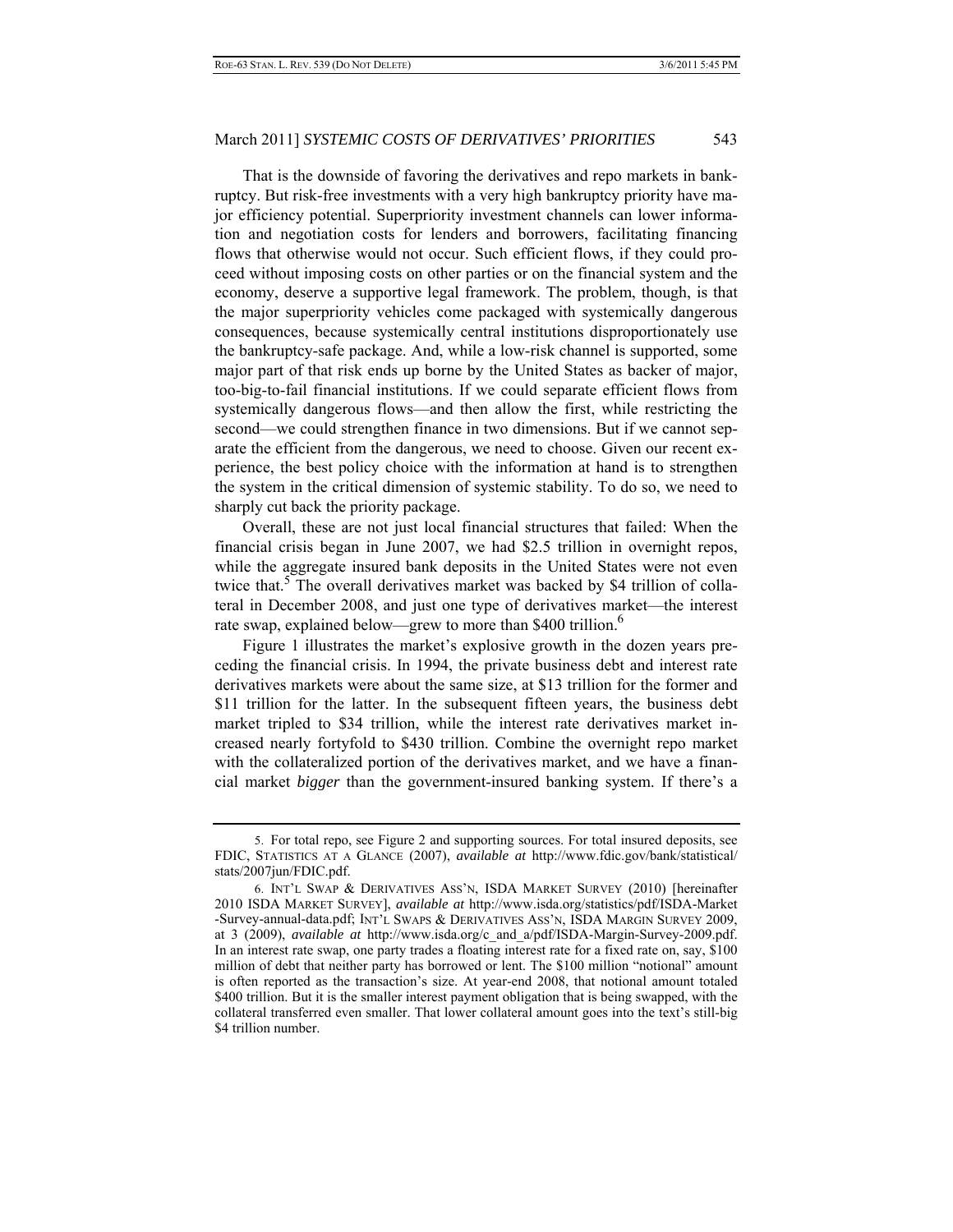That is the downside of favoring the derivatives and repo markets in bankruptcy. But risk-free investments with a very high bankruptcy priority have major efficiency potential. Superpriority investment channels can lower information and negotiation costs for lenders and borrowers, facilitating financing flows that otherwise would not occur. Such efficient flows, if they could proceed without imposing costs on other parties or on the financial system and the economy, deserve a supportive legal framework. The problem, though, is that the major superpriority vehicles come packaged with systemically dangerous consequences, because systemically central institutions disproportionately use the bankruptcy-safe package. And, while a low-risk channel is supported, some major part of that risk ends up borne by the United States as backer of major, too-big-to-fail financial institutions. If we could separate efficient flows from systemically dangerous flows—and then allow the first, while restricting the second—we could strengthen finance in two dimensions. But if we cannot separate the efficient from the dangerous, we need to choose. Given our recent experience, the best policy choice with the information at hand is to strengthen the system in the critical dimension of systemic stability. To do so, we need to sharply cut back the priority package.

Overall, these are not just local financial structures that failed: When the financial crisis began in June 2007, we had \$2.5 trillion in overnight repos, while the aggregate insured bank deposits in the United States were not even twice that.[5] The overall derivatives market was backed by \$4 trillion of collateral in December 2008, and just one type of derivatives market—the interest rate swap, explained below—grew to more than \$400 trillion.[6]

Figure 1 illustrates the market's explosive growth in the dozen years preceding the financial crisis. In 1994, the private business debt and interest rate derivatives markets were about the same size, at \$13 trillion for the former and \$11 trillion for the latter. In the subsequent fifteen years, the business debt market tripled to \$34 trillion, while the interest rate derivatives market increased nearly fortyfold to \$430 trillion. Combine the overnight repo market with the collateralized portion of the derivatives market, and we have a financial market *bigger* than the government-insured banking system. If there's a

---

5. For total repo, see Figure 2 and supporting sources. For total insured deposits, see FDIC, STATISTICS AT A GLANCE (2007), *available at* http://www.fdic.gov/bank/statistical/stats/2007jun/FDIC.pdf.

6. INT'L SWAP & DERIVATIVES ASS'N, ISDA MARKET SURVEY (2010) [hereinafter 2010 ISDA MARKET SURVEY], *available at* http://www.isda.org/statistics/pdf/ISDA-Market-Survey-annual-data.pdf; INT'L SWAPS & DERIVATIVES ASS'N, ISDA MARGIN SURVEY 2009, at 3 (2009), *available at* http://www.isda.org/c_and_a/pdf/ISDA-Margin-Survey-2009.pdf. In an interest rate swap, one party trades a floating interest rate for a fixed rate on, say, \$100 million of debt that neither party has borrowed or lent. The \$100 million "notional" amount is often reported as the transaction's size. At year-end 2008, that notional amount totaled \$400 trillion. But it is the smaller interest payment obligation that is being swapped, with the collateral transferred even smaller. That lower collateral amount goes into the text's still-big \$4 trillion number.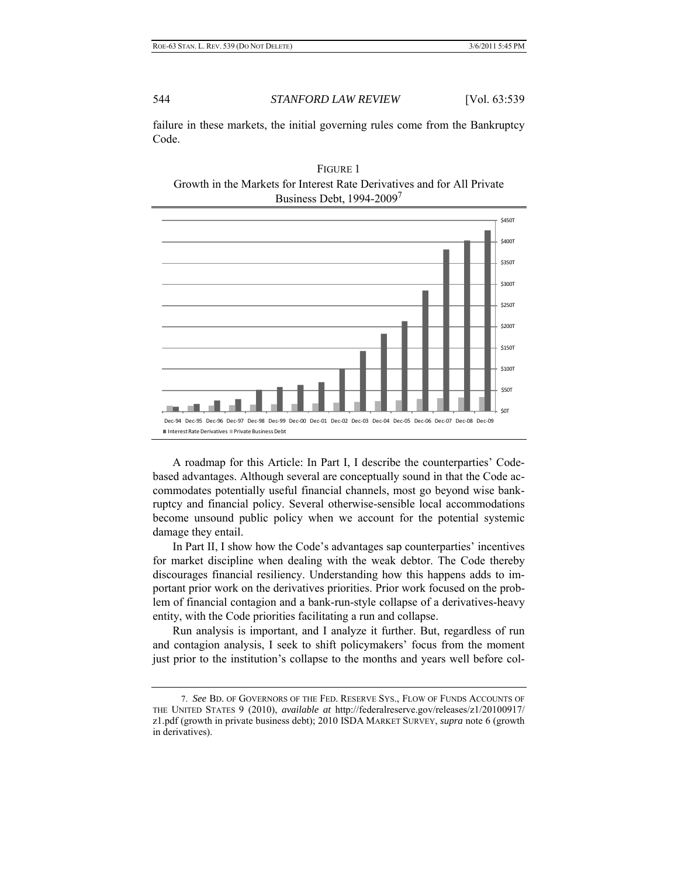failure in these markets, the initial governing rules come from the Bankruptcy Code.

FIGURE 1
Growth in the Markets for Interest Rate Derivatives and for All Private Business Debt, 1994-2009[7]

A roadmap for this Article: In Part I, I describe the counterparties' Code-based advantages. Although several are conceptually sound in that the Code accommodates potentially useful financial channels, most go beyond wise bankruptcy and financial policy. Several otherwise-sensible local accommodations become unsound public policy when we account for the potential systemic damage they entail.

In Part II, I show how the Code's advantages sap counterparties' incentives for market discipline when dealing with the weak debtor. The Code thereby discourages financial resiliency. Understanding how this happens adds to important prior work on the derivatives priorities. Prior work focused on the problem of financial contagion and a bank-run-style collapse of a derivatives-heavy entity, with the Code priorities facilitating a run and collapse.

Run analysis is important, and I analyze it further. But, regardless of run and contagion analysis, I seek to shift policymakers' focus from the moment just prior to the institution's collapse to the months and years well before col-

7. *See* BD. OF GOVERNORS OF THE FED. RESERVE SYS., FLOW OF FUNDS ACCOUNTS OF THE UNITED STATES 9 (2010), *available at* http://federalreserve.gov/releases/z1/20100917/z1.pdf (growth in private business debt); 2010 ISDA MARKET SURVEY, *supra* note 6 (growth in derivatives).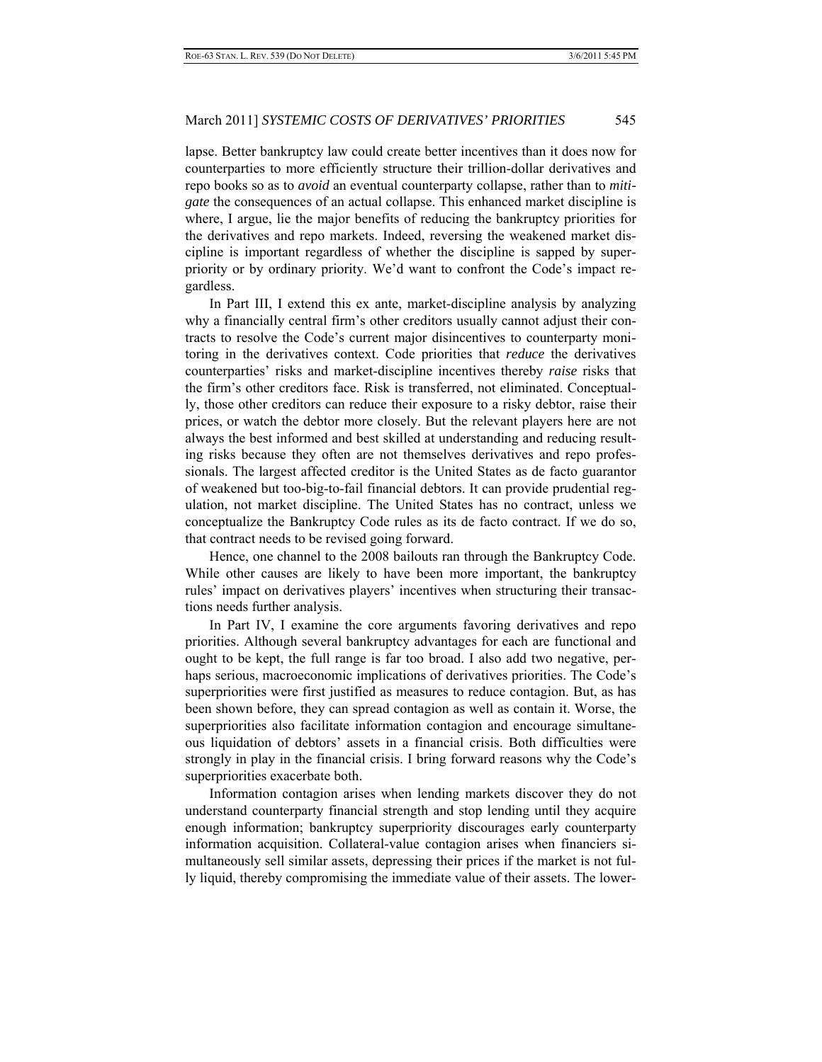lapse. Better bankruptcy law could create better incentives than it does now for counterparties to more efficiently structure their trillion-dollar derivatives and repo books so as to *avoid* an eventual counterparty collapse, rather than to *mitigate* the consequences of an actual collapse. This enhanced market discipline is where, I argue, lie the major benefits of reducing the bankruptcy priorities for the derivatives and repo markets. Indeed, reversing the weakened market discipline is important regardless of whether the discipline is sapped by superpriority or by ordinary priority. We'd want to confront the Code's impact regardless.

In Part III, I extend this ex ante, market-discipline analysis by analyzing why a financially central firm's other creditors usually cannot adjust their contracts to resolve the Code's current major disincentives to counterparty monitoring in the derivatives context. Code priorities that *reduce* the derivatives counterparties' risks and market-discipline incentives thereby *raise* risks that the firm's other creditors face. Risk is transferred, not eliminated. Conceptually, those other creditors can reduce their exposure to a risky debtor, raise their prices, or watch the debtor more closely. But the relevant players here are not always the best informed and best skilled at understanding and reducing resulting risks because they often are not themselves derivatives and repo professionals. The largest affected creditor is the United States as de facto guarantor of weakened but too-big-to-fail financial debtors. It can provide prudential regulation, not market discipline. The United States has no contract, unless we conceptualize the Bankruptcy Code rules as its de facto contract. If we do so, that contract needs to be revised going forward.

Hence, one channel to the 2008 bailouts ran through the Bankruptcy Code. While other causes are likely to have been more important, the bankruptcy rules' impact on derivatives players' incentives when structuring their transactions needs further analysis.

In Part IV, I examine the core arguments favoring derivatives and repo priorities. Although several bankruptcy advantages for each are functional and ought to be kept, the full range is far too broad. I also add two negative, perhaps serious, macroeconomic implications of derivatives priorities. The Code's superpriorities were first justified as measures to reduce contagion. But, as has been shown before, they can spread contagion as well as contain it. Worse, the superpriorities also facilitate information contagion and encourage simultaneous liquidation of debtors' assets in a financial crisis. Both difficulties were strongly in play in the financial crisis. I bring forward reasons why the Code's superpriorities exacerbate both.

Information contagion arises when lending markets discover they do not understand counterparty financial strength and stop lending until they acquire enough information; bankruptcy superpriority discourages early counterparty information acquisition. Collateral-value contagion arises when financiers simultaneously sell similar assets, depressing their prices if the market is not fully liquid, thereby compromising the immediate value of their assets. The lower-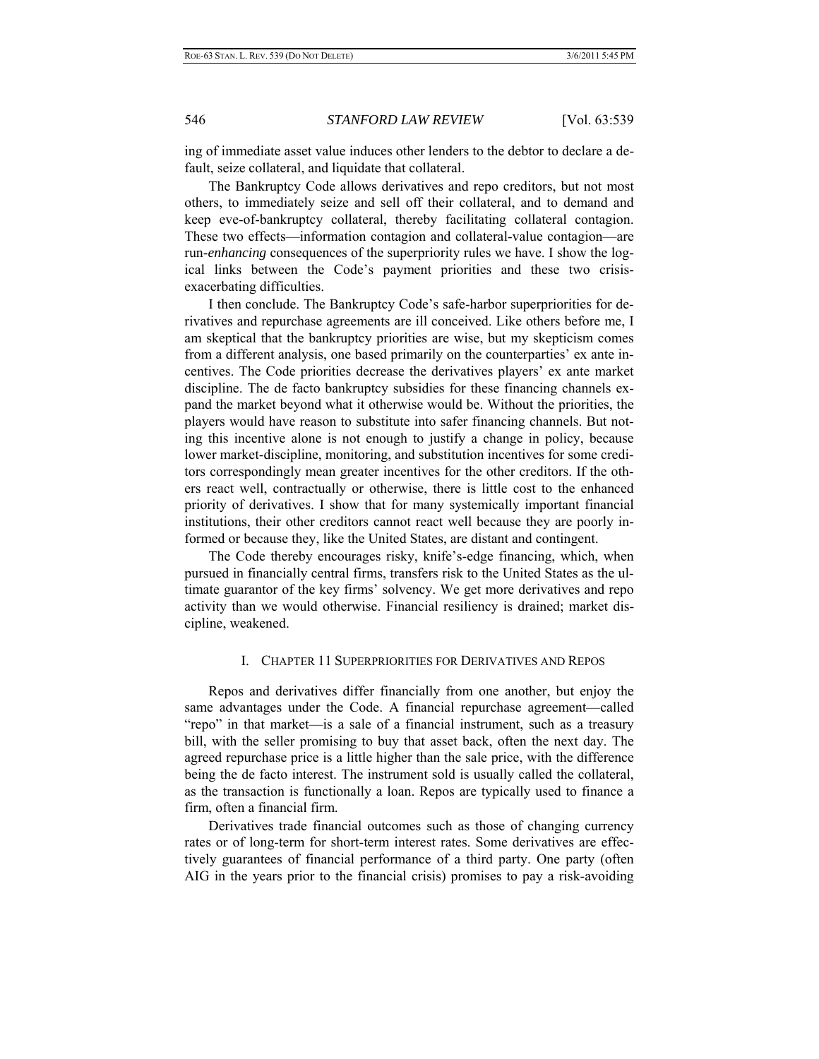ing of immediate asset value induces other lenders to the debtor to declare a default, seize collateral, and liquidate that collateral.

The Bankruptcy Code allows derivatives and repo creditors, but not most others, to immediately seize and sell off their collateral, and to demand and keep eve-of-bankruptcy collateral, thereby facilitating collateral contagion. These two effects—information contagion and collateral-value contagion—are run-*enhancing* consequences of the superpriority rules we have. I show the logical links between the Code's payment priorities and these two crisis-exacerbating difficulties.

I then conclude. The Bankruptcy Code's safe-harbor superpriorities for derivatives and repurchase agreements are ill conceived. Like others before me, I am skeptical that the bankruptcy priorities are wise, but my skepticism comes from a different analysis, one based primarily on the counterparties' ex ante incentives. The Code priorities decrease the derivatives players' ex ante market discipline. The de facto bankruptcy subsidies for these financing channels expand the market beyond what it otherwise would be. Without the priorities, the players would have reason to substitute into safer financing channels. But noting this incentive alone is not enough to justify a change in policy, because lower market-discipline, monitoring, and substitution incentives for some creditors correspondingly mean greater incentives for the other creditors. If the others react well, contractually or otherwise, there is little cost to the enhanced priority of derivatives. I show that for many systemically important financial institutions, their other creditors cannot react well because they are poorly informed or because they, like the United States, are distant and contingent.

The Code thereby encourages risky, knife's-edge financing, which, when pursued in financially central firms, transfers risk to the United States as the ultimate guarantor of the key firms' solvency. We get more derivatives and repo activity than we would otherwise. Financial resiliency is drained; market discipline, weakened.

## I. Chapter 11 Superpriorities for Derivatives and Repos

Repos and derivatives differ financially from one another, but enjoy the same advantages under the Code. A financial repurchase agreement—called "repo" in that market—is a sale of a financial instrument, such as a treasury bill, with the seller promising to buy that asset back, often the next day. The agreed repurchase price is a little higher than the sale price, with the difference being the de facto interest. The instrument sold is usually called the collateral, as the transaction is functionally a loan. Repos are typically used to finance a firm, often a financial firm.

Derivatives trade financial outcomes such as those of changing currency rates or of long-term for short-term interest rates. Some derivatives are effectively guarantees of financial performance of a third party. One party (often AIG in the years prior to the financial crisis) promises to pay a risk-avoiding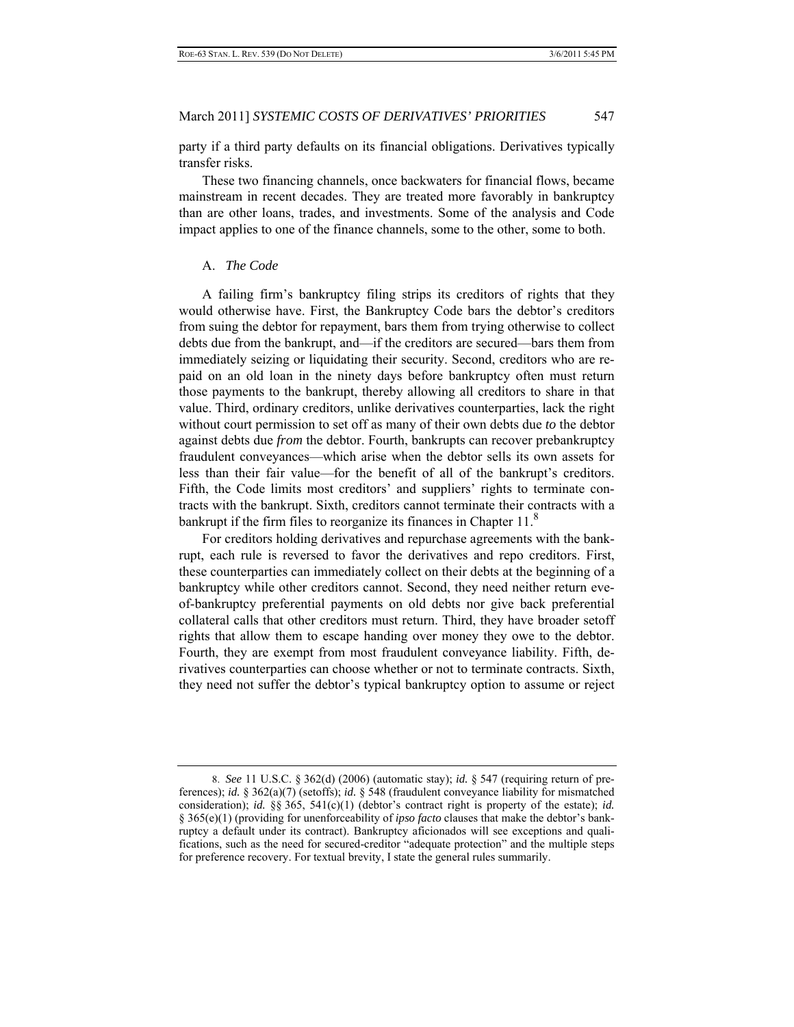party if a third party defaults on its financial obligations. Derivatives typically transfer risks.

These two financing channels, once backwaters for financial flows, became mainstream in recent decades. They are treated more favorably in bankruptcy than are other loans, trades, and investments. Some of the analysis and Code impact applies to one of the finance channels, some to the other, some to both.

## A. *The Code*

A failing firm's bankruptcy filing strips its creditors of rights that they would otherwise have. First, the Bankruptcy Code bars the debtor's creditors from suing the debtor for repayment, bars them from trying otherwise to collect debts due from the bankrupt, and—if the creditors are secured—bars them from immediately seizing or liquidating their security. Second, creditors who are repaid on an old loan in the ninety days before bankruptcy often must return those payments to the bankrupt, thereby allowing all creditors to share in that value. Third, ordinary creditors, unlike derivatives counterparties, lack the right without court permission to set off as many of their own debts due *to* the debtor against debts due *from* the debtor. Fourth, bankrupts can recover prebankruptcy fraudulent conveyances—which arise when the debtor sells its own assets for less than their fair value—for the benefit of all of the bankrupt's creditors. Fifth, the Code limits most creditors' and suppliers' rights to terminate contracts with the bankrupt. Sixth, creditors cannot terminate their contracts with a bankrupt if the firm files to reorganize its finances in Chapter 11.[8]

For creditors holding derivatives and repurchase agreements with the bankrupt, each rule is reversed to favor the derivatives and repo creditors. First, these counterparties can immediately collect on their debts at the beginning of a bankruptcy while other creditors cannot. Second, they need neither return eve-of-bankruptcy preferential payments on old debts nor give back preferential collateral calls that other creditors must return. Third, they have broader setoff rights that allow them to escape handing over money they owe to the debtor. Fourth, they are exempt from most fraudulent conveyance liability. Fifth, derivatives counterparties can choose whether or not to terminate contracts. Sixth, they need not suffer the debtor's typical bankruptcy option to assume or reject

---

8. *See* 11 U.S.C. § 362(d) (2006) (automatic stay); *id.* § 547 (requiring return of preferences); *id.* § 362(a)(7) (setoffs); *id.* § 548 (fraudulent conveyance liability for mismatched consideration); *id.* §§ 365, 541(c)(1) (debtor's contract right is property of the estate); *id.* § 365(e)(1) (providing for unenforceability of *ipso facto* clauses that make the debtor's bankruptcy a default under its contract). Bankruptcy aficionados will see exceptions and qualifications, such as the need for secured-creditor "adequate protection" and the multiple steps for preference recovery. For textual brevity, I state the general rules summarily.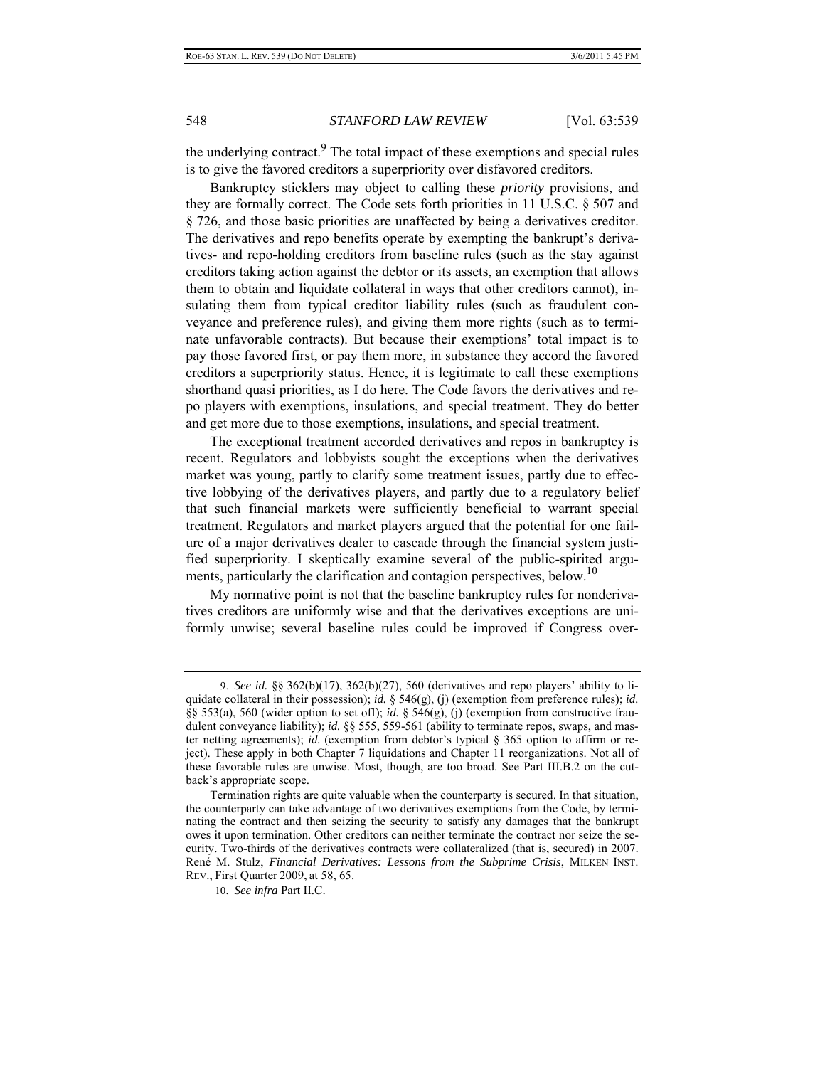the underlying contract.[9] The total impact of these exemptions and special rules is to give the favored creditors a superpriority over disfavored creditors.

Bankruptcy sticklers may object to calling these *priority* provisions, and they are formally correct. The Code sets forth priorities in 11 U.S.C. § 507 and § 726, and those basic priorities are unaffected by being a derivatives creditor. The derivatives and repo benefits operate by exempting the bankrupt's derivatives- and repo-holding creditors from baseline rules (such as the stay against creditors taking action against the debtor or its assets, an exemption that allows them to obtain and liquidate collateral in ways that other creditors cannot), insulating them from typical creditor liability rules (such as fraudulent conveyance and preference rules), and giving them more rights (such as to terminate unfavorable contracts). But because their exemptions' total impact is to pay those favored first, or pay them more, in substance they accord the favored creditors a superpriority status. Hence, it is legitimate to call these exemptions shorthand quasi priorities, as I do here. The Code favors the derivatives and repo players with exemptions, insulations, and special treatment. They do better and get more due to those exemptions, insulations, and special treatment.

The exceptional treatment accorded derivatives and repos in bankruptcy is recent. Regulators and lobbyists sought the exceptions when the derivatives market was young, partly to clarify some treatment issues, partly due to effective lobbying of the derivatives players, and partly due to a regulatory belief that such financial markets were sufficiently beneficial to warrant special treatment. Regulators and market players argued that the potential for one failure of a major derivatives dealer to cascade through the financial system justified superpriority. I skeptically examine several of the public-spirited arguments, particularly the clarification and contagion perspectives, below.[10]

My normative point is not that the baseline bankruptcy rules for nonderivatives creditors are uniformly wise and that the derivatives exceptions are uniformly unwise; several baseline rules could be improved if Congress over-

---

9. *See id.* §§ 362(b)(17), 362(b)(27), 560 (derivatives and repo players' ability to liquidate collateral in their possession); *id.* § 546(g), (j) (exemption from preference rules); *id.* §§ 553(a), 560 (wider option to set off); *id.* § 546(g), (j) (exemption from constructive fraudulent conveyance liability); *id.* §§ 555, 559-561 (ability to terminate repos, swaps, and master netting agreements); *id.* (exemption from debtor's typical § 365 option to affirm or reject). These apply in both Chapter 7 liquidations and Chapter 11 reorganizations. Not all of these favorable rules are unwise. Most, though, are too broad. See Part III.B.2 on the cutback's appropriate scope.

Termination rights are quite valuable when the counterparty is secured. In that situation, the counterparty can take advantage of two derivatives exemptions from the Code, by terminating the contract and then seizing the security to satisfy any damages that the bankrupt owes it upon termination. Other creditors can neither terminate the contract nor seize the security. Two-thirds of the derivatives contracts were collateralized (that is, secured) in 2007. René M. Stulz, *Financial Derivatives: Lessons from the Subprime Crisis*, MILKEN INST. REV., First Quarter 2009, at 58, 65.

10. *See infra* Part II.C.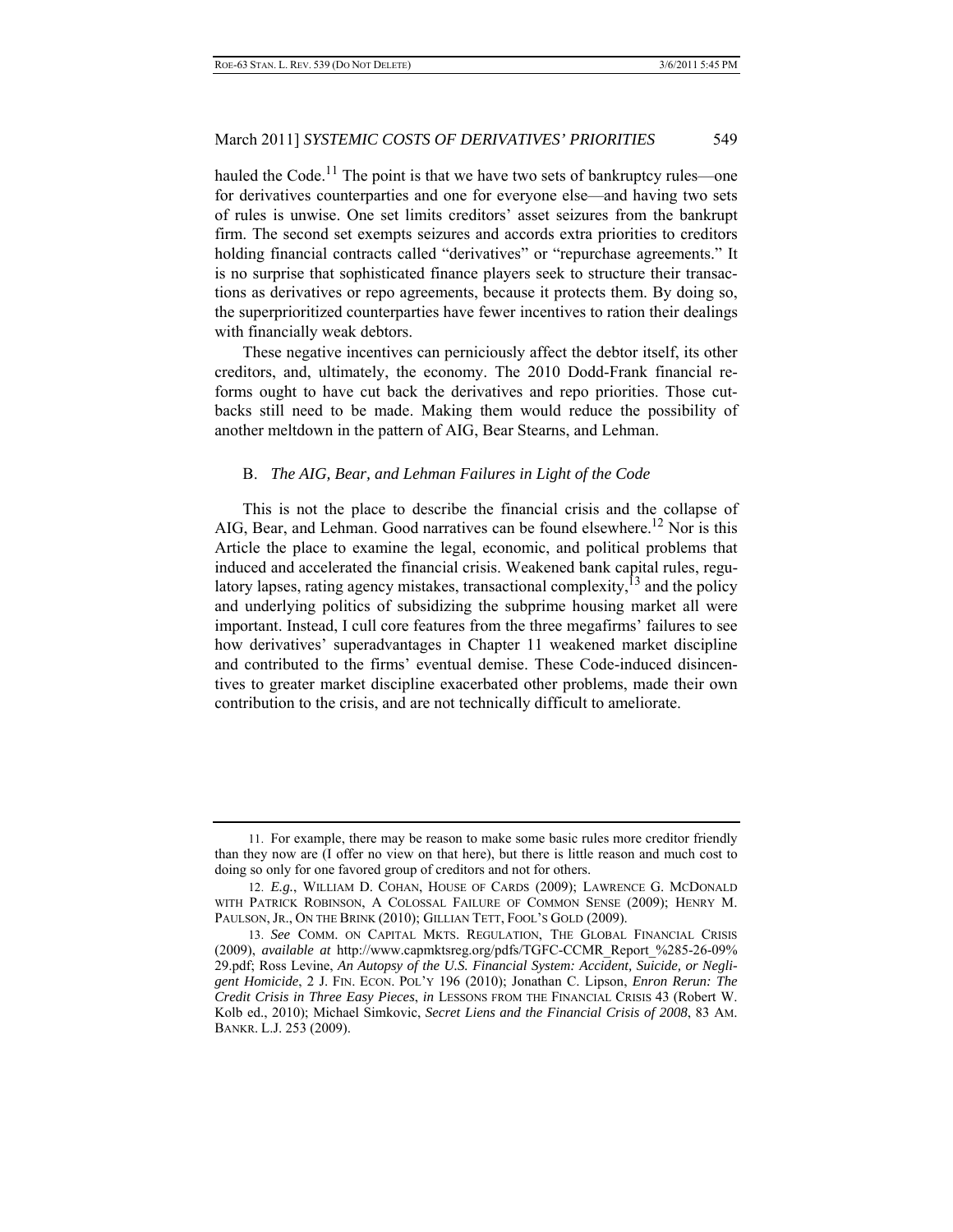hauled the Code.[11] The point is that we have two sets of bankruptcy rules—one for derivatives counterparties and one for everyone else—and having two sets of rules is unwise. One set limits creditors' asset seizures from the bankrupt firm. The second set exempts seizures and accords extra priorities to creditors holding financial contracts called "derivatives" or "repurchase agreements." It is no surprise that sophisticated finance players seek to structure their transactions as derivatives or repo agreements, because it protects them. By doing so, the superprioritized counterparties have fewer incentives to ration their dealings with financially weak debtors.

These negative incentives can perniciously affect the debtor itself, its other creditors, and, ultimately, the economy. The 2010 Dodd-Frank financial reforms ought to have cut back the derivatives and repo priorities. Those cutbacks still need to be made. Making them would reduce the possibility of another meltdown in the pattern of AIG, Bear Stearns, and Lehman.

### B. *The AIG, Bear, and Lehman Failures in Light of the Code*

This is not the place to describe the financial crisis and the collapse of AIG, Bear, and Lehman. Good narratives can be found elsewhere.[12] Nor is this Article the place to examine the legal, economic, and political problems that induced and accelerated the financial crisis. Weakened bank capital rules, regulatory lapses, rating agency mistakes, transactional complexity,[13] and the policy and underlying politics of subsidizing the subprime housing market all were important. Instead, I cull core features from the three megafirms' failures to see how derivatives' superadvantages in Chapter 11 weakened market discipline and contributed to the firms' eventual demise. These Code-induced disincentives to greater market discipline exacerbated other problems, made their own contribution to the crisis, and are not technically difficult to ameliorate.

---

11. For example, there may be reason to make some basic rules more creditor friendly than they now are (I offer no view on that here), but there is little reason and much cost to doing so only for one favored group of creditors and not for others.

12. *E.g.*, WILLIAM D. COHAN, HOUSE OF CARDS (2009); LAWRENCE G. MCDONALD WITH PATRICK ROBINSON, A COLOSSAL FAILURE OF COMMON SENSE (2009); HENRY M. PAULSON, JR., ON THE BRINK (2010); GILLIAN TETT, FOOL'S GOLD (2009).

13. *See* COMM. ON CAPITAL MKTS. REGULATION, THE GLOBAL FINANCIAL CRISIS (2009), *available at* http://www.capmktsreg.org/pdfs/TGFC-CCMR_Report_%285-26-09%29.pdf; Ross Levine, *An Autopsy of the U.S. Financial System: Accident, Suicide, or Negligent Homicide*, 2 J. FIN. ECON. POL'Y 196 (2010); Jonathan C. Lipson, *Enron Rerun: The Credit Crisis in Three Easy Pieces*, *in* LESSONS FROM THE FINANCIAL CRISIS 43 (Robert W. Kolb ed., 2010); Michael Simkovic, *Secret Liens and the Financial Crisis of 2008*, 83 AM. BANKR. L.J. 253 (2009).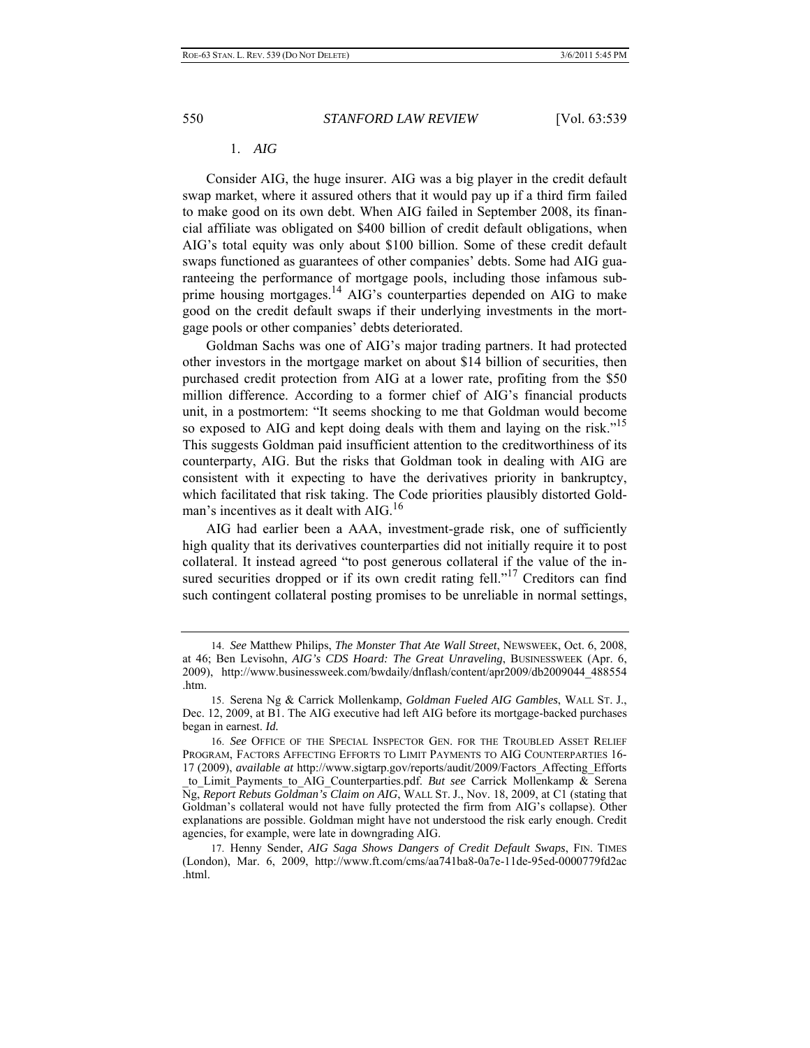### 1. *AIG*

Consider AIG, the huge insurer. AIG was a big player in the credit default swap market, where it assured others that it would pay up if a third firm failed to make good on its own debt. When AIG failed in September 2008, its financial affiliate was obligated on $400 billion of credit default obligations, when AIG's total equity was only about $100 billion. Some of these credit default swaps functioned as guarantees of other companies' debts. Some had AIG guaranteeing the performance of mortgage pools, including those infamous subprime housing mortgages.[14] AIG's counterparties depended on AIG to make good on the credit default swaps if their underlying investments in the mortgage pools or other companies' debts deteriorated.

Goldman Sachs was one of AIG's major trading partners. It had protected other investors in the mortgage market on about $14 billion of securities, then purchased credit protection from AIG at a lower rate, profiting from the $50 million difference. According to a former chief of AIG's financial products unit, in a postmortem: "It seems shocking to me that Goldman would become so exposed to AIG and kept doing deals with them and laying on the risk."[15] This suggests Goldman paid insufficient attention to the creditworthiness of its counterparty, AIG. But the risks that Goldman took in dealing with AIG are consistent with it expecting to have the derivatives priority in bankruptcy, which facilitated that risk taking. The Code priorities plausibly distorted Goldman's incentives as it dealt with AIG.[16]

AIG had earlier been a AAA, investment-grade risk, one of sufficiently high quality that its derivatives counterparties did not initially require it to post collateral. It instead agreed "to post generous collateral if the value of the insured securities dropped or if its own credit rating fell."[17] Creditors can find such contingent collateral posting promises to be unreliable in normal settings,

---

14. *See* Matthew Philips, *The Monster That Ate Wall Street*, NEWSWEEK, Oct. 6, 2008, at 46; Ben Levisohn, *AIG's CDS Hoard: The Great Unraveling*, BUSINESSWEEK (Apr. 6, 2009), http://www.businessweek.com/bwdaily/dnflash/content/apr2009/db2009044_488554.htm.

15. Serena Ng & Carrick Mollenkamp, *Goldman Fueled AIG Gambles*, WALL ST. J., Dec. 12, 2009, at B1. The AIG executive had left AIG before its mortgage-backed purchases began in earnest. *Id.*

16. *See* OFFICE OF THE SPECIAL INSPECTOR GEN. FOR THE TROUBLED ASSET RELIEF PROGRAM, FACTORS AFFECTING EFFORTS TO LIMIT PAYMENTS TO AIG COUNTERPARTIES 16-17 (2009), *available at* http://www.sigtarp.gov/reports/audit/2009/Factors_Affecting_Efforts_to_Limit_Payments_to_AIG_Counterparties.pdf. *But see* Carrick Mollenkamp & Serena Ng, *Report Rebuts Goldman's Claim on AIG*, WALL ST. J., Nov. 18, 2009, at C1 (stating that Goldman's collateral would not have fully protected the firm from AIG's collapse). Other explanations are possible. Goldman might have not understood the risk early enough. Credit agencies, for example, were late in downgrading AIG.

17. Henny Sender, *AIG Saga Shows Dangers of Credit Default Swaps*, FIN. TIMES (London), Mar. 6, 2009, http://www.ft.com/cms/aa741ba8-0a7e-11de-95ed-0000779fd2ac.html.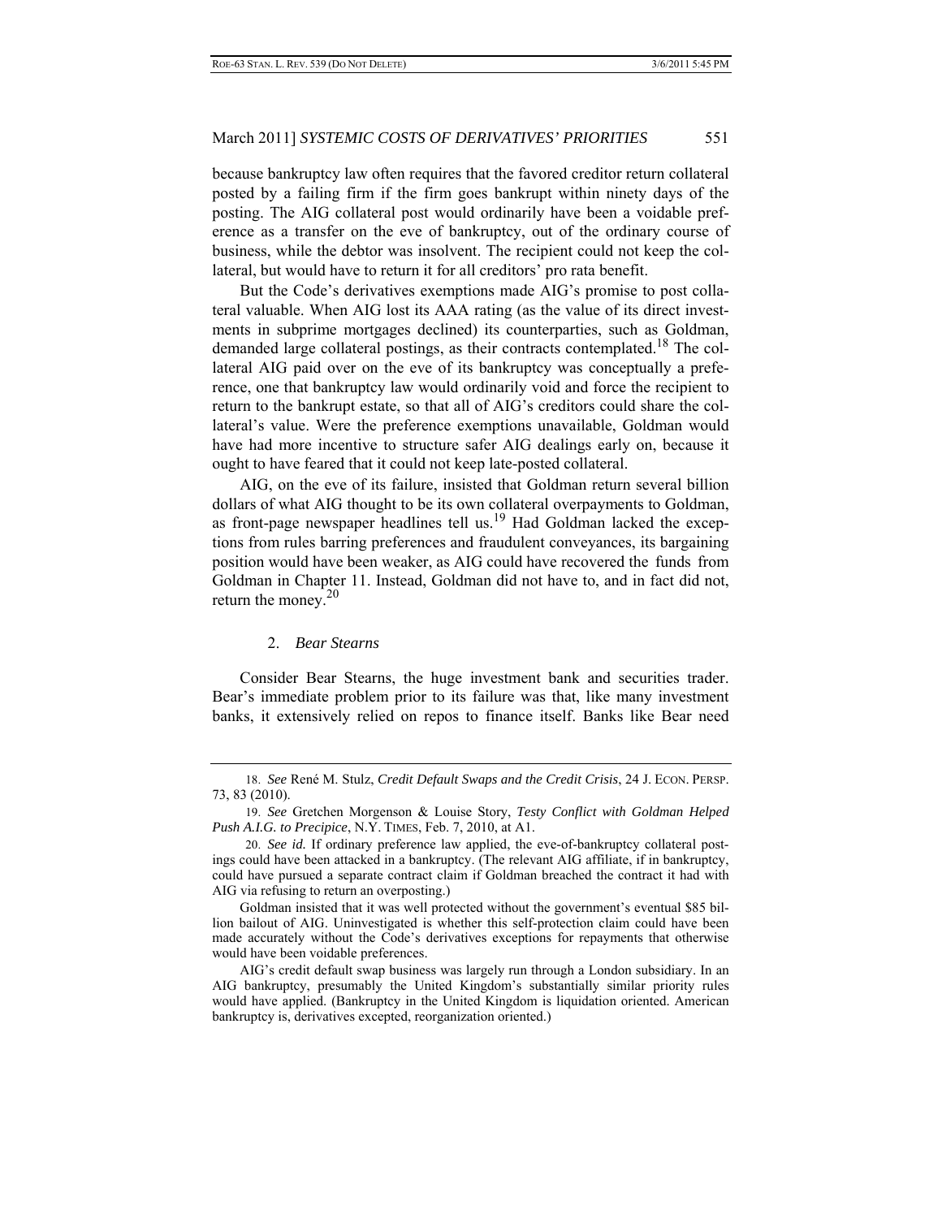because bankruptcy law often requires that the favored creditor return collateral posted by a failing firm if the firm goes bankrupt within ninety days of the posting. The AIG collateral post would ordinarily have been a voidable preference as a transfer on the eve of bankruptcy, out of the ordinary course of business, while the debtor was insolvent. The recipient could not keep the collateral, but would have to return it for all creditors' pro rata benefit.

But the Code's derivatives exemptions made AIG's promise to post collateral valuable. When AIG lost its AAA rating (as the value of its direct investments in subprime mortgages declined) its counterparties, such as Goldman, demanded large collateral postings, as their contracts contemplated.[18] The collateral AIG paid over on the eve of its bankruptcy was conceptually a preference, one that bankruptcy law would ordinarily void and force the recipient to return to the bankrupt estate, so that all of AIG's creditors could share the collateral's value. Were the preference exemptions unavailable, Goldman would have had more incentive to structure safer AIG dealings early on, because it ought to have feared that it could not keep late-posted collateral.

AIG, on the eve of its failure, insisted that Goldman return several billion dollars of what AIG thought to be its own collateral overpayments to Goldman, as front-page newspaper headlines tell us.[19] Had Goldman lacked the exceptions from rules barring preferences and fraudulent conveyances, its bargaining position would have been weaker, as AIG could have recovered the funds from Goldman in Chapter 11. Instead, Goldman did not have to, and in fact did not, return the money.[20]

### 2. *Bear Stearns*

Consider Bear Stearns, the huge investment bank and securities trader. Bear's immediate problem prior to its failure was that, like many investment banks, it extensively relied on repos to finance itself. Banks like Bear need

---

18. *See* René M. Stulz, *Credit Default Swaps and the Credit Crisis*, 24 J. ECON. PERSP. 73, 83 (2010).

19. *See* Gretchen Morgenson & Louise Story, *Testy Conflict with Goldman Helped Push A.I.G. to Precipice*, N.Y. TIMES, Feb. 7, 2010, at A1.

20. *See id.* If ordinary preference law applied, the eve-of-bankruptcy collateral postings could have been attacked in a bankruptcy. (The relevant AIG affiliate, if in bankruptcy, could have pursued a separate contract claim if Goldman breached the contract it had with AIG via refusing to return an overposting.)

Goldman insisted that it was well protected without the government's eventual $85 billion bailout of AIG. Uninvestigated is whether this self-protection claim could have been made accurately without the Code's derivatives exceptions for repayments that otherwise would have been voidable preferences.

AIG's credit default swap business was largely run through a London subsidiary. In an AIG bankruptcy, presumably the United Kingdom's substantially similar priority rules would have applied. (Bankruptcy in the United Kingdom is liquidation oriented. American bankruptcy is, derivatives excepted, reorganization oriented.)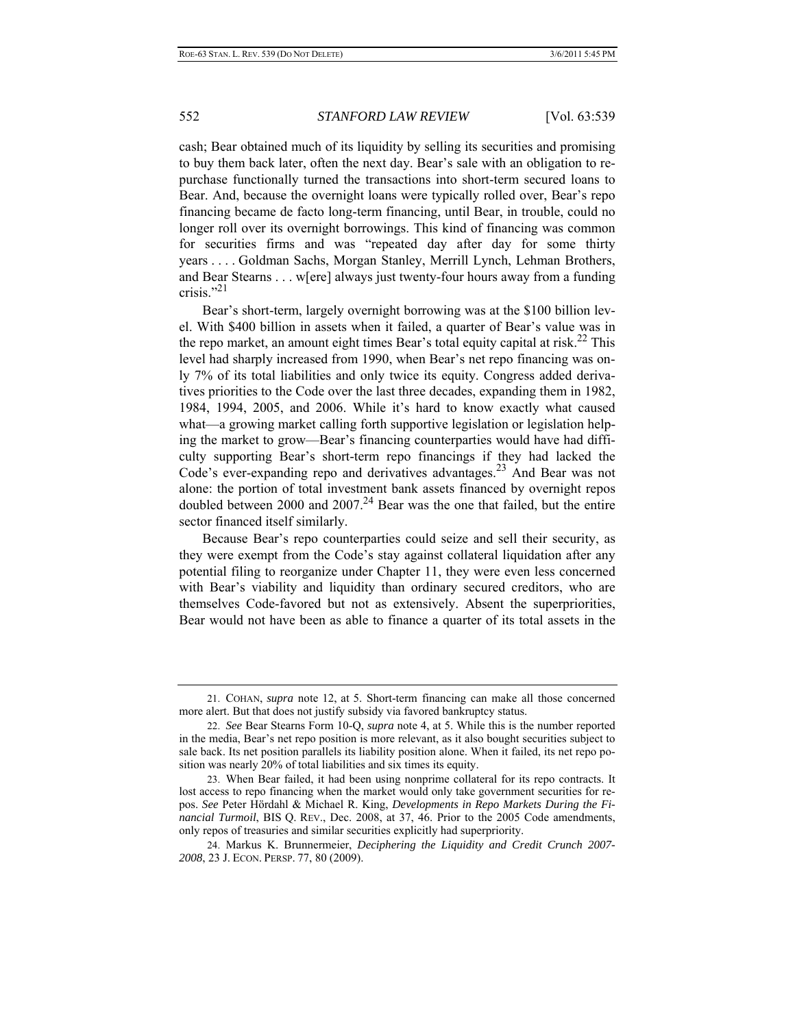cash; Bear obtained much of its liquidity by selling its securities and promising to buy them back later, often the next day. Bear's sale with an obligation to repurchase functionally turned the transactions into short-term secured loans to Bear. And, because the overnight loans were typically rolled over, Bear's repo financing became de facto long-term financing, until Bear, in trouble, could no longer roll over its overnight borrowings. This kind of financing was common for securities firms and was "repeated day after day for some thirty years . . . . Goldman Sachs, Morgan Stanley, Merrill Lynch, Lehman Brothers, and Bear Stearns . . . w[ere] always just twenty-four hours away from a funding crisis."[21]

Bear's short-term, largely overnight borrowing was at the $100 billion level. With $400 billion in assets when it failed, a quarter of Bear's value was in the repo market, an amount eight times Bear's total equity capital at risk.[22] This level had sharply increased from 1990, when Bear's net repo financing was only 7% of its total liabilities and only twice its equity. Congress added derivatives priorities to the Code over the last three decades, expanding them in 1982, 1984, 1994, 2005, and 2006. While it's hard to know exactly what caused what—a growing market calling forth supportive legislation or legislation helping the market to grow—Bear's financing counterparties would have had difficulty supporting Bear's short-term repo financings if they had lacked the Code's ever-expanding repo and derivatives advantages.[23] And Bear was not alone: the portion of total investment bank assets financed by overnight repos doubled between 2000 and 2007.[24] Bear was the one that failed, but the entire sector financed itself similarly.

Because Bear's repo counterparties could seize and sell their security, as they were exempt from the Code's stay against collateral liquidation after any potential filing to reorganize under Chapter 11, they were even less concerned with Bear's viability and liquidity than ordinary secured creditors, who are themselves Code-favored but not as extensively. Absent the superpriorities, Bear would not have been as able to finance a quarter of its total assets in the

---

21. COHAN, *supra* note 12, at 5. Short-term financing can make all those concerned more alert. But that does not justify subsidy via favored bankruptcy status.

22. *See* Bear Stearns Form 10-Q, *supra* note 4, at 5. While this is the number reported in the media, Bear's net repo position is more relevant, as it also bought securities subject to sale back. Its net position parallels its liability position alone. When it failed, its net repo position was nearly 20% of total liabilities and six times its equity.

23. When Bear failed, it had been using nonprime collateral for its repo contracts. It lost access to repo financing when the market would only take government securities for repos. *See* Peter Hördahl & Michael R. King, *Developments in Repo Markets During the Financial Turmoil*, BIS Q. REV., Dec. 2008, at 37, 46. Prior to the 2005 Code amendments, only repos of treasuries and similar securities explicitly had superpriority.

24. Markus K. Brunnermeier, *Deciphering the Liquidity and Credit Crunch 2007-2008*, 23 J. ECON. PERSP. 77, 80 (2009).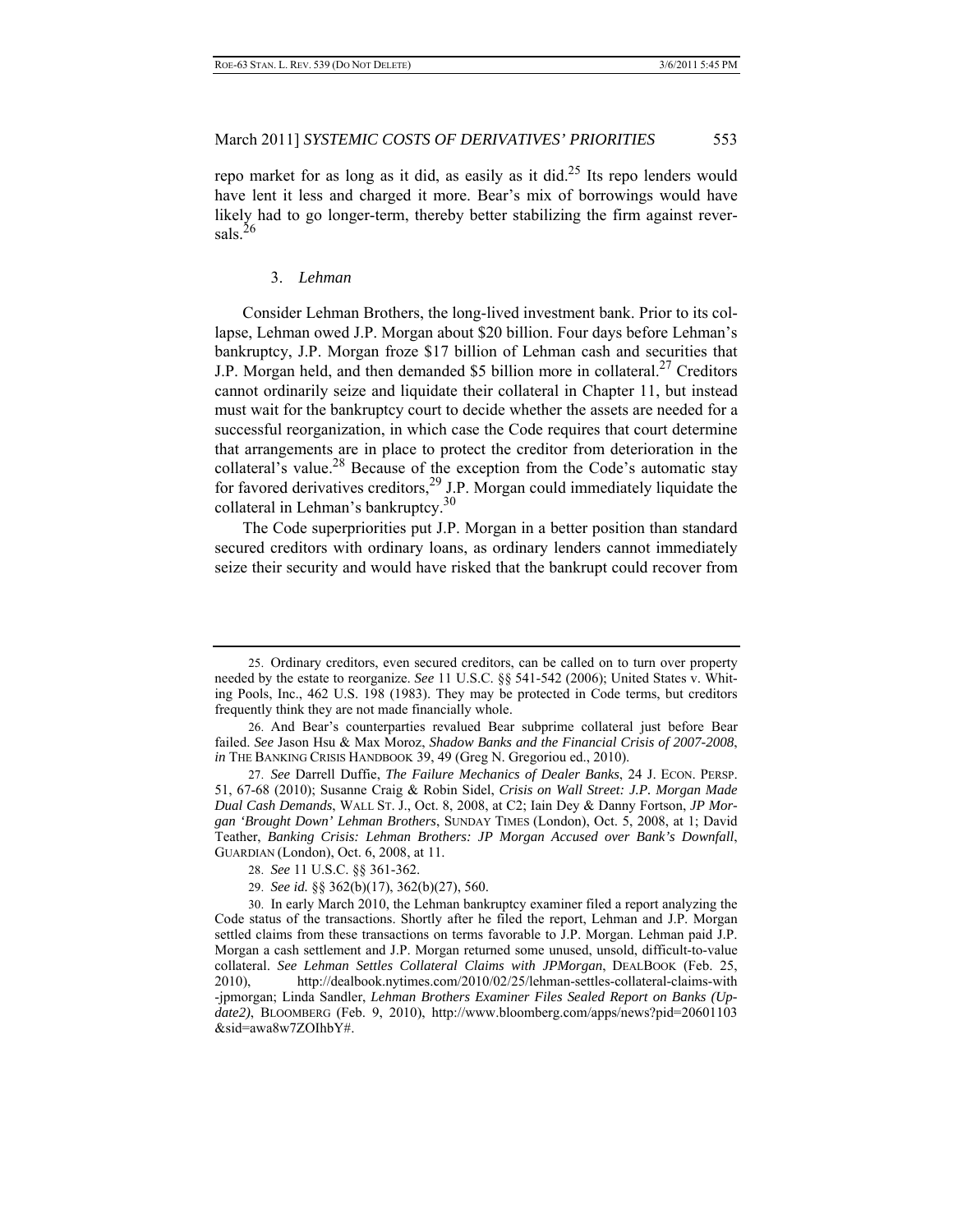repo market for as long as it did, as easily as it did.[25] Its repo lenders would have lent it less and charged it more. Bear's mix of borrowings would have likely had to go longer-term, thereby better stabilizing the firm against reversals.[26]

### 3. *Lehman*

Consider Lehman Brothers, the long-lived investment bank. Prior to its collapse, Lehman owed J.P. Morgan about $20 billion. Four days before Lehman's bankruptcy, J.P. Morgan froze $17 billion of Lehman cash and securities that J.P. Morgan held, and then demanded $5 billion more in collateral.[27] Creditors cannot ordinarily seize and liquidate their collateral in Chapter 11, but instead must wait for the bankruptcy court to decide whether the assets are needed for a successful reorganization, in which case the Code requires that court determine that arrangements are in place to protect the creditor from deterioration in the collateral's value.[28] Because of the exception from the Code's automatic stay for favored derivatives creditors,[29] J.P. Morgan could immediately liquidate the collateral in Lehman's bankruptcy.[30]

The Code superpriorities put J.P. Morgan in a better position than standard secured creditors with ordinary loans, as ordinary lenders cannot immediately seize their security and would have risked that the bankrupt could recover from

---

25. Ordinary creditors, even secured creditors, can be called on to turn over property needed by the estate to reorganize. *See* 11 U.S.C. §§ 541-542 (2006); United States v. Whiting Pools, Inc., 462 U.S. 198 (1983). They may be protected in Code terms, but creditors frequently think they are not made financially whole.

26. And Bear's counterparties revalued Bear subprime collateral just before Bear failed. *See* Jason Hsu & Max Moroz, *Shadow Banks and the Financial Crisis of 2007-2008*, *in* THE BANKING CRISIS HANDBOOK 39, 49 (Greg N. Gregoriou ed., 2010).

27. *See* Darrell Duffie, *The Failure Mechanics of Dealer Banks*, 24 J. ECON. PERSP. 51, 67-68 (2010); Susanne Craig & Robin Sidel, *Crisis on Wall Street: J.P. Morgan Made Dual Cash Demands*, WALL ST. J., Oct. 8, 2008, at C2; Iain Dey & Danny Fortson, *JP Morgan 'Brought Down' Lehman Brothers*, SUNDAY TIMES (London), Oct. 5, 2008, at 1; David Teather, *Banking Crisis: Lehman Brothers: JP Morgan Accused over Bank's Downfall*, GUARDIAN (London), Oct. 6, 2008, at 11.

28. *See* 11 U.S.C. §§ 361-362.

29. *See id.* §§ 362(b)(17), 362(b)(27), 560.

30. In early March 2010, the Lehman bankruptcy examiner filed a report analyzing the Code status of the transactions. Shortly after he filed the report, Lehman and J.P. Morgan settled claims from these transactions on terms favorable to J.P. Morgan. Lehman paid J.P. Morgan a cash settlement and J.P. Morgan returned some unused, unsold, difficult-to-value collateral. *See Lehman Settles Collateral Claims with JPMorgan*, DEALBOOK (Feb. 25, 2010), http://dealbook.nytimes.com/2010/02/25/lehman-settles-collateral-claims-with-jpmorgan; Linda Sandler, *Lehman Brothers Examiner Files Sealed Report on Banks (Update2)*, BLOOMBERG (Feb. 9, 2010), http://www.bloomberg.com/apps/news?pid=20601103&sid=awa8w7ZOIhbY#.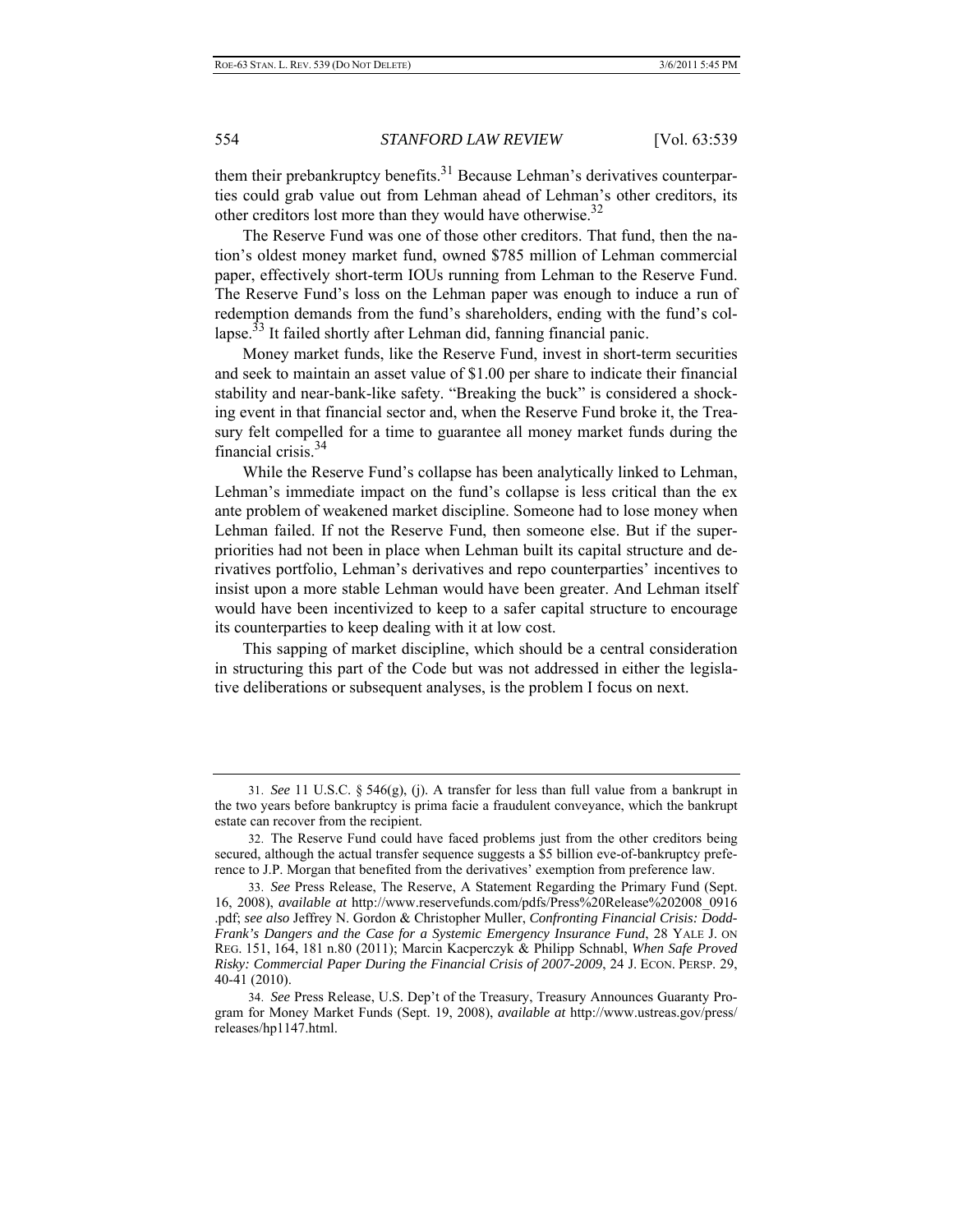them their prebankruptcy benefits.[31] Because Lehman's derivatives counterparties could grab value out from Lehman ahead of Lehman's other creditors, its other creditors lost more than they would have otherwise.[32]

The Reserve Fund was one of those other creditors. That fund, then the nation's oldest money market fund, owned $785 million of Lehman commercial paper, effectively short-term IOUs running from Lehman to the Reserve Fund. The Reserve Fund's loss on the Lehman paper was enough to induce a run of redemption demands from the fund's shareholders, ending with the fund's collapse.[33] It failed shortly after Lehman did, fanning financial panic.

Money market funds, like the Reserve Fund, invest in short-term securities and seek to maintain an asset value of $1.00 per share to indicate their financial stability and near-bank-like safety. "Breaking the buck" is considered a shocking event in that financial sector and, when the Reserve Fund broke it, the Treasury felt compelled for a time to guarantee all money market funds during the financial crisis.[34]

While the Reserve Fund's collapse has been analytically linked to Lehman, Lehman's immediate impact on the fund's collapse is less critical than the ex ante problem of weakened market discipline. Someone had to lose money when Lehman failed. If not the Reserve Fund, then someone else. But if the superpriorities had not been in place when Lehman built its capital structure and derivatives portfolio, Lehman's derivatives and repo counterparties' incentives to insist upon a more stable Lehman would have been greater. And Lehman itself would have been incentivized to keep to a safer capital structure to encourage its counterparties to keep dealing with it at low cost.

This sapping of market discipline, which should be a central consideration in structuring this part of the Code but was not addressed in either the legislative deliberations or subsequent analyses, is the problem I focus on next.

---

31. *See* 11 U.S.C. § 546(g), (j). A transfer for less than full value from a bankrupt in the two years before bankruptcy is prima facie a fraudulent conveyance, which the bankrupt estate can recover from the recipient.

32. The Reserve Fund could have faced problems just from the other creditors being secured, although the actual transfer sequence suggests a $5 billion eve-of-bankruptcy preference to J.P. Morgan that benefited from the derivatives' exemption from preference law.

33. *See* Press Release, The Reserve, A Statement Regarding the Primary Fund (Sept. 16, 2008), *available at* http://www.reservefunds.com/pdfs/Press%20Release%202008_0916.pdf; *see also* Jeffrey N. Gordon & Christopher Muller, *Confronting Financial Crisis: Dodd-Frank's Dangers and the Case for a Systemic Emergency Insurance Fund*, 28 YALE J. ON REG. 151, 164, 181 n.80 (2011); Marcin Kacperczyk & Philipp Schnabl, *When Safe Proved Risky: Commercial Paper During the Financial Crisis of 2007-2009*, 24 J. ECON. PERSP. 29, 40-41 (2010).

34. *See* Press Release, U.S. Dep't of the Treasury, Treasury Announces Guaranty Program for Money Market Funds (Sept. 19, 2008), *available at* http://www.ustreas.gov/press/releases/hp1147.html.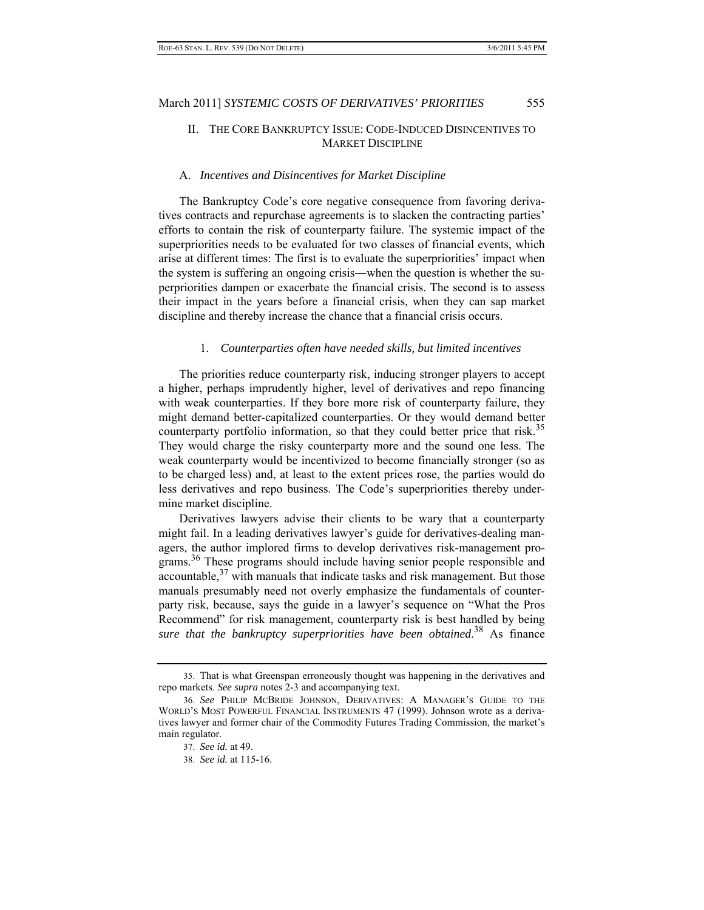## II. THE CORE BANKRUPTCY ISSUE: CODE-INDUCED DISINCENTIVES TO MARKET DISCIPLINE

### A. *Incentives and Disincentives for Market Discipline*

The Bankruptcy Code's core negative consequence from favoring derivatives contracts and repurchase agreements is to slacken the contracting parties' efforts to contain the risk of counterparty failure. The systemic impact of the superpriorities needs to be evaluated for two classes of financial events, which arise at different times: The first is to evaluate the superpriorities' impact when the system is suffering an ongoing crisis―when the question is whether the superpriorities dampen or exacerbate the financial crisis. The second is to assess their impact in the years before a financial crisis, when they can sap market discipline and thereby increase the chance that a financial crisis occurs.

#### 1. *Counterparties often have needed skills, but limited incentives*

The priorities reduce counterparty risk, inducing stronger players to accept a higher, perhaps imprudently higher, level of derivatives and repo financing with weak counterparties. If they bore more risk of counterparty failure, they might demand better-capitalized counterparties. Or they would demand better counterparty portfolio information, so that they could better price that risk.[35] They would charge the risky counterparty more and the sound one less. The weak counterparty would be incentivized to become financially stronger (so as to be charged less) and, at least to the extent prices rose, the parties would do less derivatives and repo business. The Code's superpriorities thereby undermine market discipline.

Derivatives lawyers advise their clients to be wary that a counterparty might fail. In a leading derivatives lawyer's guide for derivatives-dealing managers, the author implored firms to develop derivatives risk-management programs.[36] These programs should include having senior people responsible and accountable,[37] with manuals that indicate tasks and risk management. But those manuals presumably need not overly emphasize the fundamentals of counterparty risk, because, says the guide in a lawyer's sequence on "What the Pros Recommend" for risk management, counterparty risk is best handled by being *sure that the bankruptcy superpriorities have been obtained*.[38] As finance

---

35. That is what Greenspan erroneously thought was happening in the derivatives and repo markets. *See supra* notes 2-3 and accompanying text.

36. *See* PHILIP MCBRIDE JOHNSON, DERIVATIVES: A MANAGER'S GUIDE TO THE WORLD'S MOST POWERFUL FINANCIAL INSTRUMENTS 47 (1999). Johnson wrote as a derivatives lawyer and former chair of the Commodity Futures Trading Commission, the market's main regulator.

37. *See id.* at 49.

38. *See id.* at 115-16.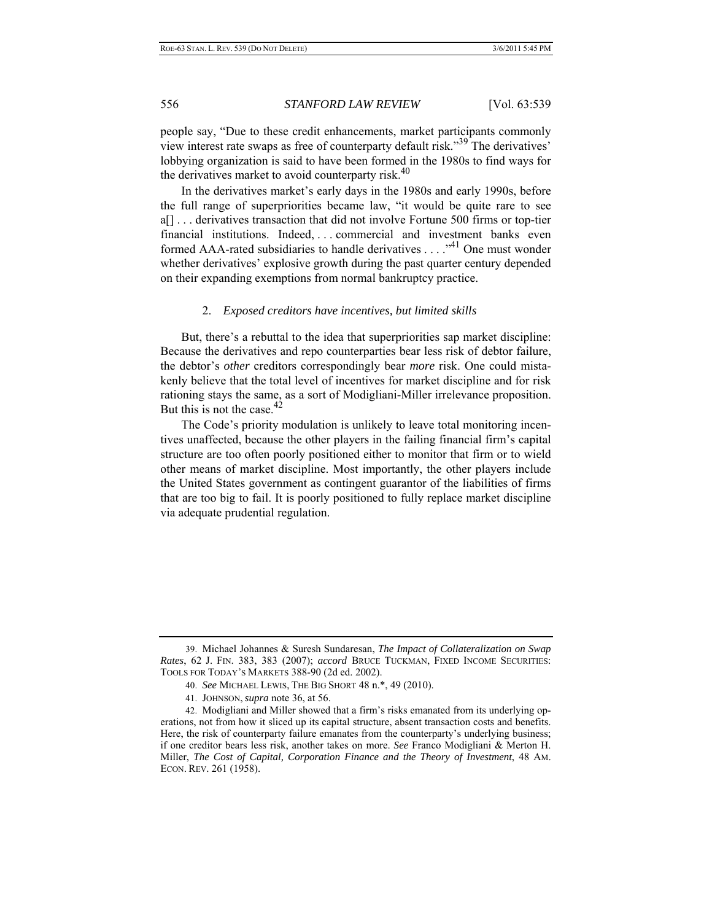people say, "Due to these credit enhancements, market participants commonly view interest rate swaps as free of counterparty default risk."[39] The derivatives' lobbying organization is said to have been formed in the 1980s to find ways for the derivatives market to avoid counterparty risk.[40]

In the derivatives market's early days in the 1980s and early 1990s, before the full range of superpriorities became law, "it would be quite rare to see a[] . . . derivatives transaction that did not involve Fortune 500 firms or top-tier financial institutions. Indeed, . . . commercial and investment banks even formed AAA-rated subsidiaries to handle derivatives . . . ."[41] One must wonder whether derivatives' explosive growth during the past quarter century depended on their expanding exemptions from normal bankruptcy practice.

#### 2. *Exposed creditors have incentives, but limited skills*

But, there's a rebuttal to the idea that superpriorities sap market discipline: Because the derivatives and repo counterparties bear less risk of debtor failure, the debtor's *other* creditors correspondingly bear *more* risk. One could mistakenly believe that the total level of incentives for market discipline and for risk rationing stays the same, as a sort of Modigliani-Miller irrelevance proposition. But this is not the case.[42]

The Code's priority modulation is unlikely to leave total monitoring incentives unaffected, because the other players in the failing financial firm's capital structure are too often poorly positioned either to monitor that firm or to wield other means of market discipline. Most importantly, the other players include the United States government as contingent guarantor of the liabilities of firms that are too big to fail. It is poorly positioned to fully replace market discipline via adequate prudential regulation.

---

39. Michael Johannes & Suresh Sundaresan, *The Impact of Collateralization on Swap Rates*, 62 J. FIN. 383, 383 (2007); *accord* BRUCE TUCKMAN, FIXED INCOME SECURITIES: TOOLS FOR TODAY'S MARKETS 388-90 (2d ed. 2002).

40. *See* MICHAEL LEWIS, THE BIG SHORT 48 n.*, 49 (2010).

41. JOHNSON, *supra* note 36, at 56.

42. Modigliani and Miller showed that a firm's risks emanated from its underlying operations, not from how it sliced up its capital structure, absent transaction costs and benefits. Here, the risk of counterparty failure emanates from the counterparty's underlying business; if one creditor bears less risk, another takes on more. *See* Franco Modigliani & Merton H. Miller, *The Cost of Capital, Corporation Finance and the Theory of Investment*, 48 AM. ECON. REV. 261 (1958).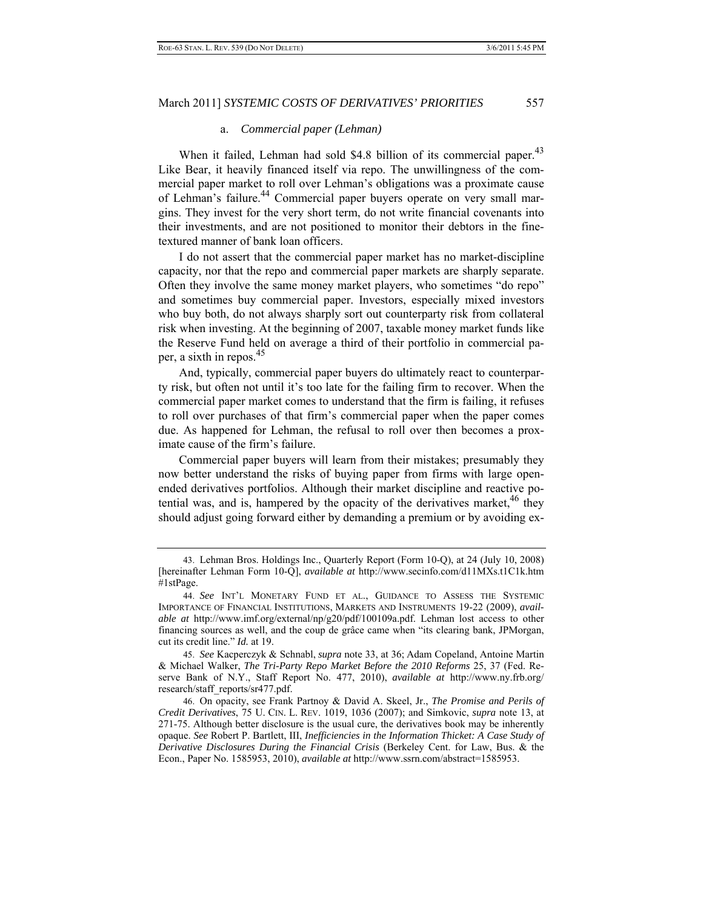#### a. *Commercial paper (Lehman)*

When it failed, Lehman had sold $4.8 billion of its commercial paper.[43] Like Bear, it heavily financed itself via repo. The unwillingness of the commercial paper market to roll over Lehman's obligations was a proximate cause of Lehman's failure.[44] Commercial paper buyers operate on very small margins. They invest for the very short term, do not write financial covenants into their investments, and are not positioned to monitor their debtors in the fine-textured manner of bank loan officers.

I do not assert that the commercial paper market has no market-discipline capacity, nor that the repo and commercial paper markets are sharply separate. Often they involve the same money market players, who sometimes "do repo" and sometimes buy commercial paper. Investors, especially mixed investors who buy both, do not always sharply sort out counterparty risk from collateral risk when investing. At the beginning of 2007, taxable money market funds like the Reserve Fund held on average a third of their portfolio in commercial paper, a sixth in repos.[45]

And, typically, commercial paper buyers do ultimately react to counterparty risk, but often not until it's too late for the failing firm to recover. When the commercial paper market comes to understand that the firm is failing, it refuses to roll over purchases of that firm's commercial paper when the paper comes due. As happened for Lehman, the refusal to roll over then becomes a proximate cause of the firm's failure.

Commercial paper buyers will learn from their mistakes; presumably they now better understand the risks of buying paper from firms with large open-ended derivatives portfolios. Although their market discipline and reactive potential was, and is, hampered by the opacity of the derivatives market,[46] they should adjust going forward either by demanding a premium or by avoiding ex-

---

43. Lehman Bros. Holdings Inc., Quarterly Report (Form 10-Q), at 24 (July 10, 2008) [hereinafter Lehman Form 10-Q], *available at* http://www.secinfo.com/d11MXs.t1C1k.htm #1stPage.

44. *See* INT'L MONETARY FUND ET AL., GUIDANCE TO ASSESS THE SYSTEMIC IMPORTANCE OF FINANCIAL INSTITUTIONS, MARKETS AND INSTRUMENTS 19-22 (2009), *available at* http://www.imf.org/external/np/g20/pdf/100109a.pdf. Lehman lost access to other financing sources as well, and the coup de grâce came when "its clearing bank, JPMorgan, cut its credit line." *Id.* at 19.

45. *See* Kacperczyk & Schnabl, *supra* note 33, at 36; Adam Copeland, Antoine Martin & Michael Walker, *The Tri-Party Repo Market Before the 2010 Reforms* 25, 37 (Fed. Reserve Bank of N.Y., Staff Report No. 477, 2010), *available at* http://www.ny.frb.org/research/staff_reports/sr477.pdf.

46. On opacity, see Frank Partnoy & David A. Skeel, Jr., *The Promise and Perils of Credit Derivatives*, 75 U. CIN. L. REV. 1019, 1036 (2007); and Simkovic, *supra* note 13, at 271-75. Although better disclosure is the usual cure, the derivatives book may be inherently opaque. *See* Robert P. Bartlett, III, *Inefficiencies in the Information Thicket: A Case Study of Derivative Disclosures During the Financial Crisis* (Berkeley Cent. for Law, Bus. & the Econ., Paper No. 1585953, 2010), *available at* http://www.ssrn.com/abstract=1585953.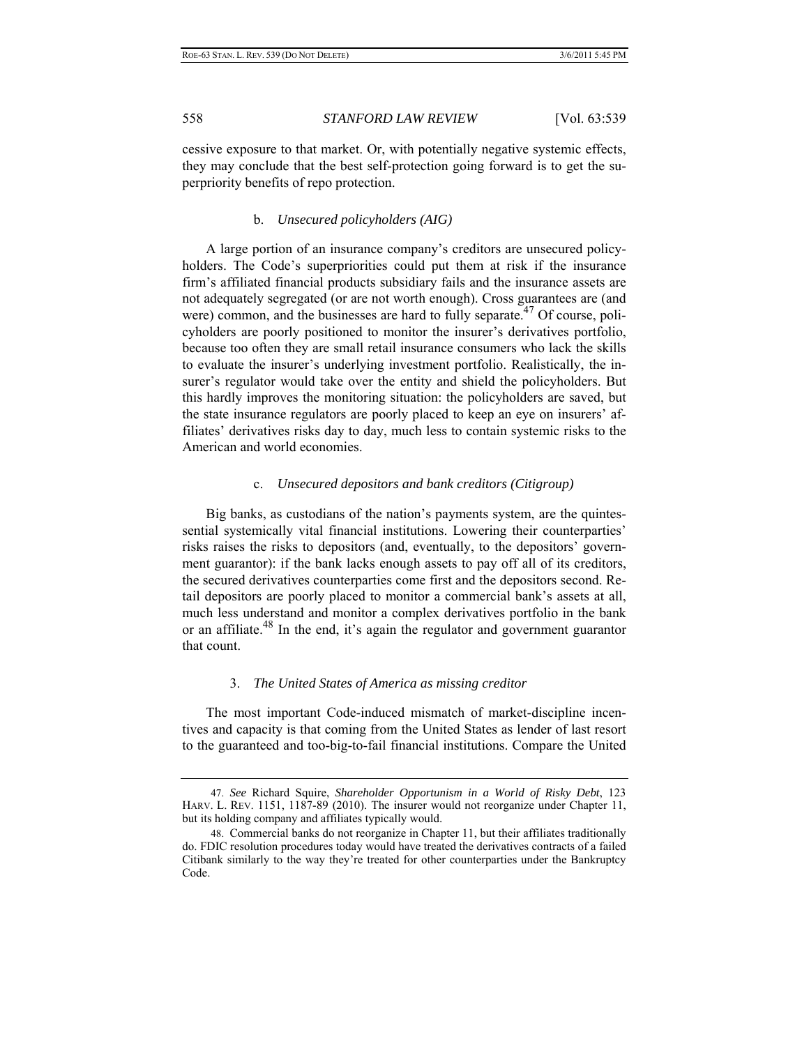cessive exposure to that market. Or, with potentially negative systemic effects, they may conclude that the best self-protection going forward is to get the superpriority benefits of repo protection.

#### b. *Unsecured policyholders (AIG)*

A large portion of an insurance company's creditors are unsecured policyholders. The Code's superpriorities could put them at risk if the insurance firm's affiliated financial products subsidiary fails and the insurance assets are not adequately segregated (or are not worth enough). Cross guarantees are (and were) common, and the businesses are hard to fully separate.[47] Of course, policyholders are poorly positioned to monitor the insurer's derivatives portfolio, because too often they are small retail insurance consumers who lack the skills to evaluate the insurer's underlying investment portfolio. Realistically, the insurer's regulator would take over the entity and shield the policyholders. But this hardly improves the monitoring situation: the policyholders are saved, but the state insurance regulators are poorly placed to keep an eye on insurers' affiliates' derivatives risks day to day, much less to contain systemic risks to the American and world economies.

#### c. *Unsecured depositors and bank creditors (Citigroup)*

Big banks, as custodians of the nation's payments system, are the quintessential systemically vital financial institutions. Lowering their counterparties' risks raises the risks to depositors (and, eventually, to the depositors' government guarantor): if the bank lacks enough assets to pay off all of its creditors, the secured derivatives counterparties come first and the depositors second. Retail depositors are poorly placed to monitor a commercial bank's assets at all, much less understand and monitor a complex derivatives portfolio in the bank or an affiliate.[48] In the end, it's again the regulator and government guarantor that count.

### 3. *The United States of America as missing creditor*

The most important Code-induced mismatch of market-discipline incentives and capacity is that coming from the United States as lender of last resort to the guaranteed and too-big-to-fail financial institutions. Compare the United

---

47. *See* Richard Squire, *Shareholder Opportunism in a World of Risky Debt*, 123 HARV. L. REV. 1151, 1187-89 (2010). The insurer would not reorganize under Chapter 11, but its holding company and affiliates typically would.

48. Commercial banks do not reorganize in Chapter 11, but their affiliates traditionally do. FDIC resolution procedures today would have treated the derivatives contracts of a failed Citibank similarly to the way they're treated for other counterparties under the Bankruptcy Code.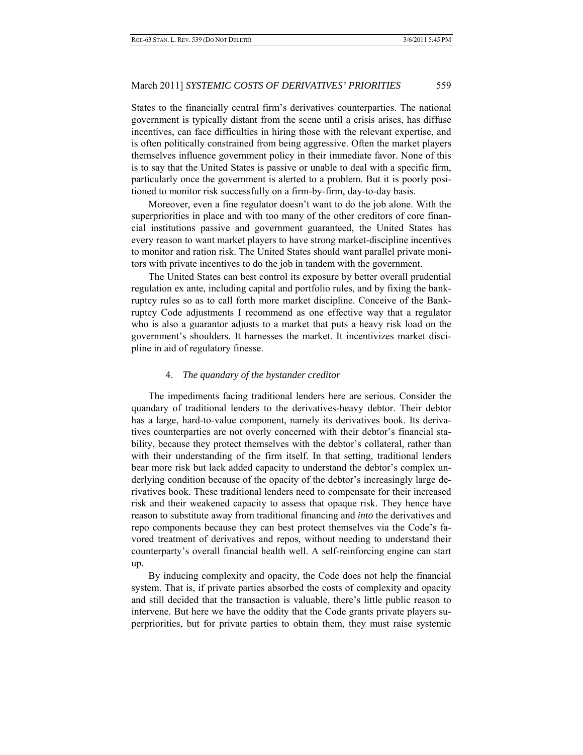States to the financially central firm's derivatives counterparties. The national government is typically distant from the scene until a crisis arises, has diffuse incentives, can face difficulties in hiring those with the relevant expertise, and is often politically constrained from being aggressive. Often the market players themselves influence government policy in their immediate favor. None of this is to say that the United States is passive or unable to deal with a specific firm, particularly once the government is alerted to a problem. But it is poorly positioned to monitor risk successfully on a firm-by-firm, day-to-day basis.

Moreover, even a fine regulator doesn't want to do the job alone. With the superpriorities in place and with too many of the other creditors of core financial institutions passive and government guaranteed, the United States has every reason to want market players to have strong market-discipline incentives to monitor and ration risk. The United States should want parallel private monitors with private incentives to do the job in tandem with the government.

The United States can best control its exposure by better overall prudential regulation ex ante, including capital and portfolio rules, and by fixing the bankruptcy rules so as to call forth more market discipline. Conceive of the Bankruptcy Code adjustments I recommend as one effective way that a regulator who is also a guarantor adjusts to a market that puts a heavy risk load on the government's shoulders. It harnesses the market. It incentivizes market discipline in aid of regulatory finesse.

#### 4. *The quandary of the bystander creditor*

The impediments facing traditional lenders here are serious. Consider the quandary of traditional lenders to the derivatives-heavy debtor. Their debtor has a large, hard-to-value component, namely its derivatives book. Its derivatives counterparties are not overly concerned with their debtor's financial stability, because they protect themselves with the debtor's collateral, rather than with their understanding of the firm itself. In that setting, traditional lenders bear more risk but lack added capacity to understand the debtor's complex underlying condition because of the opacity of the debtor's increasingly large derivatives book. These traditional lenders need to compensate for their increased risk and their weakened capacity to assess that opaque risk. They hence have reason to substitute away from traditional financing and *into* the derivatives and repo components because they can best protect themselves via the Code's favored treatment of derivatives and repos, without needing to understand their counterparty's overall financial health well. A self-reinforcing engine can start up.

By inducing complexity and opacity, the Code does not help the financial system. That is, if private parties absorbed the costs of complexity and opacity and still decided that the transaction is valuable, there's little public reason to intervene. But here we have the oddity that the Code grants private players superpriorities, but for private parties to obtain them, they must raise systemic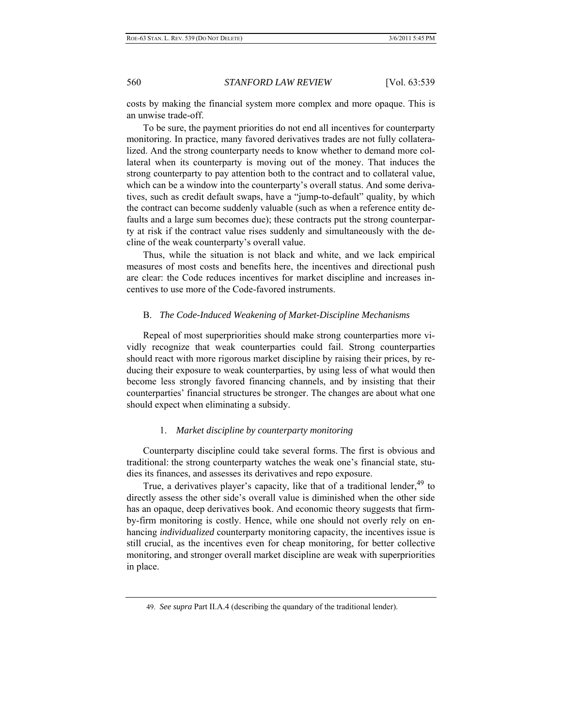costs by making the financial system more complex and more opaque. This is an unwise trade-off.

To be sure, the payment priorities do not end all incentives for counterparty monitoring. In practice, many favored derivatives trades are not fully collateralized. And the strong counterparty needs to know whether to demand more collateral when its counterparty is moving out of the money. That induces the strong counterparty to pay attention both to the contract and to collateral value, which can be a window into the counterparty's overall status. And some derivatives, such as credit default swaps, have a "jump-to-default" quality, by which the contract can become suddenly valuable (such as when a reference entity defaults and a large sum becomes due); these contracts put the strong counterparty at risk if the contract value rises suddenly and simultaneously with the decline of the weak counterparty's overall value.

Thus, while the situation is not black and white, and we lack empirical measures of most costs and benefits here, the incentives and directional push are clear: the Code reduces incentives for market discipline and increases incentives to use more of the Code-favored instruments.

## B. *The Code-Induced Weakening of Market-Discipline Mechanisms*

Repeal of most superpriorities should make strong counterparties more vividly recognize that weak counterparties could fail. Strong counterparties should react with more rigorous market discipline by raising their prices, by reducing their exposure to weak counterparties, by using less of what would then become less strongly favored financing channels, and by insisting that their counterparties' financial structures be stronger. The changes are about what one should expect when eliminating a subsidy.

### 1. *Market discipline by counterparty monitoring*

Counterparty discipline could take several forms. The first is obvious and traditional: the strong counterparty watches the weak one's financial state, studies its finances, and assesses its derivatives and repo exposure.

True, a derivatives player's capacity, like that of a traditional lender,[49] to directly assess the other side's overall value is diminished when the other side has an opaque, deep derivatives book. And economic theory suggests that firm-by-firm monitoring is costly. Hence, while one should not overly rely on enhancing *individualized* counterparty monitoring capacity, the incentives issue is still crucial, as the incentives even for cheap monitoring, for better collective monitoring, and stronger overall market discipline are weak with superpriorities in place.

---

49. *See supra* Part II.A.4 (describing the quandary of the traditional lender).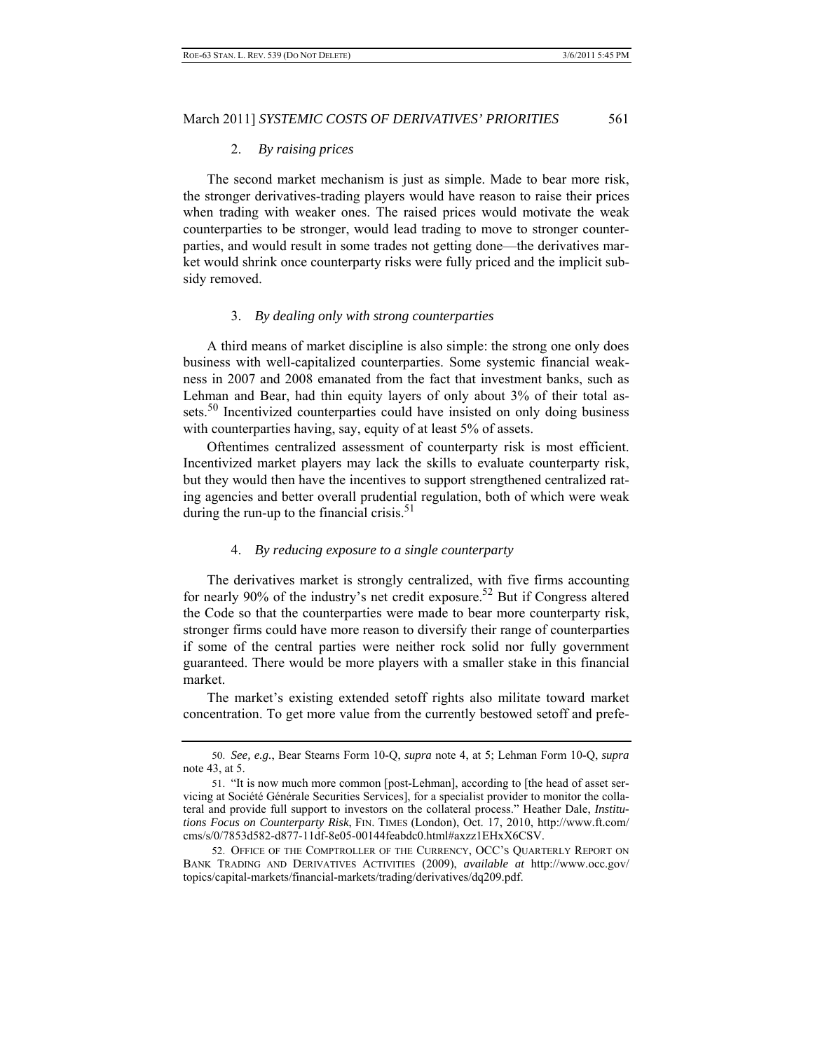### 2. *By raising prices*

The second market mechanism is just as simple. Made to bear more risk, the stronger derivatives-trading players would have reason to raise their prices when trading with weaker ones. The raised prices would motivate the weak counterparties to be stronger, would lead trading to move to stronger counterparties, and would result in some trades not getting done—the derivatives market would shrink once counterparty risks were fully priced and the implicit subsidy removed.

### 3. *By dealing only with strong counterparties*

A third means of market discipline is also simple: the strong one only does business with well-capitalized counterparties. Some systemic financial weakness in 2007 and 2008 emanated from the fact that investment banks, such as Lehman and Bear, had thin equity layers of only about 3% of their total assets.[50] Incentivized counterparties could have insisted on only doing business with counterparties having, say, equity of at least 5% of assets.

Oftentimes centralized assessment of counterparty risk is most efficient. Incentivized market players may lack the skills to evaluate counterparty risk, but they would then have the incentives to support strengthened centralized rating agencies and better overall prudential regulation, both of which were weak during the run-up to the financial crisis.[51]

### 4. *By reducing exposure to a single counterparty*

The derivatives market is strongly centralized, with five firms accounting for nearly 90% of the industry's net credit exposure.[52] But if Congress altered the Code so that the counterparties were made to bear more counterparty risk, stronger firms could have more reason to diversify their range of counterparties if some of the central parties were neither rock solid nor fully government guaranteed. There would be more players with a smaller stake in this financial market.

The market's existing extended setoff rights also militate toward market concentration. To get more value from the currently bestowed setoff and prefe-

---

50. *See, e.g.*, Bear Stearns Form 10-Q, *supra* note 4, at 5; Lehman Form 10-Q, *supra* note 43, at 5.

51. "It is now much more common [post-Lehman], according to [the head of asset servicing at Société Générale Securities Services], for a specialist provider to monitor the collateral and provide full support to investors on the collateral process." Heather Dale, *Institutions Focus on Counterparty Risk*, FIN. TIMES (London), Oct. 17, 2010, http://www.ft.com/cms/s/0/7853d582-d877-11df-8e05-00144feabdc0.html#axzz1EHxX6CSV.

52. OFFICE OF THE COMPTROLLER OF THE CURRENCY, OCC'S QUARTERLY REPORT ON BANK TRADING AND DERIVATIVES ACTIVITIES (2009), *available at* http://www.occ.gov/topics/capital-markets/financial-markets/trading/derivatives/dq209.pdf.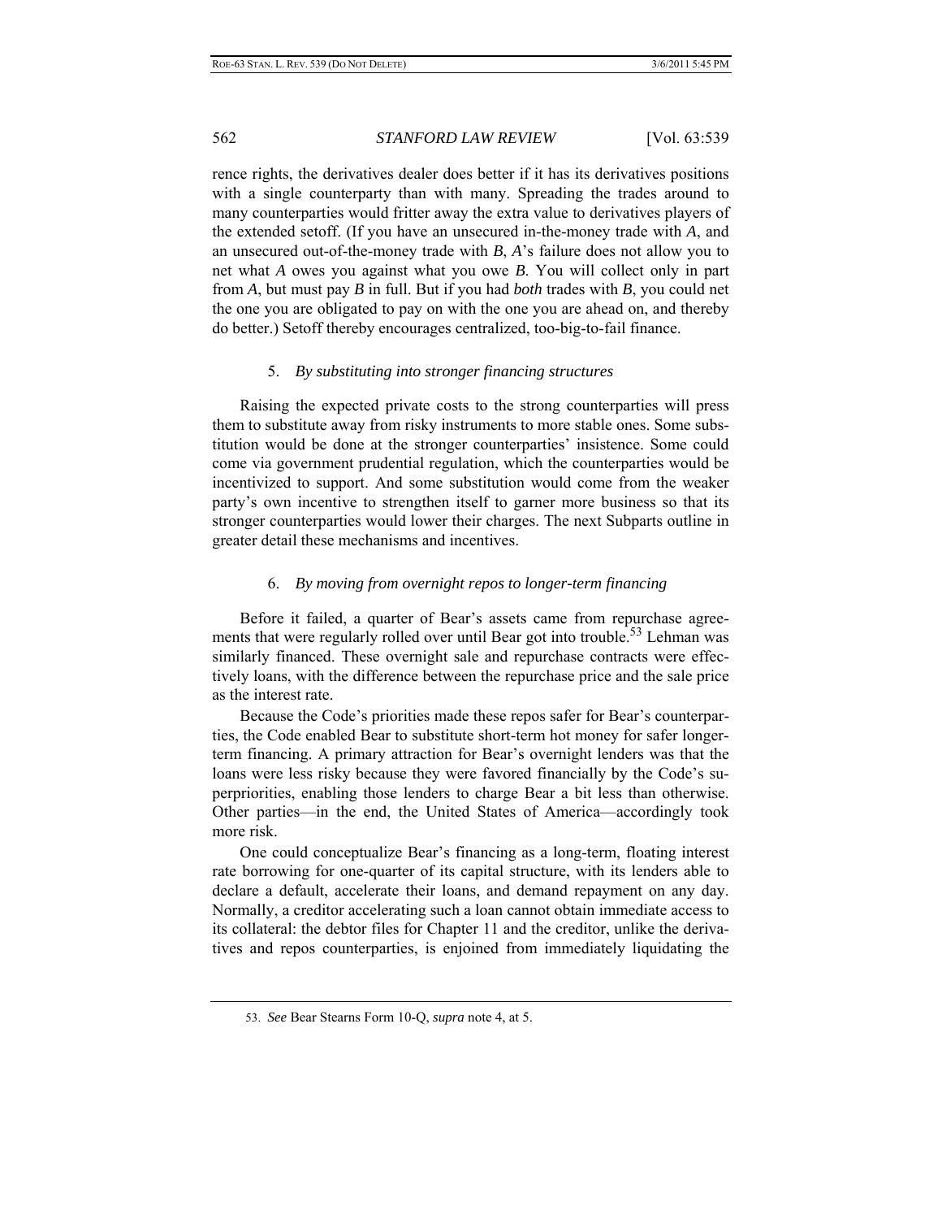rence rights, the derivatives dealer does better if it has its derivatives positions with a single counterparty than with many. Spreading the trades around to many counterparties would fritter away the extra value to derivatives players of the extended setoff. (If you have an unsecured in-the-money trade with *A*, and an unsecured out-of-the-money trade with *B*, *A*'s failure does not allow you to net what *A* owes you against what you owe *B*. You will collect only in part from *A*, but must pay *B* in full. But if you had *both* trades with *B*, you could net the one you are obligated to pay on with the one you are ahead on, and thereby do better.) Setoff thereby encourages centralized, too-big-to-fail finance.

### 5. *By substituting into stronger financing structures*

Raising the expected private costs to the strong counterparties will press them to substitute away from risky instruments to more stable ones. Some substitution would be done at the stronger counterparties' insistence. Some could come via government prudential regulation, which the counterparties would be incentivized to support. And some substitution would come from the weaker party's own incentive to strengthen itself to garner more business so that its stronger counterparties would lower their charges. The next Subparts outline in greater detail these mechanisms and incentives.

### 6. *By moving from overnight repos to longer-term financing*

Before it failed, a quarter of Bear's assets came from repurchase agreements that were regularly rolled over until Bear got into trouble.[53] Lehman was similarly financed. These overnight sale and repurchase contracts were effectively loans, with the difference between the repurchase price and the sale price as the interest rate.

Because the Code's priorities made these repos safer for Bear's counterparties, the Code enabled Bear to substitute short-term hot money for safer longer-term financing. A primary attraction for Bear's overnight lenders was that the loans were less risky because they were favored financially by the Code's superpriorities, enabling those lenders to charge Bear a bit less than otherwise. Other parties—in the end, the United States of America—accordingly took more risk.

One could conceptualize Bear's financing as a long-term, floating interest rate borrowing for one-quarter of its capital structure, with its lenders able to declare a default, accelerate their loans, and demand repayment on any day. Normally, a creditor accelerating such a loan cannot obtain immediate access to its collateral: the debtor files for Chapter 11 and the creditor, unlike the derivatives and repos counterparties, is enjoined from immediately liquidating the

53. *See* Bear Stearns Form 10-Q, *supra* note 4, at 5.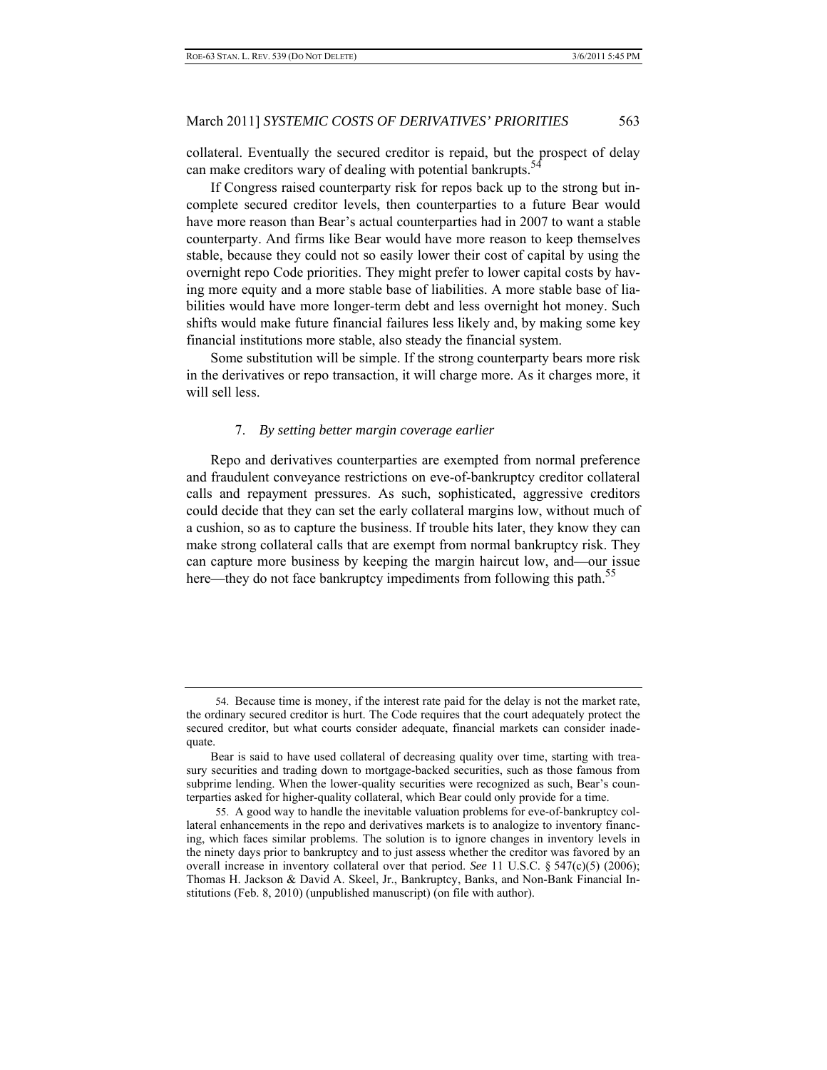collateral. Eventually the secured creditor is repaid, but the prospect of delay can make creditors wary of dealing with potential bankrupts.[54]

If Congress raised counterparty risk for repos back up to the strong but incomplete secured creditor levels, then counterparties to a future Bear would have more reason than Bear's actual counterparties had in 2007 to want a stable counterparty. And firms like Bear would have more reason to keep themselves stable, because they could not so easily lower their cost of capital by using the overnight repo Code priorities. They might prefer to lower capital costs by having more equity and a more stable base of liabilities. A more stable base of liabilities would have more longer-term debt and less overnight hot money. Such shifts would make future financial failures less likely and, by making some key financial institutions more stable, also steady the financial system.

Some substitution will be simple. If the strong counterparty bears more risk in the derivatives or repo transaction, it will charge more. As it charges more, it will sell less.

#### 7. *By setting better margin coverage earlier*

Repo and derivatives counterparties are exempted from normal preference and fraudulent conveyance restrictions on eve-of-bankruptcy creditor collateral calls and repayment pressures. As such, sophisticated, aggressive creditors could decide that they can set the early collateral margins low, without much of a cushion, so as to capture the business. If trouble hits later, they know they can make strong collateral calls that are exempt from normal bankruptcy risk. They can capture more business by keeping the margin haircut low, and—our issue here—they do not face bankruptcy impediments from following this path.[55]

---

54. Because time is money, if the interest rate paid for the delay is not the market rate, the ordinary secured creditor is hurt. The Code requires that the court adequately protect the secured creditor, but what courts consider adequate, financial markets can consider inadequate.

Bear is said to have used collateral of decreasing quality over time, starting with treasury securities and trading down to mortgage-backed securities, such as those famous from subprime lending. When the lower-quality securities were recognized as such, Bear's counterparties asked for higher-quality collateral, which Bear could only provide for a time.

55. A good way to handle the inevitable valuation problems for eve-of-bankruptcy collateral enhancements in the repo and derivatives markets is to analogize to inventory financing, which faces similar problems. The solution is to ignore changes in inventory levels in the ninety days prior to bankruptcy and to just assess whether the creditor was favored by an overall increase in inventory collateral over that period. *See* 11 U.S.C. § 547(c)(5) (2006); Thomas H. Jackson & David A. Skeel, Jr., Bankruptcy, Banks, and Non-Bank Financial Institutions (Feb. 8, 2010) (unpublished manuscript) (on file with author).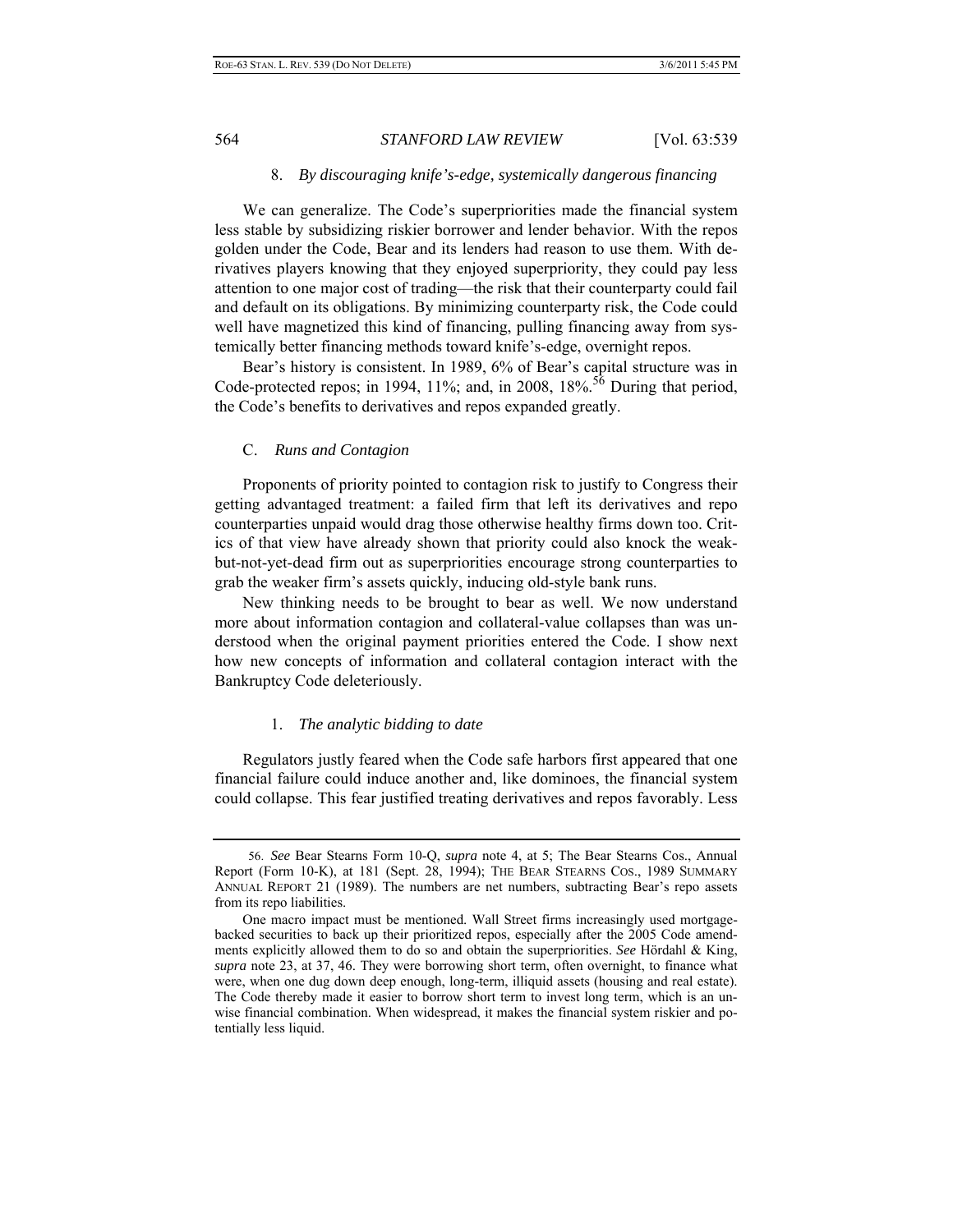#### 8. *By discouraging knife's-edge, systemically dangerous financing*

We can generalize. The Code's superpriorities made the financial system less stable by subsidizing riskier borrower and lender behavior. With the repos golden under the Code, Bear and its lenders had reason to use them. With derivatives players knowing that they enjoyed superpriority, they could pay less attention to one major cost of trading—the risk that their counterparty could fail and default on its obligations. By minimizing counterparty risk, the Code could well have magnetized this kind of financing, pulling financing away from systemically better financing methods toward knife's-edge, overnight repos.

Bear's history is consistent. In 1989, 6% of Bear's capital structure was in Code-protected repos; in 1994, 11%; and, in 2008, 18%.[56] During that period, the Code's benefits to derivatives and repos expanded greatly.

### C. *Runs and Contagion*

Proponents of priority pointed to contagion risk to justify to Congress their getting advantaged treatment: a failed firm that left its derivatives and repo counterparties unpaid would drag those otherwise healthy firms down too. Critics of that view have already shown that priority could also knock the weak-but-not-yet-dead firm out as superpriorities encourage strong counterparties to grab the weaker firm's assets quickly, inducing old-style bank runs.

New thinking needs to be brought to bear as well. We now understand more about information contagion and collateral-value collapses than was understood when the original payment priorities entered the Code. I show next how new concepts of information and collateral contagion interact with the Bankruptcy Code deleteriously.

#### 1. *The analytic bidding to date*

Regulators justly feared when the Code safe harbors first appeared that one financial failure could induce another and, like dominoes, the financial system could collapse. This fear justified treating derivatives and repos favorably. Less

---

56. *See* Bear Stearns Form 10-Q, *supra* note 4, at 5; The Bear Stearns Cos., Annual Report (Form 10-K), at 181 (Sept. 28, 1994); THE BEAR STEARNS COS., 1989 SUMMARY ANNUAL REPORT 21 (1989). The numbers are net numbers, subtracting Bear's repo assets from its repo liabilities.

One macro impact must be mentioned. Wall Street firms increasingly used mortgage-backed securities to back up their prioritized repos, especially after the 2005 Code amendments explicitly allowed them to do so and obtain the superpriorities. *See* Hördahl & King, *supra* note 23, at 37, 46. They were borrowing short term, often overnight, to finance what were, when one dug down deep enough, long-term, illiquid assets (housing and real estate). The Code thereby made it easier to borrow short term to invest long term, which is an unwise financial combination. When widespread, it makes the financial system riskier and potentially less liquid.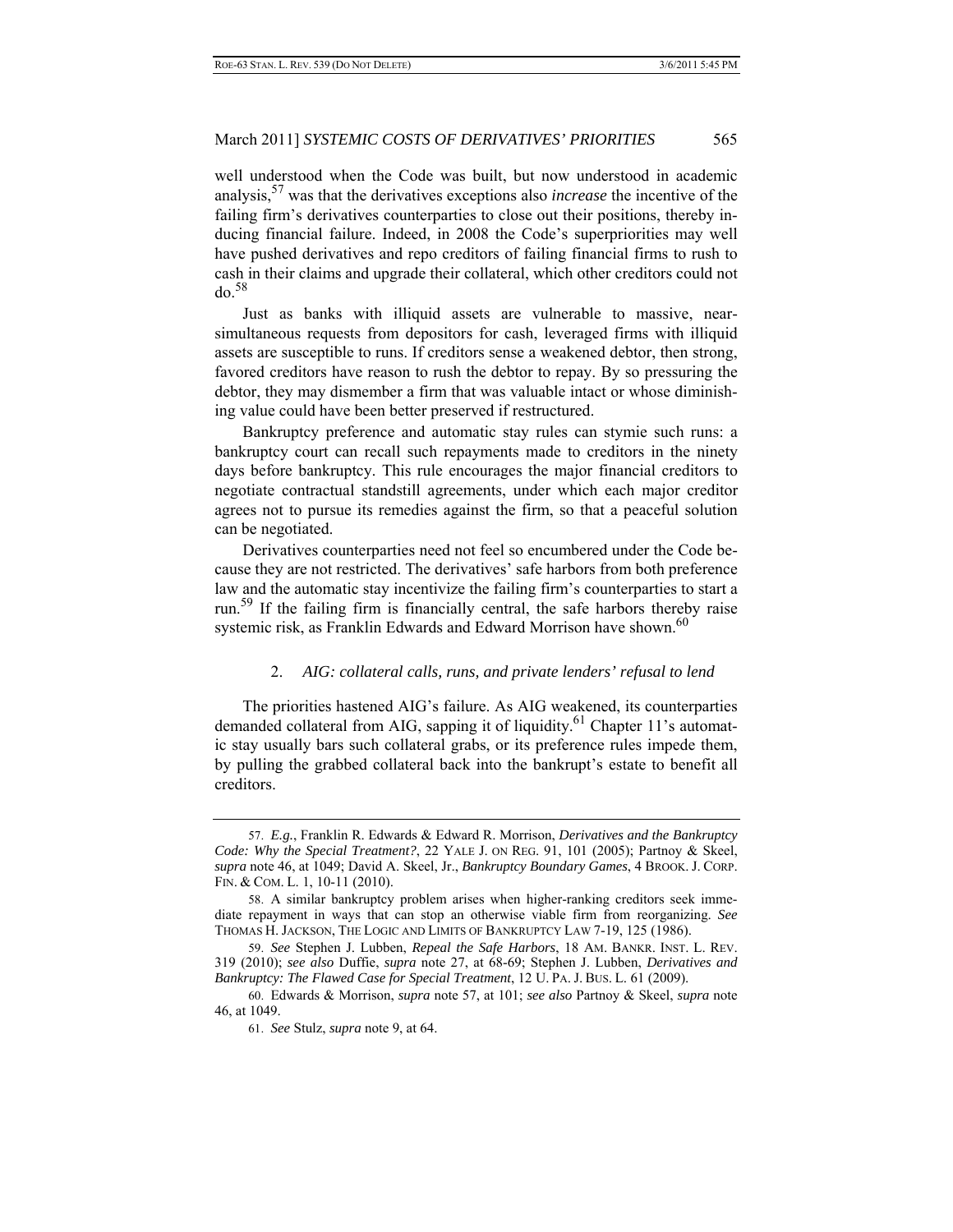well understood when the Code was built, but now understood in academic analysis,[57] was that the derivatives exceptions also *increase* the incentive of the failing firm's derivatives counterparties to close out their positions, thereby inducing financial failure. Indeed, in 2008 the Code's superpriorities may well have pushed derivatives and repo creditors of failing financial firms to rush to cash in their claims and upgrade their collateral, which other creditors could not do.[58]

Just as banks with illiquid assets are vulnerable to massive, near-simultaneous requests from depositors for cash, leveraged firms with illiquid assets are susceptible to runs. If creditors sense a weakened debtor, then strong, favored creditors have reason to rush the debtor to repay. By so pressuring the debtor, they may dismember a firm that was valuable intact or whose diminishing value could have been better preserved if restructured.

Bankruptcy preference and automatic stay rules can stymie such runs: a bankruptcy court can recall such repayments made to creditors in the ninety days before bankruptcy. This rule encourages the major financial creditors to negotiate contractual standstill agreements, under which each major creditor agrees not to pursue its remedies against the firm, so that a peaceful solution can be negotiated.

Derivatives counterparties need not feel so encumbered under the Code because they are not restricted. The derivatives' safe harbors from both preference law and the automatic stay incentivize the failing firm's counterparties to start a run.[59] If the failing firm is financially central, the safe harbors thereby raise systemic risk, as Franklin Edwards and Edward Morrison have shown.[60]

### 2. *AIG: collateral calls, runs, and private lenders' refusal to lend*

The priorities hastened AIG's failure. As AIG weakened, its counterparties demanded collateral from AIG, sapping it of liquidity.[61] Chapter 11's automatic stay usually bars such collateral grabs, or its preference rules impede them, by pulling the grabbed collateral back into the bankrupt's estate to benefit all creditors.

---

57. *E.g.*, Franklin R. Edwards & Edward R. Morrison, *Derivatives and the Bankruptcy Code: Why the Special Treatment?*, 22 YALE J. ON REG. 91, 101 (2005); Partnoy & Skeel, *supra* note 46, at 1049; David A. Skeel, Jr., *Bankruptcy Boundary Games*, 4 BROOK. J. CORP. FIN. & COM. L. 1, 10-11 (2010).

58. A similar bankruptcy problem arises when higher-ranking creditors seek immediate repayment in ways that can stop an otherwise viable firm from reorganizing. *See* THOMAS H. JACKSON, THE LOGIC AND LIMITS OF BANKRUPTCY LAW 7-19, 125 (1986).

59. *See* Stephen J. Lubben, *Repeal the Safe Harbors*, 18 AM. BANKR. INST. L. REV. 319 (2010); *see also* Duffie, *supra* note 27, at 68-69; Stephen J. Lubben, *Derivatives and Bankruptcy: The Flawed Case for Special Treatment*, 12 U. PA. J. BUS. L. 61 (2009).

60. Edwards & Morrison, *supra* note 57, at 101; *see also* Partnoy & Skeel, *supra* note 46, at 1049.

61. *See* Stulz, *supra* note 9, at 64.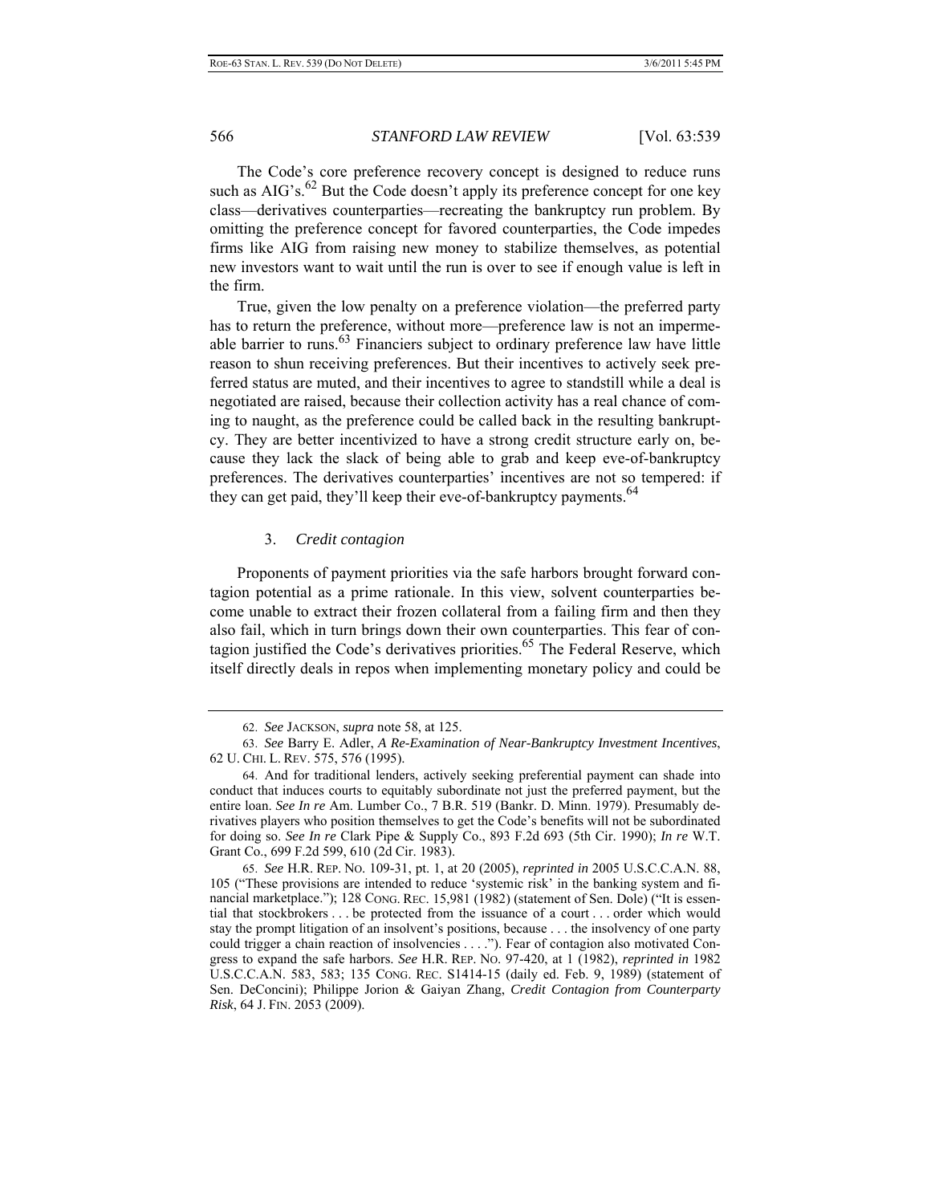The Code's core preference recovery concept is designed to reduce runs such as AIG's.[62] But the Code doesn't apply its preference concept for one key class—derivatives counterparties—recreating the bankruptcy run problem. By omitting the preference concept for favored counterparties, the Code impedes firms like AIG from raising new money to stabilize themselves, as potential new investors want to wait until the run is over to see if enough value is left in the firm.

True, given the low penalty on a preference violation—the preferred party has to return the preference, without more—preference law is not an impermeable barrier to runs.[63] Financiers subject to ordinary preference law have little reason to shun receiving preferences. But their incentives to actively seek preferred status are muted, and their incentives to agree to standstill while a deal is negotiated are raised, because their collection activity has a real chance of coming to naught, as the preference could be called back in the resulting bankruptcy. They are better incentivized to have a strong credit structure early on, because they lack the slack of being able to grab and keep eve-of-bankruptcy preferences. The derivatives counterparties' incentives are not so tempered: if they can get paid, they'll keep their eve-of-bankruptcy payments.[64]

### 3. *Credit contagion*

Proponents of payment priorities via the safe harbors brought forward contagion potential as a prime rationale. In this view, solvent counterparties become unable to extract their frozen collateral from a failing firm and then they also fail, which in turn brings down their own counterparties. This fear of contagion justified the Code's derivatives priorities.[65] The Federal Reserve, which itself directly deals in repos when implementing monetary policy and could be

---

62. *See* JACKSON, *supra* note 58, at 125.

63. *See* Barry E. Adler, *A Re-Examination of Near-Bankruptcy Investment Incentives*, 62 U. CHI. L. REV. 575, 576 (1995).

64. And for traditional lenders, actively seeking preferential payment can shade into conduct that induces courts to equitably subordinate not just the preferred payment, but the entire loan. *See In re* Am. Lumber Co., 7 B.R. 519 (Bankr. D. Minn. 1979). Presumably derivatives players who position themselves to get the Code's benefits will not be subordinated for doing so. *See In re* Clark Pipe & Supply Co., 893 F.2d 693 (5th Cir. 1990); *In re* W.T. Grant Co., 699 F.2d 599, 610 (2d Cir. 1983).

65. *See* H.R. REP. NO. 109-31, pt. 1, at 20 (2005), *reprinted in* 2005 U.S.C.C.A.N. 88, 105 ("These provisions are intended to reduce 'systemic risk' in the banking system and financial marketplace."); 128 CONG. REC. 15,981 (1982) (statement of Sen. Dole) ("It is essential that stockbrokers . . . be protected from the issuance of a court . . . order which would stay the prompt litigation of an insolvent's positions, because . . . the insolvency of one party could trigger a chain reaction of insolvencies . . . ."). Fear of contagion also motivated Congress to expand the safe harbors. *See* H.R. REP. NO. 97-420, at 1 (1982), *reprinted in* 1982 U.S.C.C.A.N. 583, 583; 135 CONG. REC. S1414-15 (daily ed. Feb. 9, 1989) (statement of Sen. DeConcini); Philippe Jorion & Gaiyan Zhang, *Credit Contagion from Counterparty Risk*, 64 J. FIN. 2053 (2009).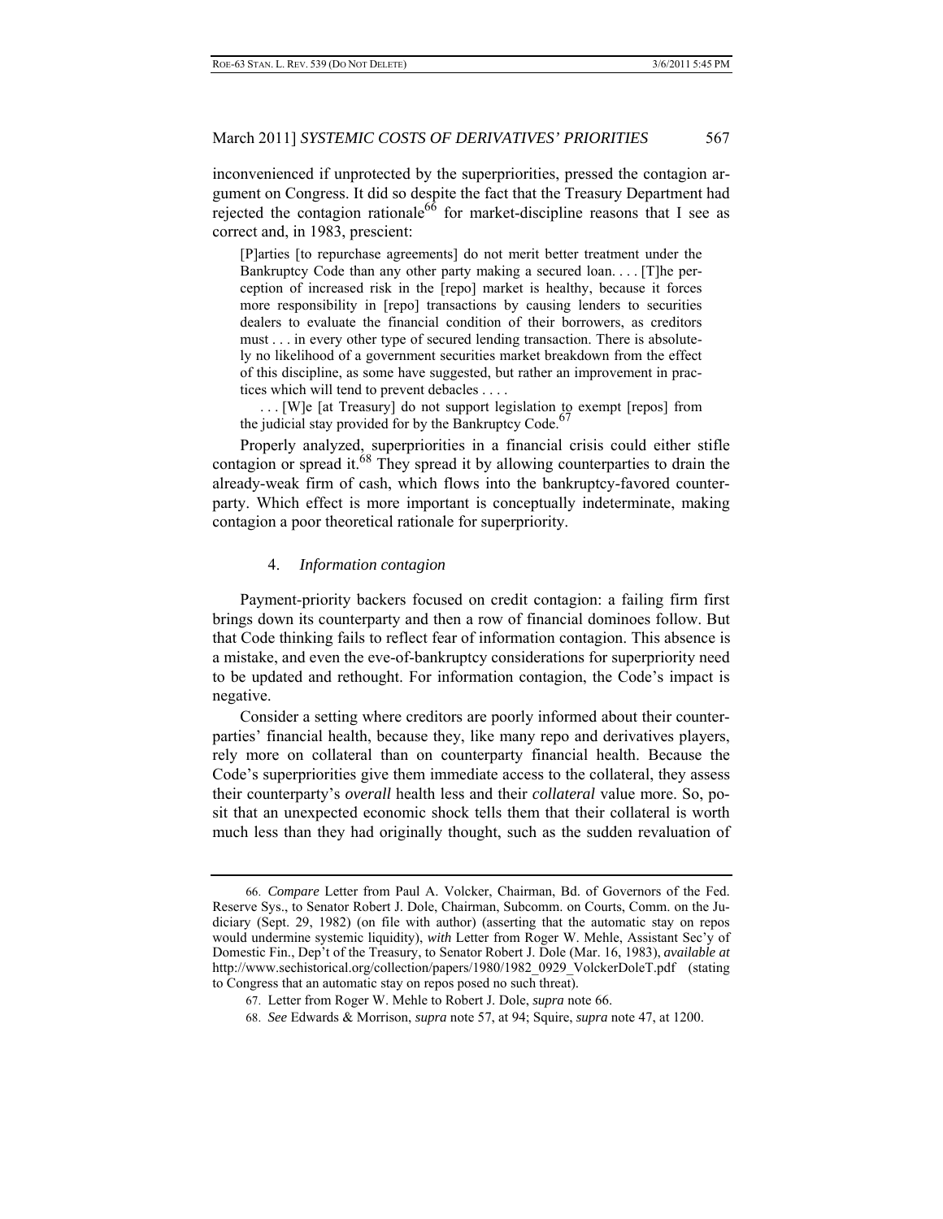inconvenienced if unprotected by the superpriorities, pressed the contagion argument on Congress. It did so despite the fact that the Treasury Department had rejected the contagion rationale[66] for market-discipline reasons that I see as correct and, in 1983, prescient:

> [P]arties [to repurchase agreements] do not merit better treatment under the Bankruptcy Code than any other party making a secured loan. . . . [T]he perception of increased risk in the [repo] market is healthy, because it forces more responsibility in [repo] transactions by causing lenders to securities dealers to evaluate the financial condition of their borrowers, as creditors must . . . in every other type of secured lending transaction. There is absolutely no likelihood of a government securities market breakdown from the effect of this discipline, as some have suggested, but rather an improvement in practices which will tend to prevent debacles . . . .
>
> . . . [W]e [at Treasury] do not support legislation to exempt [repos] from the judicial stay provided for by the Bankruptcy Code.[67]

Properly analyzed, superpriorities in a financial crisis could either stifle contagion or spread it.[68] They spread it by allowing counterparties to drain the already-weak firm of cash, which flows into the bankruptcy-favored counterparty. Which effect is more important is conceptually indeterminate, making contagion a poor theoretical rationale for superpriority.

#### 4. *Information contagion*

Payment-priority backers focused on credit contagion: a failing firm first brings down its counterparty and then a row of financial dominoes follow. But that Code thinking fails to reflect fear of information contagion. This absence is a mistake, and even the eve-of-bankruptcy considerations for superpriority need to be updated and rethought. For information contagion, the Code's impact is negative.

Consider a setting where creditors are poorly informed about their counterparties' financial health, because they, like many repo and derivatives players, rely more on collateral than on counterparty financial health. Because the Code's superpriorities give them immediate access to the collateral, they assess their counterparty's *overall* health less and their *collateral* value more. So, posit that an unexpected economic shock tells them that their collateral is worth much less than they had originally thought, such as the sudden revaluation of

---

66. *Compare* Letter from Paul A. Volcker, Chairman, Bd. of Governors of the Fed. Reserve Sys., to Senator Robert J. Dole, Chairman, Subcomm. on Courts, Comm. on the Judiciary (Sept. 29, 1982) (on file with author) (asserting that the automatic stay on repos would undermine systemic liquidity), *with* Letter from Roger W. Mehle, Assistant Sec'y of Domestic Fin., Dep't of the Treasury, to Senator Robert J. Dole (Mar. 16, 1983), *available at* http://www.sechistorical.org/collection/papers/1980/1982_0929_VolckerDoleT.pdf (stating to Congress that an automatic stay on repos posed no such threat).

67. Letter from Roger W. Mehle to Robert J. Dole, *supra* note 66.

68. *See* Edwards & Morrison, *supra* note 57, at 94; Squire, *supra* note 47, at 1200.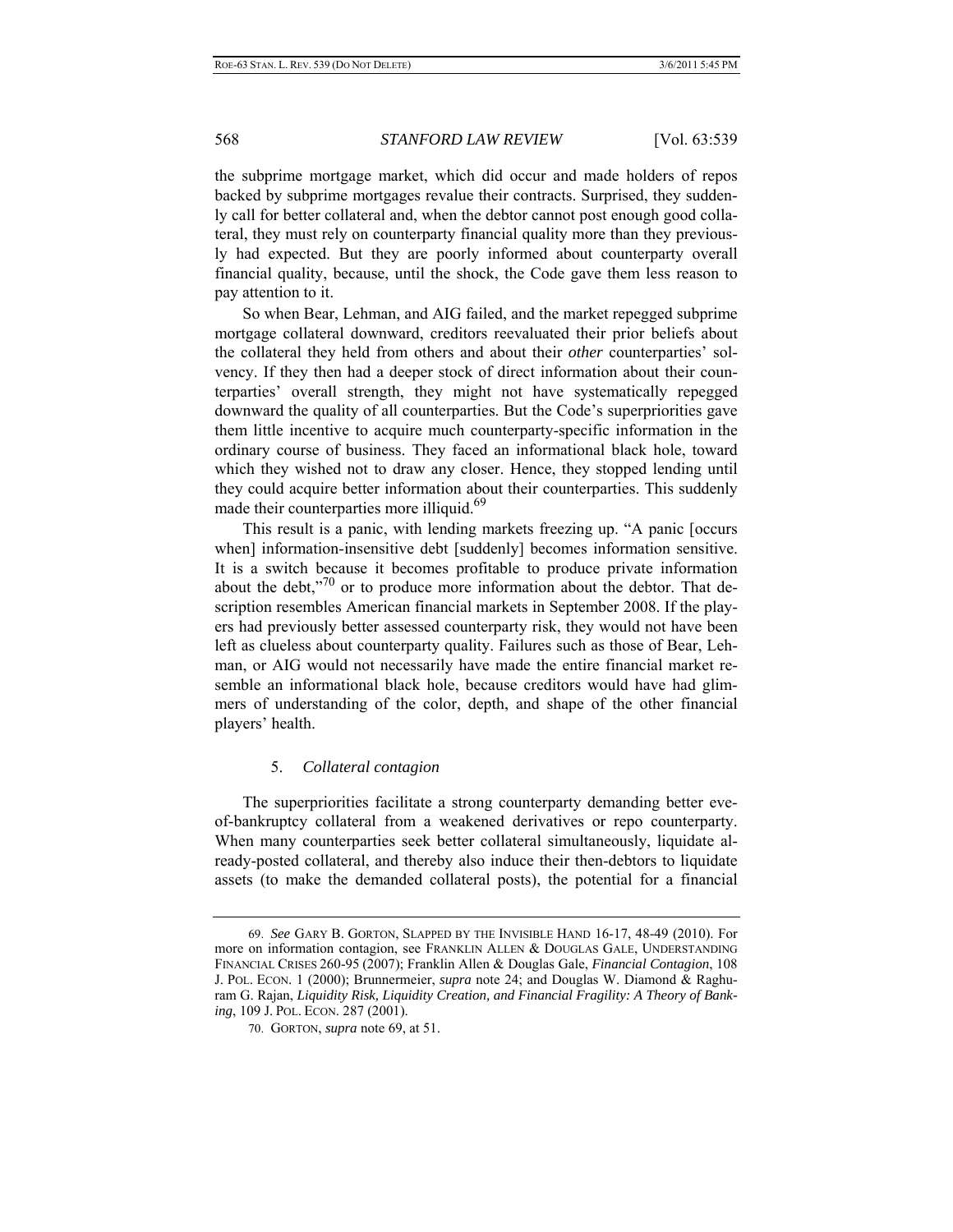the subprime mortgage market, which did occur and made holders of repos backed by subprime mortgages revalue their contracts. Surprised, they suddenly call for better collateral and, when the debtor cannot post enough good collateral, they must rely on counterparty financial quality more than they previously had expected. But they are poorly informed about counterparty overall financial quality, because, until the shock, the Code gave them less reason to pay attention to it.

So when Bear, Lehman, and AIG failed, and the market repegged subprime mortgage collateral downward, creditors reevaluated their prior beliefs about the collateral they held from others and about their *other* counterparties' solvency. If they then had a deeper stock of direct information about their counterparties' overall strength, they might not have systematically repegged downward the quality of all counterparties. But the Code's superpriorities gave them little incentive to acquire much counterparty-specific information in the ordinary course of business. They faced an informational black hole, toward which they wished not to draw any closer. Hence, they stopped lending until they could acquire better information about their counterparties. This suddenly made their counterparties more illiquid.[69]

This result is a panic, with lending markets freezing up. "A panic [occurs when] information-insensitive debt [suddenly] becomes information sensitive. It is a switch because it becomes profitable to produce private information about the debt,"[70] or to produce more information about the debtor. That description resembles American financial markets in September 2008. If the players had previously better assessed counterparty risk, they would not have been left as clueless about counterparty quality. Failures such as those of Bear, Lehman, or AIG would not necessarily have made the entire financial market resemble an informational black hole, because creditors would have had glimmers of understanding of the color, depth, and shape of the other financial players' health.

#### 5. *Collateral contagion*

The superpriorities facilitate a strong counterparty demanding better eve-of-bankruptcy collateral from a weakened derivatives or repo counterparty. When many counterparties seek better collateral simultaneously, liquidate already-posted collateral, and thereby also induce their then-debtors to liquidate assets (to make the demanded collateral posts), the potential for a financial

---

69. *See* GARY B. GORTON, SLAPPED BY THE INVISIBLE HAND 16-17, 48-49 (2010). For more on information contagion, see FRANKLIN ALLEN & DOUGLAS GALE, UNDERSTANDING FINANCIAL CRISES 260-95 (2007); Franklin Allen & Douglas Gale, *Financial Contagion*, 108 J. POL. ECON. 1 (2000); Brunnermeier, *supra* note 24; and Douglas W. Diamond & Raghuram G. Rajan, *Liquidity Risk, Liquidity Creation, and Financial Fragility: A Theory of Banking*, 109 J. POL. ECON. 287 (2001).

70. GORTON, *supra* note 69, at 51.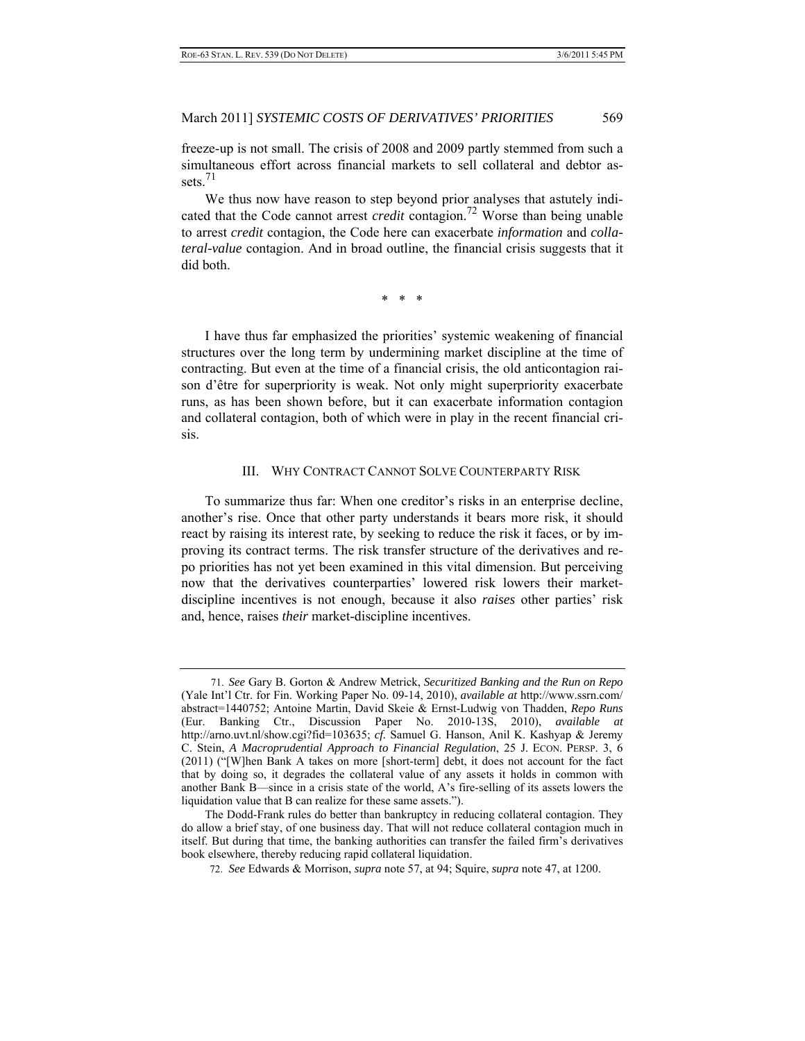freeze-up is not small. The crisis of 2008 and 2009 partly stemmed from such a simultaneous effort across financial markets to sell collateral and debtor assets.[71]

We thus now have reason to step beyond prior analyses that astutely indicated that the Code cannot arrest *credit* contagion.[72] Worse than being unable to arrest *credit* contagion, the Code here can exacerbate *information* and *collateral-value* contagion. And in broad outline, the financial crisis suggests that it did both.

\* \* \*

I have thus far emphasized the priorities' systemic weakening of financial structures over the long term by undermining market discipline at the time of contracting. But even at the time of a financial crisis, the old anticontagion raison d'être for superpriority is weak. Not only might superpriority exacerbate runs, as has been shown before, but it can exacerbate information contagion and collateral contagion, both of which were in play in the recent financial crisis.

## III. WHY CONTRACT CANNOT SOLVE COUNTERPARTY RISK

To summarize thus far: When one creditor's risks in an enterprise decline, another's rise. Once that other party understands it bears more risk, it should react by raising its interest rate, by seeking to reduce the risk it faces, or by improving its contract terms. The risk transfer structure of the derivatives and repo priorities has not yet been examined in this vital dimension. But perceiving now that the derivatives counterparties' lowered risk lowers their market-discipline incentives is not enough, because it also *raises* other parties' risk and, hence, raises *their* market-discipline incentives.

---

71. *See* Gary B. Gorton & Andrew Metrick, *Securitized Banking and the Run on Repo* (Yale Int'l Ctr. for Fin. Working Paper No. 09-14, 2010), *available at* http://www.ssrn.com/abstract=1440752; Antoine Martin, David Skeie & Ernst-Ludwig von Thadden, *Repo Runs* (Eur. Banking Ctr., Discussion Paper No. 2010-13S, 2010), *available at* http://arno.uvt.nl/show.cgi?fid=103635; *cf.* Samuel G. Hanson, Anil K. Kashyap & Jeremy C. Stein, *A Macroprudential Approach to Financial Regulation*, 25 J. ECON. PERSP. 3, 6 (2011) ("[W]hen Bank A takes on more [short-term] debt, it does not account for the fact that by doing so, it degrades the collateral value of any assets it holds in common with another Bank B—since in a crisis state of the world, A's fire-selling of its assets lowers the liquidation value that B can realize for these same assets.").

The Dodd-Frank rules do better than bankruptcy in reducing collateral contagion. They do allow a brief stay, of one business day. That will not reduce collateral contagion much in itself. But during that time, the banking authorities can transfer the failed firm's derivatives book elsewhere, thereby reducing rapid collateral liquidation.

72. *See* Edwards & Morrison, *supra* note 57, at 94; Squire, *supra* note 47, at 1200.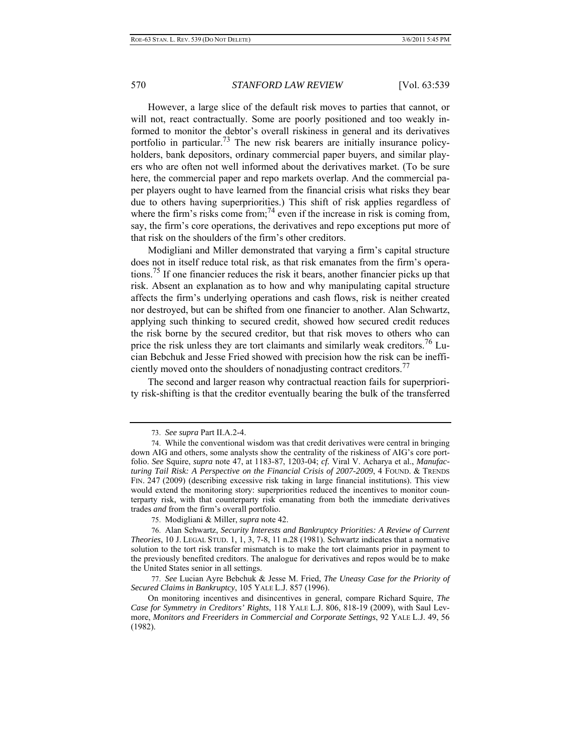However, a large slice of the default risk moves to parties that cannot, or will not, react contractually. Some are poorly positioned and too weakly informed to monitor the debtor's overall riskiness in general and its derivatives portfolio in particular.[73] The new risk bearers are initially insurance policyholders, bank depositors, ordinary commercial paper buyers, and similar players who are often not well informed about the derivatives market. (To be sure here, the commercial paper and repo markets overlap. And the commercial paper players ought to have learned from the financial crisis what risks they bear due to others having superpriorities.) This shift of risk applies regardless of where the firm's risks come from;[74] even if the increase in risk is coming from, say, the firm's core operations, the derivatives and repo exceptions put more of that risk on the shoulders of the firm's other creditors.

Modigliani and Miller demonstrated that varying a firm's capital structure does not in itself reduce total risk, as that risk emanates from the firm's operations.[75] If one financier reduces the risk it bears, another financier picks up that risk. Absent an explanation as to how and why manipulating capital structure affects the firm's underlying operations and cash flows, risk is neither created nor destroyed, but can be shifted from one financier to another. Alan Schwartz, applying such thinking to secured credit, showed how secured credit reduces the risk borne by the secured creditor, but that risk moves to others who can price the risk unless they are tort claimants and similarly weak creditors.[76] Lucian Bebchuk and Jesse Fried showed with precision how the risk can be inefficiently moved onto the shoulders of nonadjusting contract creditors.[77]

The second and larger reason why contractual reaction fails for superpriority risk-shifting is that the creditor eventually bearing the bulk of the transferred

---

73. *See supra* Part II.A.2-4.

74. While the conventional wisdom was that credit derivatives were central in bringing down AIG and others, some analysts show the centrality of the riskiness of AIG's core portfolio. *See* Squire, *supra* note 47, at 1183-87, 1203-04; *cf.* Viral V. Acharya et al., *Manufacturing Tail Risk: A Perspective on the Financial Crisis of 2007-2009*, 4 FOUND. & TRENDS FIN. 247 (2009) (describing excessive risk taking in large financial institutions). This view would extend the monitoring story: superpriorities reduced the incentives to monitor counterparty risk, with that counterparty risk emanating from both the immediate derivatives trades *and* from the firm's overall portfolio.

75. Modigliani & Miller, *supra* note 42.

76. Alan Schwartz, *Security Interests and Bankruptcy Priorities: A Review of Current Theories*, 10 J. LEGAL STUD. 1, 1, 3, 7-8, 11 n.28 (1981). Schwartz indicates that a normative solution to the tort risk transfer mismatch is to make the tort claimants prior in payment to the previously benefited creditors. The analogue for derivatives and repos would be to make the United States senior in all settings.

77. *See* Lucian Ayre Bebchuk & Jesse M. Fried, *The Uneasy Case for the Priority of Secured Claims in Bankruptcy*, 105 YALE L.J. 857 (1996).

On monitoring incentives and disincentives in general, compare Richard Squire, *The Case for Symmetry in Creditors' Rights*, 118 YALE L.J. 806, 818-19 (2009), with Saul Levmore, *Monitors and Freeriders in Commercial and Corporate Settings*, 92 YALE L.J. 49, 56 (1982).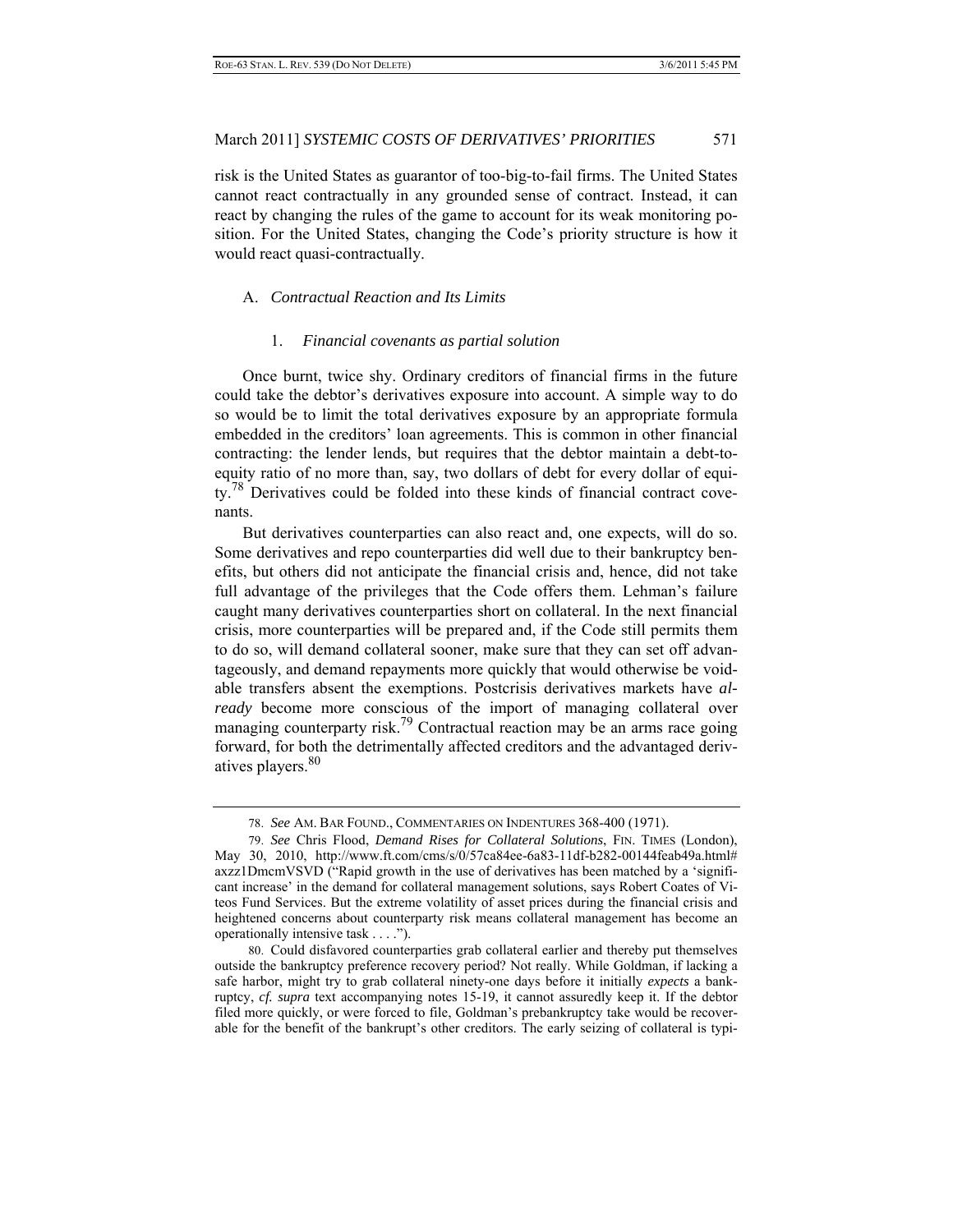risk is the United States as guarantor of too-big-to-fail firms. The United States cannot react contractually in any grounded sense of contract. Instead, it can react by changing the rules of the game to account for its weak monitoring position. For the United States, changing the Code's priority structure is how it would react quasi-contractually.

### A. *Contractual Reaction and Its Limits*

#### 1. *Financial covenants as partial solution*

Once burnt, twice shy. Ordinary creditors of financial firms in the future could take the debtor's derivatives exposure into account. A simple way to do so would be to limit the total derivatives exposure by an appropriate formula embedded in the creditors' loan agreements. This is common in other financial contracting: the lender lends, but requires that the debtor maintain a debt-to-equity ratio of no more than, say, two dollars of debt for every dollar of equity.[78] Derivatives could be folded into these kinds of financial contract covenants.

But derivatives counterparties can also react and, one expects, will do so. Some derivatives and repo counterparties did well due to their bankruptcy benefits, but others did not anticipate the financial crisis and, hence, did not take full advantage of the privileges that the Code offers them. Lehman's failure caught many derivatives counterparties short on collateral. In the next financial crisis, more counterparties will be prepared and, if the Code still permits them to do so, will demand collateral sooner, make sure that they can set off advantageously, and demand repayments more quickly that would otherwise be voidable transfers absent the exemptions. Postcrisis derivatives markets have *already* become more conscious of the import of managing collateral over managing counterparty risk.[79] Contractual reaction may be an arms race going forward, for both the detrimentally affected creditors and the advantaged derivatives players.[80]

---

78. *See* AM. BAR FOUND., COMMENTARIES ON INDENTURES 368-400 (1971).

79. *See* Chris Flood, *Demand Rises for Collateral Solutions*, FIN. TIMES (London), May 30, 2010, http://www.ft.com/cms/s/0/57ca84ee-6a83-11df-b282-00144feab49a.html#axzz1DmcmVSVD ("Rapid growth in the use of derivatives has been matched by a 'significant increase' in the demand for collateral management solutions, says Robert Coates of Viteos Fund Services. But the extreme volatility of asset prices during the financial crisis and heightened concerns about counterparty risk means collateral management has become an operationally intensive task . . . .").

80. Could disfavored counterparties grab collateral earlier and thereby put themselves outside the bankruptcy preference recovery period? Not really. While Goldman, if lacking a safe harbor, might try to grab collateral ninety-one days before it initially *expects* a bankruptcy, *cf. supra* text accompanying notes 15-19, it cannot assuredly keep it. If the debtor filed more quickly, or were forced to file, Goldman's prebankruptcy take would be recoverable for the benefit of the bankrupt's other creditors. The early seizing of collateral is typi-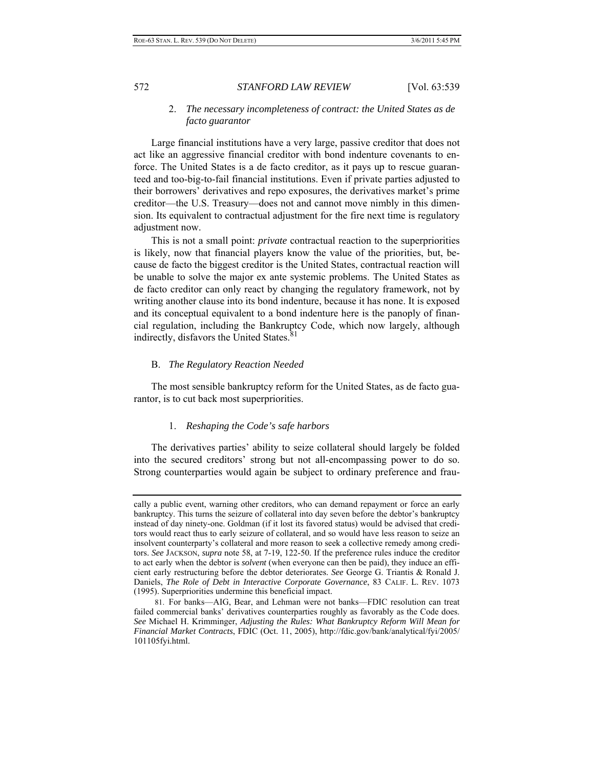### 2. *The necessary incompleteness of contract: the United States as de facto guarantor*

Large financial institutions have a very large, passive creditor that does not act like an aggressive financial creditor with bond indenture covenants to enforce. The United States is a de facto creditor, as it pays up to rescue guaranteed and too-big-to-fail financial institutions. Even if private parties adjusted to their borrowers' derivatives and repo exposures, the derivatives market's prime creditor—the U.S. Treasury—does not and cannot move nimbly in this dimension. Its equivalent to contractual adjustment for the fire next time is regulatory adjustment now.

This is not a small point: *private* contractual reaction to the superpriorities is likely, now that financial players know the value of the priorities, but, because de facto the biggest creditor is the United States, contractual reaction will be unable to solve the major ex ante systemic problems. The United States as de facto creditor can only react by changing the regulatory framework, not by writing another clause into its bond indenture, because it has none. It is exposed and its conceptual equivalent to a bond indenture here is the panoply of financial regulation, including the Bankruptcy Code, which now largely, although indirectly, disfavors the United States.[81]

## B. *The Regulatory Reaction Needed*

The most sensible bankruptcy reform for the United States, as de facto guarantor, is to cut back most superpriorities.

### 1. *Reshaping the Code's safe harbors*

The derivatives parties' ability to seize collateral should largely be folded into the secured creditors' strong but not all-encompassing power to do so. Strong counterparties would again be subject to ordinary preference and frau-

---

cally a public event, warning other creditors, who can demand repayment or force an early bankruptcy. This turns the seizure of collateral into day seven before the debtor's bankruptcy instead of day ninety-one. Goldman (if it lost its favored status) would be advised that creditors would react thus to early seizure of collateral, and so would have less reason to seize an insolvent counterparty's collateral and more reason to seek a collective remedy among creditors. *See* JACKSON, *supra* note 58, at 7-19, 122-50. If the preference rules induce the creditor to act early when the debtor is *solvent* (when everyone can then be paid), they induce an efficient early restructuring before the debtor deteriorates. *See* George G. Triantis & Ronald J. Daniels, *The Role of Debt in Interactive Corporate Governance*, 83 CALIF. L. REV. 1073 (1995). Superpriorities undermine this beneficial impact.

81. For banks—AIG, Bear, and Lehman were not banks—FDIC resolution can treat failed commercial banks' derivatives counterparties roughly as favorably as the Code does. *See* Michael H. Krimminger, *Adjusting the Rules: What Bankruptcy Reform Will Mean for Financial Market Contracts*, FDIC (Oct. 11, 2005), http://fdic.gov/bank/analytical/fyi/2005/101105fyi.html.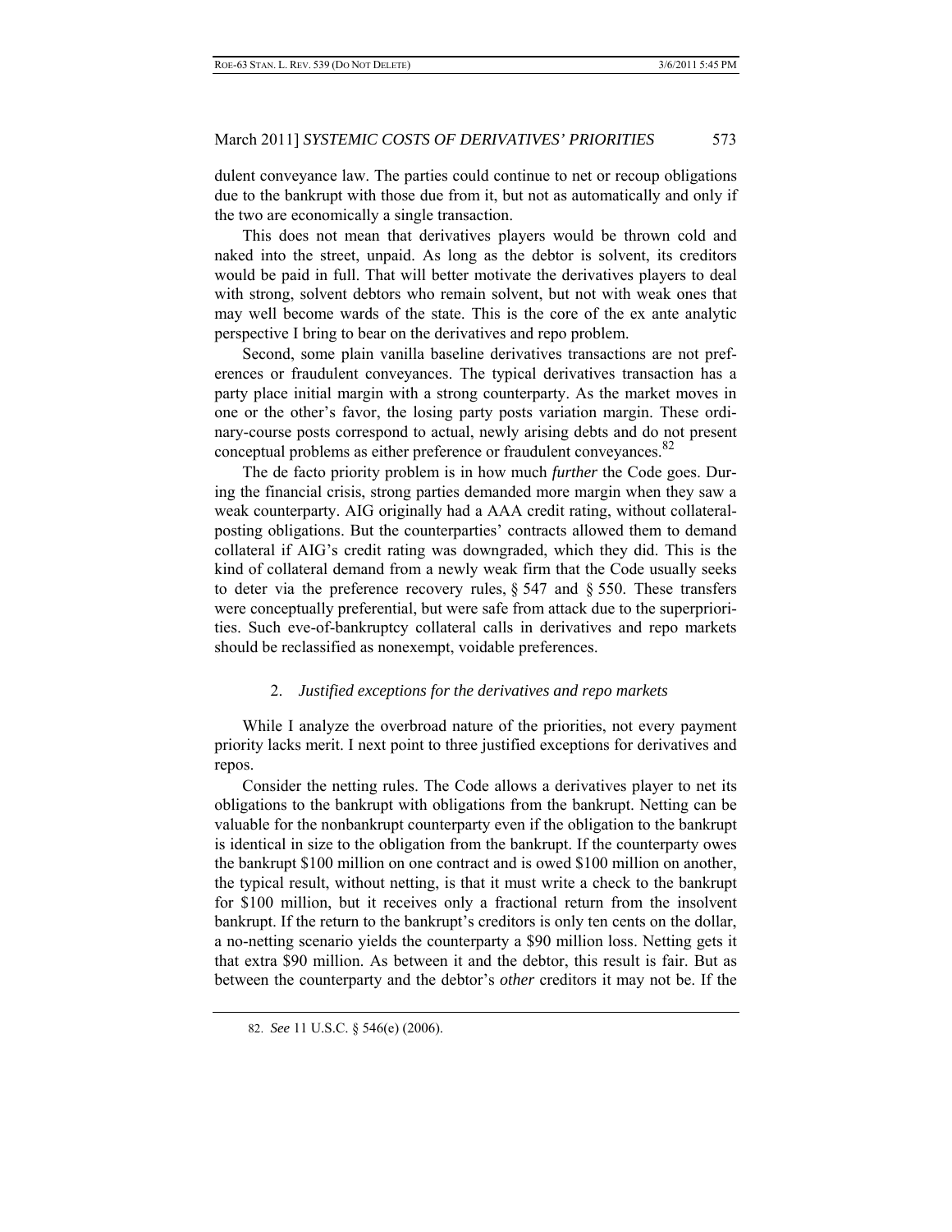dulent conveyance law. The parties could continue to net or recoup obligations due to the bankrupt with those due from it, but not as automatically and only if the two are economically a single transaction.

This does not mean that derivatives players would be thrown cold and naked into the street, unpaid. As long as the debtor is solvent, its creditors would be paid in full. That will better motivate the derivatives players to deal with strong, solvent debtors who remain solvent, but not with weak ones that may well become wards of the state. This is the core of the ex ante analytic perspective I bring to bear on the derivatives and repo problem.

Second, some plain vanilla baseline derivatives transactions are not preferences or fraudulent conveyances. The typical derivatives transaction has a party place initial margin with a strong counterparty. As the market moves in one or the other's favor, the losing party posts variation margin. These ordinary-course posts correspond to actual, newly arising debts and do not present conceptual problems as either preference or fraudulent conveyances.[82]

The de facto priority problem is in how much *further* the Code goes. During the financial crisis, strong parties demanded more margin when they saw a weak counterparty. AIG originally had a AAA credit rating, without collateral-posting obligations. But the counterparties' contracts allowed them to demand collateral if AIG's credit rating was downgraded, which they did. This is the kind of collateral demand from a newly weak firm that the Code usually seeks to deter via the preference recovery rules, § 547 and § 550. These transfers were conceptually preferential, but were safe from attack due to the superpriorities. Such eve-of-bankruptcy collateral calls in derivatives and repo markets should be reclassified as nonexempt, voidable preferences.

### 2. *Justified exceptions for the derivatives and repo markets*

While I analyze the overbroad nature of the priorities, not every payment priority lacks merit. I next point to three justified exceptions for derivatives and repos.

Consider the netting rules. The Code allows a derivatives player to net its obligations to the bankrupt with obligations from the bankrupt. Netting can be valuable for the nonbankrupt counterparty even if the obligation to the bankrupt is identical in size to the obligation from the bankrupt. If the counterparty owes the bankrupt \$100 million on one contract and is owed \$100 million on another, the typical result, without netting, is that it must write a check to the bankrupt for \$100 million, but it receives only a fractional return from the insolvent bankrupt. If the return to the bankrupt's creditors is only ten cents on the dollar, a no-netting scenario yields the counterparty a \$90 million loss. Netting gets it that extra \$90 million. As between it and the debtor, this result is fair. But as between the counterparty and the debtor's *other* creditors it may not be. If the

---

82. *See* 11 U.S.C. § 546(e) (2006).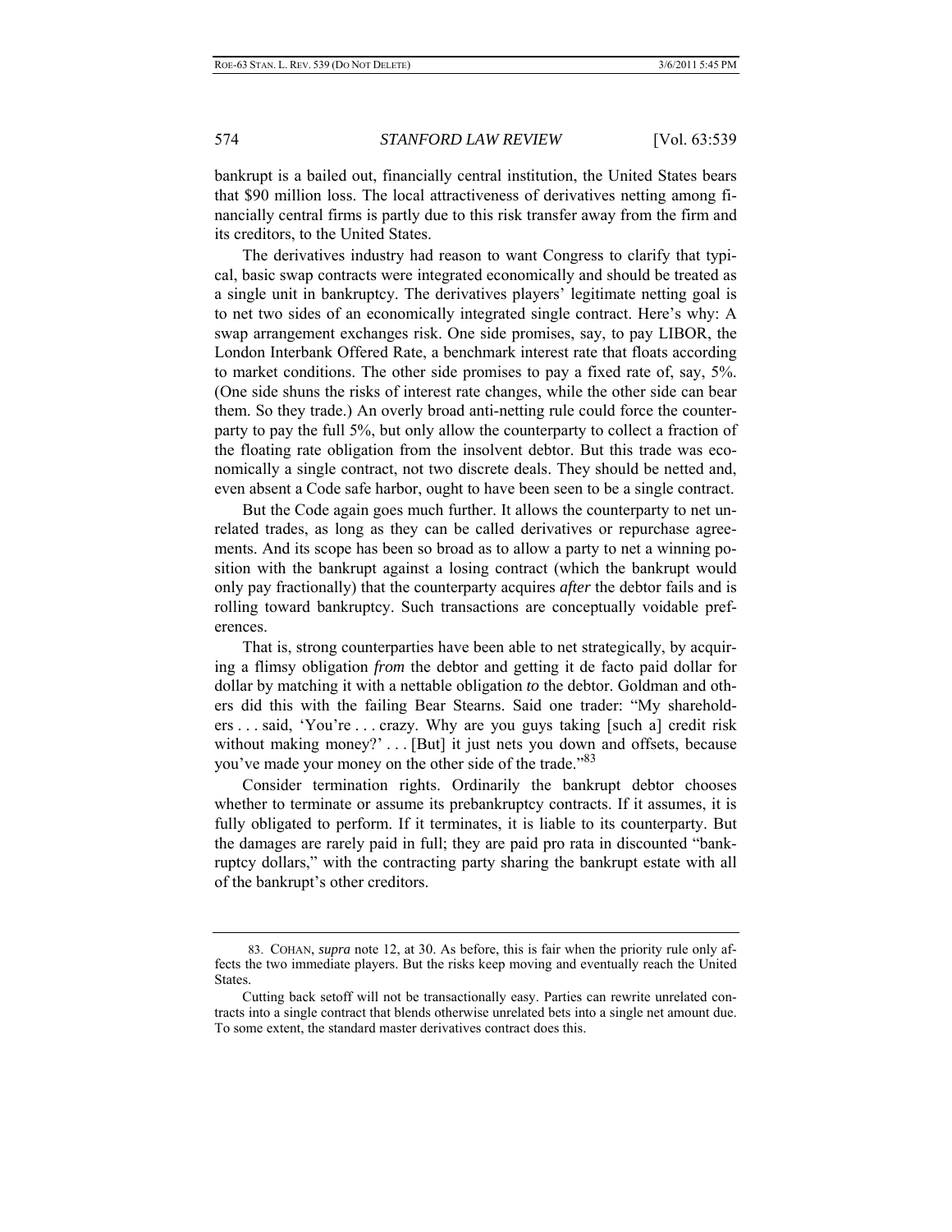bankrupt is a bailed out, financially central institution, the United States bears that $90 million loss. The local attractiveness of derivatives netting among financially central firms is partly due to this risk transfer away from the firm and its creditors, to the United States.

The derivatives industry had reason to want Congress to clarify that typical, basic swap contracts were integrated economically and should be treated as a single unit in bankruptcy. The derivatives players' legitimate netting goal is to net two sides of an economically integrated single contract. Here's why: A swap arrangement exchanges risk. One side promises, say, to pay LIBOR, the London Interbank Offered Rate, a benchmark interest rate that floats according to market conditions. The other side promises to pay a fixed rate of, say, 5%. (One side shuns the risks of interest rate changes, while the other side can bear them. So they trade.) An overly broad anti-netting rule could force the counterparty to pay the full 5%, but only allow the counterparty to collect a fraction of the floating rate obligation from the insolvent debtor. But this trade was economically a single contract, not two discrete deals. They should be netted and, even absent a Code safe harbor, ought to have been seen to be a single contract.

But the Code again goes much further. It allows the counterparty to net unrelated trades, as long as they can be called derivatives or repurchase agreements. And its scope has been so broad as to allow a party to net a winning position with the bankrupt against a losing contract (which the bankrupt would only pay fractionally) that the counterparty acquires *after* the debtor fails and is rolling toward bankruptcy. Such transactions are conceptually voidable preferences.

That is, strong counterparties have been able to net strategically, by acquiring a flimsy obligation *from* the debtor and getting it de facto paid dollar for dollar by matching it with a nettable obligation *to* the debtor. Goldman and others did this with the failing Bear Stearns. Said one trader: "My shareholders . . . said, 'You're . . . crazy. Why are you guys taking [such a] credit risk without making money?' . . . [But] it just nets you down and offsets, because you've made your money on the other side of the trade."[83]

Consider termination rights. Ordinarily the bankrupt debtor chooses whether to terminate or assume its prebankruptcy contracts. If it assumes, it is fully obligated to perform. If it terminates, it is liable to its counterparty. But the damages are rarely paid in full; they are paid pro rata in discounted "bankruptcy dollars," with the contracting party sharing the bankrupt estate with all of the bankrupt's other creditors.

---

83. COHAN, *supra* note 12, at 30. As before, this is fair when the priority rule only affects the two immediate players. But the risks keep moving and eventually reach the United States.

Cutting back setoff will not be transactionally easy. Parties can rewrite unrelated contracts into a single contract that blends otherwise unrelated bets into a single net amount due. To some extent, the standard master derivatives contract does this.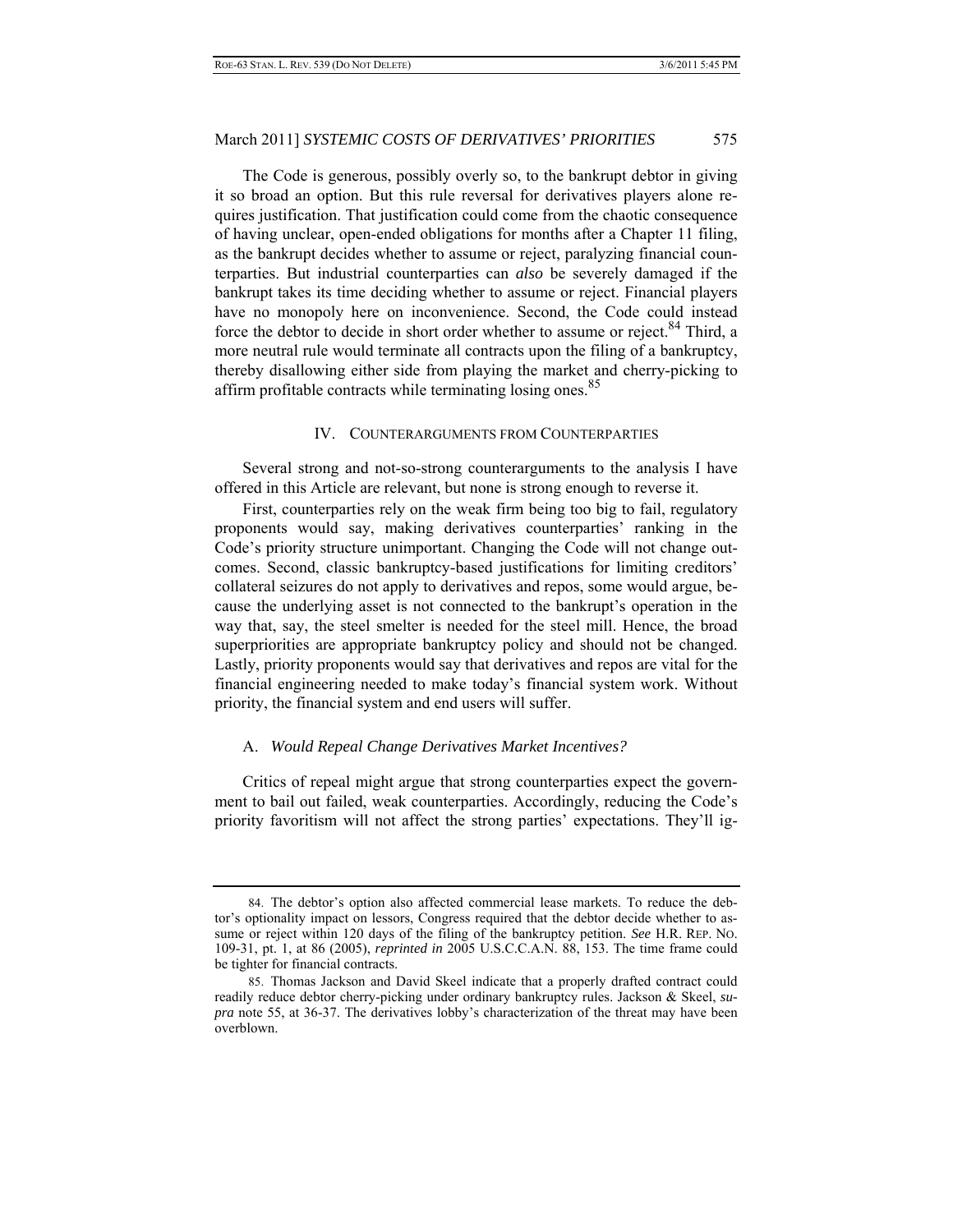The Code is generous, possibly overly so, to the bankrupt debtor in giving it so broad an option. But this rule reversal for derivatives players alone requires justification. That justification could come from the chaotic consequence of having unclear, open-ended obligations for months after a Chapter 11 filing, as the bankrupt decides whether to assume or reject, paralyzing financial counterparties. But industrial counterparties can *also* be severely damaged if the bankrupt takes its time deciding whether to assume or reject. Financial players have no monopoly here on inconvenience. Second, the Code could instead force the debtor to decide in short order whether to assume or reject.[84] Third, a more neutral rule would terminate all contracts upon the filing of a bankruptcy, thereby disallowing either side from playing the market and cherry-picking to affirm profitable contracts while terminating losing ones.[85]

## IV. COUNTERARGUMENTS FROM COUNTERPARTIES

Several strong and not-so-strong counterarguments to the analysis I have offered in this Article are relevant, but none is strong enough to reverse it.

First, counterparties rely on the weak firm being too big to fail, regulatory proponents would say, making derivatives counterparties' ranking in the Code's priority structure unimportant. Changing the Code will not change outcomes. Second, classic bankruptcy-based justifications for limiting creditors' collateral seizures do not apply to derivatives and repos, some would argue, because the underlying asset is not connected to the bankrupt's operation in the way that, say, the steel smelter is needed for the steel mill. Hence, the broad superpriorities are appropriate bankruptcy policy and should not be changed. Lastly, priority proponents would say that derivatives and repos are vital for the financial engineering needed to make today's financial system work. Without priority, the financial system and end users will suffer.

### A. *Would Repeal Change Derivatives Market Incentives?*

Critics of repeal might argue that strong counterparties expect the government to bail out failed, weak counterparties. Accordingly, reducing the Code's priority favoritism will not affect the strong parties' expectations. They'll ig-

---

84. The debtor's option also affected commercial lease markets. To reduce the debtor's optionality impact on lessors, Congress required that the debtor decide whether to assume or reject within 120 days of the filing of the bankruptcy petition. *See* H.R. REP. NO. 109-31, pt. 1, at 86 (2005), *reprinted in* 2005 U.S.C.C.A.N. 88, 153. The time frame could be tighter for financial contracts.

85. Thomas Jackson and David Skeel indicate that a properly drafted contract could readily reduce debtor cherry-picking under ordinary bankruptcy rules. Jackson & Skeel, *supra* note 55, at 36-37. The derivatives lobby's characterization of the threat may have been overblown.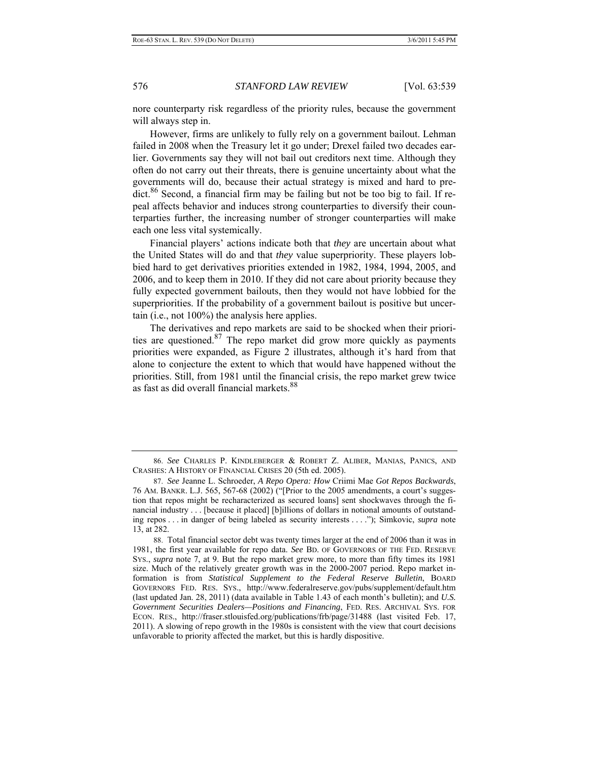nore counterparty risk regardless of the priority rules, because the government will always step in.

However, firms are unlikely to fully rely on a government bailout. Lehman failed in 2008 when the Treasury let it go under; Drexel failed two decades earlier. Governments say they will not bail out creditors next time. Although they often do not carry out their threats, there is genuine uncertainty about what the governments will do, because their actual strategy is mixed and hard to predict.[86] Second, a financial firm may be failing but not be too big to fail. If repeal affects behavior and induces strong counterparties to diversify their counterparties further, the increasing number of stronger counterparties will make each one less vital systemically.

Financial players' actions indicate both that *they* are uncertain about what the United States will do and that *they* value superpriority. These players lobbied hard to get derivatives priorities extended in 1982, 1984, 1994, 2005, and 2006, and to keep them in 2010. If they did not care about priority because they fully expected government bailouts, then they would not have lobbied for the superpriorities. If the probability of a government bailout is positive but uncertain (i.e., not 100%) the analysis here applies.

The derivatives and repo markets are said to be shocked when their priorities are questioned.[87] The repo market did grow more quickly as payments priorities were expanded, as Figure 2 illustrates, although it's hard from that alone to conjecture the extent to which that would have happened without the priorities. Still, from 1981 until the financial crisis, the repo market grew twice as fast as did overall financial markets.[88]

---

86. *See* CHARLES P. KINDLEBERGER & ROBERT Z. ALIBER, MANIAS, PANICS, AND CRASHES: A HISTORY OF FINANCIAL CRISES 20 (5th ed. 2005).

87. *See* Jeanne L. Schroeder, *A Repo Opera: How* Criimi Mae *Got Repos Backwards*, 76 AM. BANKR. L.J. 565, 567-68 (2002) ("[Prior to the 2005 amendments, a court's suggestion that repos might be recharacterized as secured loans] sent shockwaves through the financial industry . . . [because it placed] [b]illions of dollars in notional amounts of outstanding repos . . . in danger of being labeled as security interests . . . ."); Simkovic, *supra* note 13, at 282.

88. Total financial sector debt was twenty times larger at the end of 2006 than it was in 1981, the first year available for repo data. *See* BD. OF GOVERNORS OF THE FED. RESERVE SYS., *supra* note 7, at 9. But the repo market grew more, to more than fifty times its 1981 size. Much of the relatively greater growth was in the 2000-2007 period. Repo market information is from *Statistical Supplement to the Federal Reserve Bulletin*, BOARD GOVERNORS FED. RES. SYS., http://www.federalreserve.gov/pubs/supplement/default.htm (last updated Jan. 28, 2011) (data available in Table 1.43 of each month's bulletin); and *U.S. Government Securities Dealers—Positions and Financing*, FED. RES. ARCHIVAL SYS. FOR ECON. RES., http://fraser.stlouisfed.org/publications/frb/page/31488 (last visited Feb. 17, 2011). A slowing of repo growth in the 1980s is consistent with the view that court decisions unfavorable to priority affected the market, but this is hardly dispositive.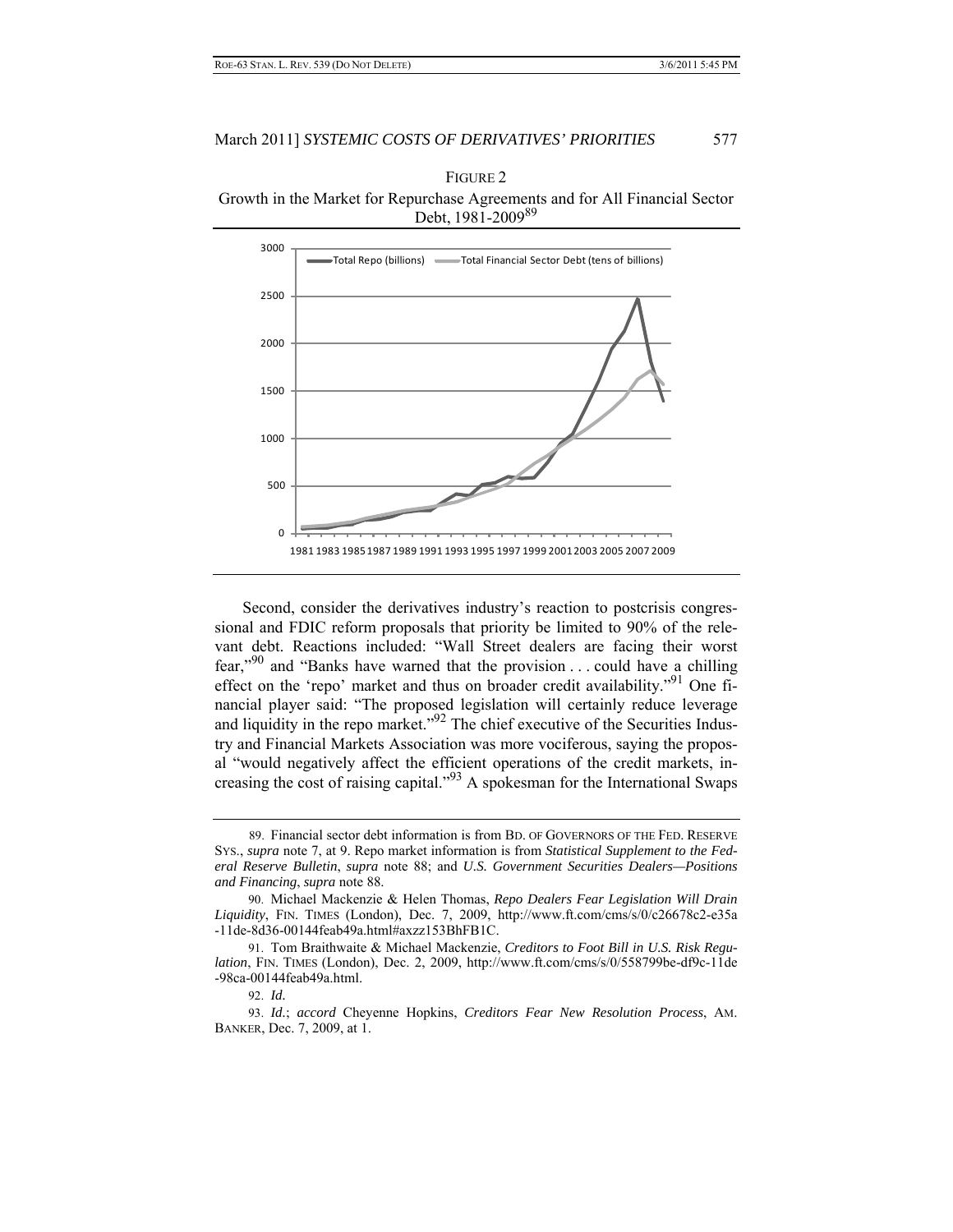FIGURE 2

Growth in the Market for Repurchase Agreements and for All Financial Sector Debt, 1981-2009[89]

Second, consider the derivatives industry's reaction to postcrisis congressional and FDIC reform proposals that priority be limited to 90% of the relevant debt. Reactions included: "Wall Street dealers are facing their worst fear,"[90] and "Banks have warned that the provision . . . could have a chilling effect on the 'repo' market and thus on broader credit availability."[91] One financial player said: "The proposed legislation will certainly reduce leverage and liquidity in the repo market."[92] The chief executive of the Securities Industry and Financial Markets Association was more vociferous, saying the proposal "would negatively affect the efficient operations of the credit markets, increasing the cost of raising capital."[93] A spokesman for the International Swaps

---

89. Financial sector debt information is from BD. OF GOVERNORS OF THE FED. RESERVE SYS., *supra* note 7, at 9. Repo market information is from *Statistical Supplement to the Federal Reserve Bulletin*, *supra* note 88; and *U.S. Government Securities Dealers—Positions and Financing*, *supra* note 88.

90. Michael Mackenzie & Helen Thomas, *Repo Dealers Fear Legislation Will Drain Liquidity*, FIN. TIMES (London), Dec. 7, 2009, http://www.ft.com/cms/s/0/c26678c2-e35a-11de-8d36-00144feab49a.html#axzz153BhFB1C.

91. Tom Braithwaite & Michael Mackenzie, *Creditors to Foot Bill in U.S. Risk Regulation*, FIN. TIMES (London), Dec. 2, 2009, http://www.ft.com/cms/s/0/558799be-df9c-11de-98ca-00144feab49a.html.

92. *Id.*

93. *Id.*; *accord* Cheyenne Hopkins, *Creditors Fear New Resolution Process*, AM. BANKER, Dec. 7, 2009, at 1.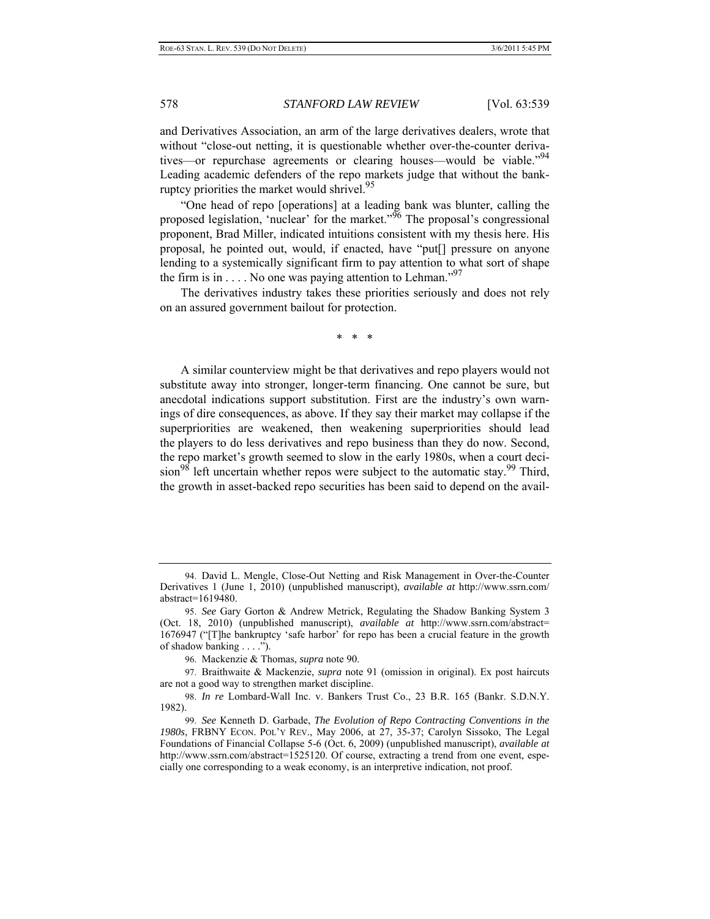and Derivatives Association, an arm of the large derivatives dealers, wrote that without "close-out netting, it is questionable whether over-the-counter derivatives—or repurchase agreements or clearing houses—would be viable."[94] Leading academic defenders of the repo markets judge that without the bankruptcy priorities the market would shrivel.[95]

"One head of repo [operations] at a leading bank was blunter, calling the proposed legislation, 'nuclear' for the market."[96] The proposal's congressional proponent, Brad Miller, indicated intuitions consistent with my thesis here. His proposal, he pointed out, would, if enacted, have "put[] pressure on anyone lending to a systemically significant firm to pay attention to what sort of shape the firm is in . . . . No one was paying attention to Lehman."[97]

The derivatives industry takes these priorities seriously and does not rely on an assured government bailout for protection.

\* \* \*

A similar counterview might be that derivatives and repo players would not substitute away into stronger, longer-term financing. One cannot be sure, but anecdotal indications support substitution. First are the industry's own warnings of dire consequences, as above. If they say their market may collapse if the superpriorities are weakened, then weakening superpriorities should lead the players to do less derivatives and repo business than they do now. Second, the repo market's growth seemed to slow in the early 1980s, when a court decision[98] left uncertain whether repos were subject to the automatic stay.[99] Third, the growth in asset-backed repo securities has been said to depend on the avail-

---

94. David L. Mengle, Close-Out Netting and Risk Management in Over-the-Counter Derivatives 1 (June 1, 2010) (unpublished manuscript), *available at* http://www.ssrn.com/abstract=1619480.

95. *See* Gary Gorton & Andrew Metrick, Regulating the Shadow Banking System 3 (Oct. 18, 2010) (unpublished manuscript), *available at* http://www.ssrn.com/abstract=1676947 ("[T]he bankruptcy 'safe harbor' for repo has been a crucial feature in the growth of shadow banking . . . .").

96. Mackenzie & Thomas, *supra* note 90.

97. Braithwaite & Mackenzie, *supra* note 91 (omission in original). Ex post haircuts are not a good way to strengthen market discipline.

98. *In re* Lombard-Wall Inc. v. Bankers Trust Co., 23 B.R. 165 (Bankr. S.D.N.Y. 1982).

99. *See* Kenneth D. Garbade, *The Evolution of Repo Contracting Conventions in the 1980s*, FRBNY ECON. POL'Y REV., May 2006, at 27, 35-37; Carolyn Sissoko, The Legal Foundations of Financial Collapse 5-6 (Oct. 6, 2009) (unpublished manuscript), *available at* http://www.ssrn.com/abstract=1525120. Of course, extracting a trend from one event, especially one corresponding to a weak economy, is an interpretive indication, not proof.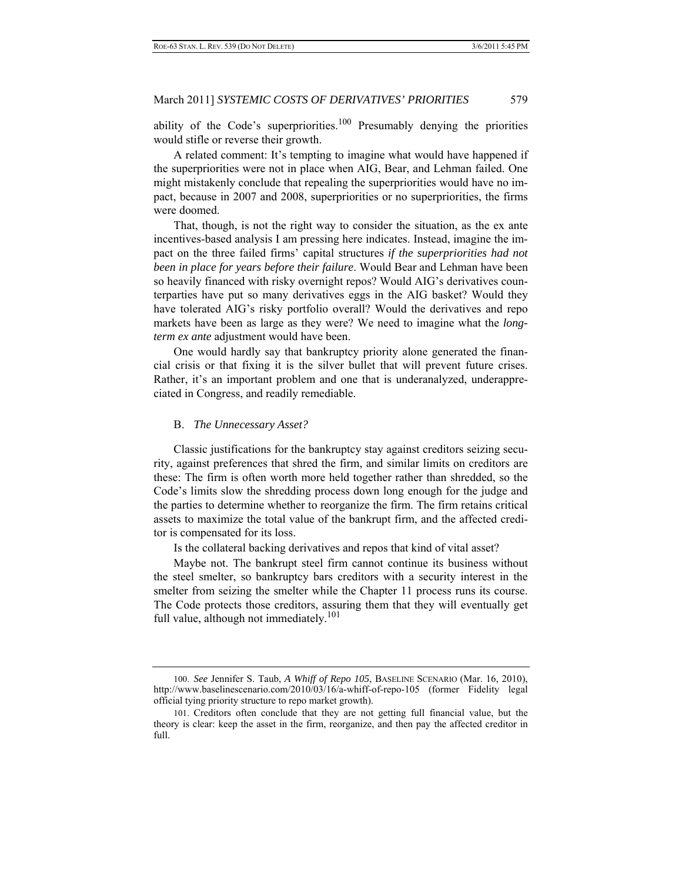ability of the Code's superpriorities.[100] Presumably denying the priorities would stifle or reverse their growth.

A related comment: It's tempting to imagine what would have happened if the superpriorities were not in place when AIG, Bear, and Lehman failed. One might mistakenly conclude that repealing the superpriorities would have no impact, because in 2007 and 2008, superpriorities or no superpriorities, the firms were doomed.

That, though, is not the right way to consider the situation, as the ex ante incentives-based analysis I am pressing here indicates. Instead, imagine the impact on the three failed firms' capital structures *if the superpriorities had not been in place for years before their failure*. Would Bear and Lehman have been so heavily financed with risky overnight repos? Would AIG's derivatives counterparties have put so many derivatives eggs in the AIG basket? Would they have tolerated AIG's risky portfolio overall? Would the derivatives and repo markets have been as large as they were? We need to imagine what the *long-term ex ante* adjustment would have been.

One would hardly say that bankruptcy priority alone generated the financial crisis or that fixing it is the silver bullet that will prevent future crises. Rather, it's an important problem and one that is underanalyzed, underappreciated in Congress, and readily remediable.

### B. *The Unnecessary Asset?*

Classic justifications for the bankruptcy stay against creditors seizing security, against preferences that shred the firm, and similar limits on creditors are these: The firm is often worth more held together rather than shredded, so the Code's limits slow the shredding process down long enough for the judge and the parties to determine whether to reorganize the firm. The firm retains critical assets to maximize the total value of the bankrupt firm, and the affected creditor is compensated for its loss.

Is the collateral backing derivatives and repos that kind of vital asset?

Maybe not. The bankrupt steel firm cannot continue its business without the steel smelter, so bankruptcy bars creditors with a security interest in the smelter from seizing the smelter while the Chapter 11 process runs its course. The Code protects those creditors, assuring them that they will eventually get full value, although not immediately.[101]

---

100. *See* Jennifer S. Taub, *A Whiff of Repo 105*, BASELINE SCENARIO (Mar. 16, 2010), http://www.baselinescenario.com/2010/03/16/a-whiff-of-repo-105 (former Fidelity legal official tying priority structure to repo market growth).

101. Creditors often conclude that they are not getting full financial value, but the theory is clear: keep the asset in the firm, reorganize, and then pay the affected creditor in full.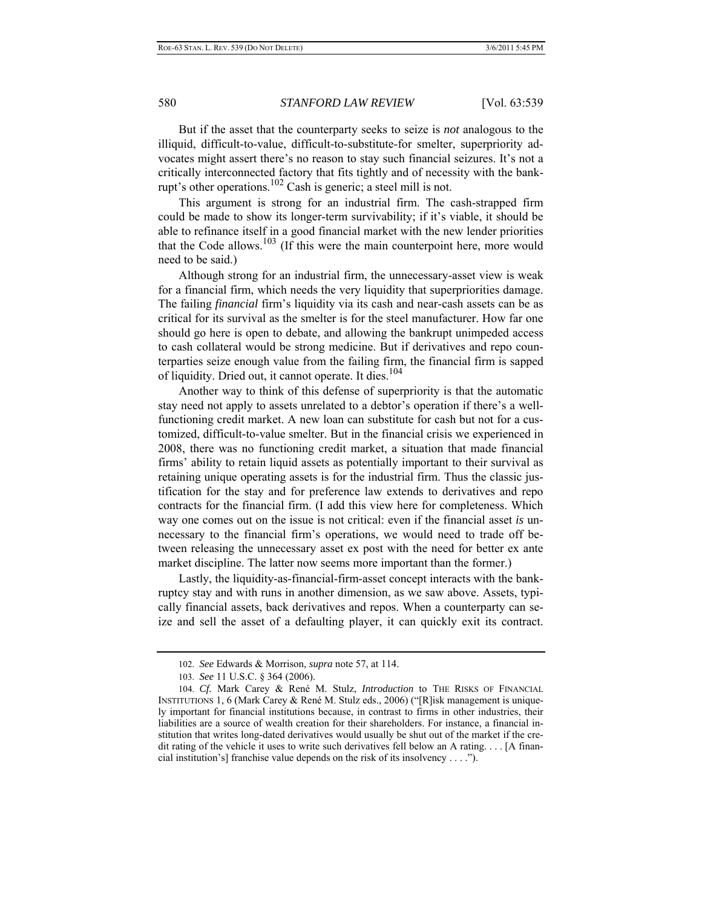But if the asset that the counterparty seeks to seize is *not* analogous to the illiquid, difficult-to-value, difficult-to-substitute-for smelter, superpriority advocates might assert there's no reason to stay such financial seizures. It's not a critically interconnected factory that fits tightly and of necessity with the bankrupt's other operations.[102] Cash is generic; a steel mill is not.

This argument is strong for an industrial firm. The cash-strapped firm could be made to show its longer-term survivability; if it's viable, it should be able to refinance itself in a good financial market with the new lender priorities that the Code allows.[103] (If this were the main counterpoint here, more would need to be said.)

Although strong for an industrial firm, the unnecessary-asset view is weak for a financial firm, which needs the very liquidity that superpriorities damage. The failing *financial* firm's liquidity via its cash and near-cash assets can be as critical for its survival as the smelter is for the steel manufacturer. How far one should go here is open to debate, and allowing the bankrupt unimpeded access to cash collateral would be strong medicine. But if derivatives and repo counterparties seize enough value from the failing firm, the financial firm is sapped of liquidity. Dried out, it cannot operate. It dies.[104]

Another way to think of this defense of superpriority is that the automatic stay need not apply to assets unrelated to a debtor's operation if there's a well-functioning credit market. A new loan can substitute for cash but not for a customized, difficult-to-value smelter. But in the financial crisis we experienced in 2008, there was no functioning credit market, a situation that made financial firms' ability to retain liquid assets as potentially important to their survival as retaining unique operating assets is for the industrial firm. Thus the classic justification for the stay and for preference law extends to derivatives and repo contracts for the financial firm. (I add this view here for completeness. Which way one comes out on the issue is not critical: even if the financial asset *is* unnecessary to the financial firm's operations, we would need to trade off between releasing the unnecessary asset ex post with the need for better ex ante market discipline. The latter now seems more important than the former.)

Lastly, the liquidity-as-financial-firm-asset concept interacts with the bankruptcy stay and with runs in another dimension, as we saw above. Assets, typically financial assets, back derivatives and repos. When a counterparty can seize and sell the asset of a defaulting player, it can quickly exit its contract.

---

102. *See* Edwards & Morrison, *supra* note 57, at 114.

103. *See* 11 U.S.C. § 364 (2006).

104. *Cf.* Mark Carey & René M. Stulz, *Introduction* to THE RISKS OF FINANCIAL INSTITUTIONS 1, 6 (Mark Carey & René M. Stulz eds., 2006) ("[R]isk management is uniquely important for financial institutions because, in contrast to firms in other industries, their liabilities are a source of wealth creation for their shareholders. For instance, a financial institution that writes long-dated derivatives would usually be shut out of the market if the credit rating of the vehicle it uses to write such derivatives fell below an A rating. . . . [A financial institution's] franchise value depends on the risk of its insolvency . . . .").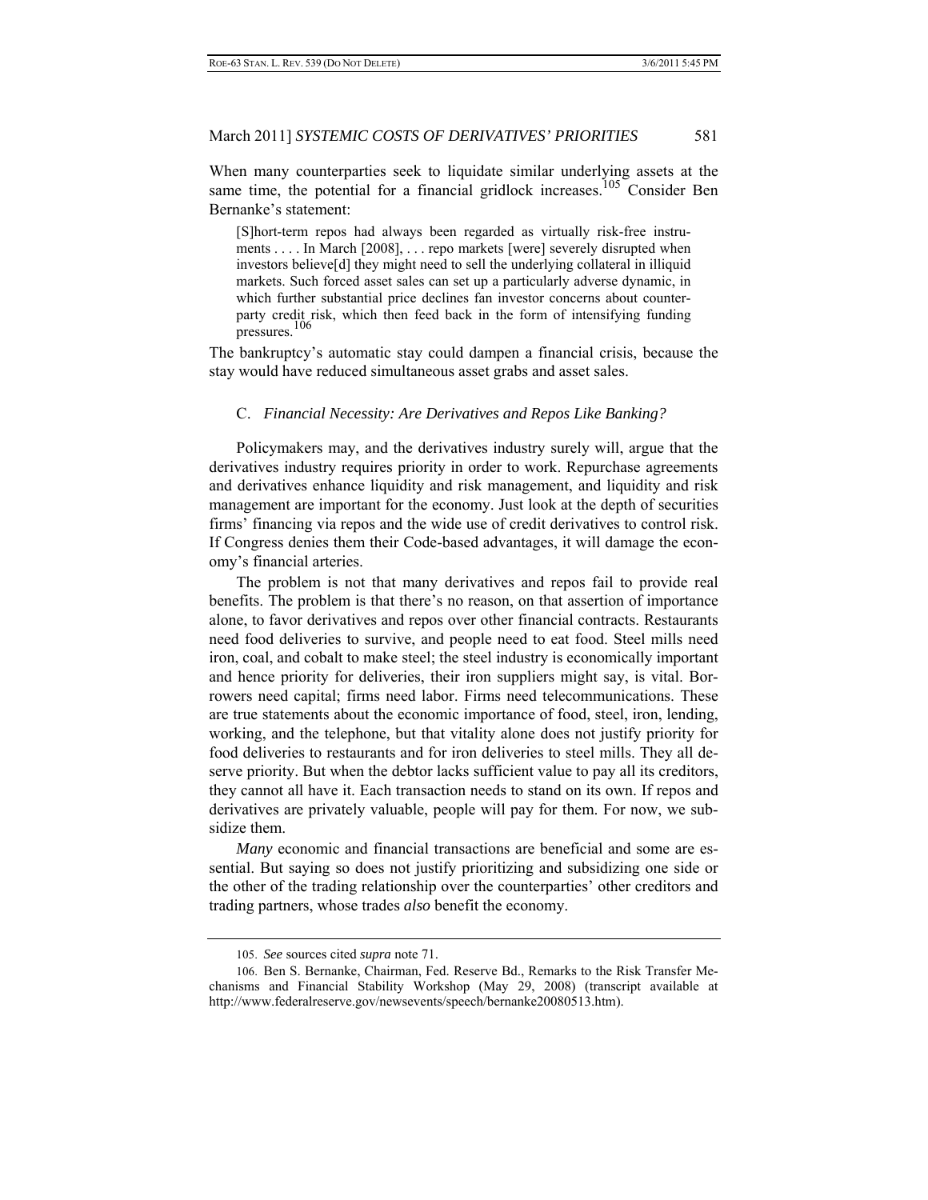When many counterparties seek to liquidate similar underlying assets at the same time, the potential for a financial gridlock increases.[105] Consider Ben Bernanke's statement:

> [S]hort-term repos had always been regarded as virtually risk-free instruments . . . . In March [2008], . . . repo markets [were] severely disrupted when investors believe[d] they might need to sell the underlying collateral in illiquid markets. Such forced asset sales can set up a particularly adverse dynamic, in which further substantial price declines fan investor concerns about counterparty credit risk, which then feed back in the form of intensifying funding pressures.[106]

The bankruptcy's automatic stay could dampen a financial crisis, because the stay would have reduced simultaneous asset grabs and asset sales.

### C. *Financial Necessity: Are Derivatives and Repos Like Banking?*

Policymakers may, and the derivatives industry surely will, argue that the derivatives industry requires priority in order to work. Repurchase agreements and derivatives enhance liquidity and risk management, and liquidity and risk management are important for the economy. Just look at the depth of securities firms' financing via repos and the wide use of credit derivatives to control risk. If Congress denies them their Code-based advantages, it will damage the economy's financial arteries.

The problem is not that many derivatives and repos fail to provide real benefits. The problem is that there's no reason, on that assertion of importance alone, to favor derivatives and repos over other financial contracts. Restaurants need food deliveries to survive, and people need to eat food. Steel mills need iron, coal, and cobalt to make steel; the steel industry is economically important and hence priority for deliveries, their iron suppliers might say, is vital. Borrowers need capital; firms need labor. Firms need telecommunications. These are true statements about the economic importance of food, steel, iron, lending, working, and the telephone, but that vitality alone does not justify priority for food deliveries to restaurants and for iron deliveries to steel mills. They all deserve priority. But when the debtor lacks sufficient value to pay all its creditors, they cannot all have it. Each transaction needs to stand on its own. If repos and derivatives are privately valuable, people will pay for them. For now, we subsidize them.

*Many* economic and financial transactions are beneficial and some are essential. But saying so does not justify prioritizing and subsidizing one side or the other of the trading relationship over the counterparties' other creditors and trading partners, whose trades *also* benefit the economy.

---

105. *See* sources cited *supra* note 71.

106. Ben S. Bernanke, Chairman, Fed. Reserve Bd., Remarks to the Risk Transfer Mechanisms and Financial Stability Workshop (May 29, 2008) (transcript available at http://www.federalreserve.gov/newsevents/speech/bernanke20080513.htm).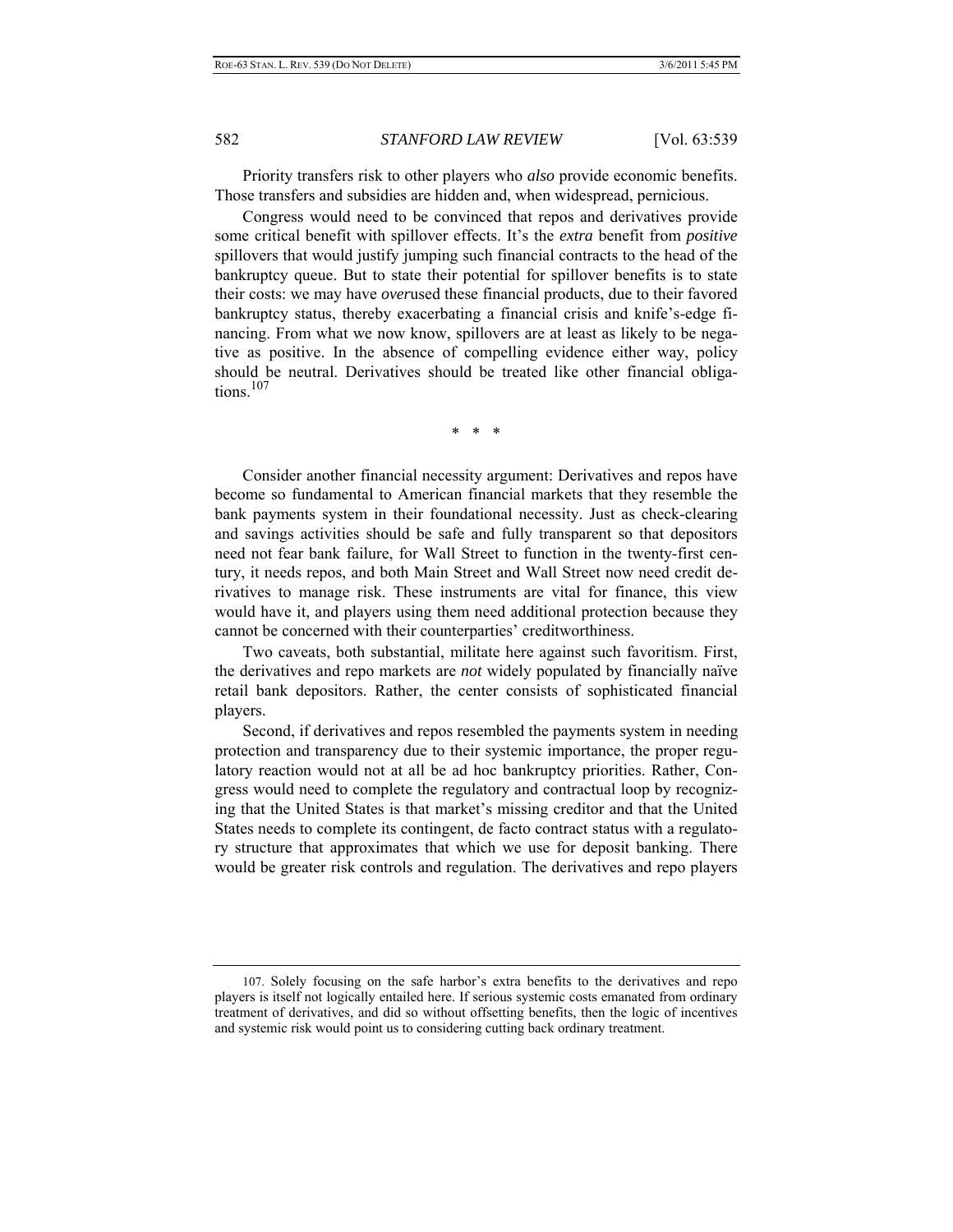Priority transfers risk to other players who *also* provide economic benefits. Those transfers and subsidies are hidden and, when widespread, pernicious.

Congress would need to be convinced that repos and derivatives provide some critical benefit with spillover effects. It's the *extra* benefit from *positive* spillovers that would justify jumping such financial contracts to the head of the bankruptcy queue. But to state their potential for spillover benefits is to state their costs: we may have *over*used these financial products, due to their favored bankruptcy status, thereby exacerbating a financial crisis and knife's-edge financing. From what we now know, spillovers are at least as likely to be negative as positive. In the absence of compelling evidence either way, policy should be neutral. Derivatives should be treated like other financial obligations.[107]

\* \* \*

Consider another financial necessity argument: Derivatives and repos have become so fundamental to American financial markets that they resemble the bank payments system in their foundational necessity. Just as check-clearing and savings activities should be safe and fully transparent so that depositors need not fear bank failure, for Wall Street to function in the twenty-first century, it needs repos, and both Main Street and Wall Street now need credit derivatives to manage risk. These instruments are vital for finance, this view would have it, and players using them need additional protection because they cannot be concerned with their counterparties' creditworthiness.

Two caveats, both substantial, militate here against such favoritism. First, the derivatives and repo markets are *not* widely populated by financially naïve retail bank depositors. Rather, the center consists of sophisticated financial players.

Second, if derivatives and repos resembled the payments system in needing protection and transparency due to their systemic importance, the proper regulatory reaction would not at all be ad hoc bankruptcy priorities. Rather, Congress would need to complete the regulatory and contractual loop by recognizing that the United States is that market's missing creditor and that the United States needs to complete its contingent, de facto contract status with a regulatory structure that approximates that which we use for deposit banking. There would be greater risk controls and regulation. The derivatives and repo players

---

107. Solely focusing on the safe harbor's extra benefits to the derivatives and repo players is itself not logically entailed here. If serious systemic costs emanated from ordinary treatment of derivatives, and did so without offsetting benefits, then the logic of incentives and systemic risk would point us to considering cutting back ordinary treatment.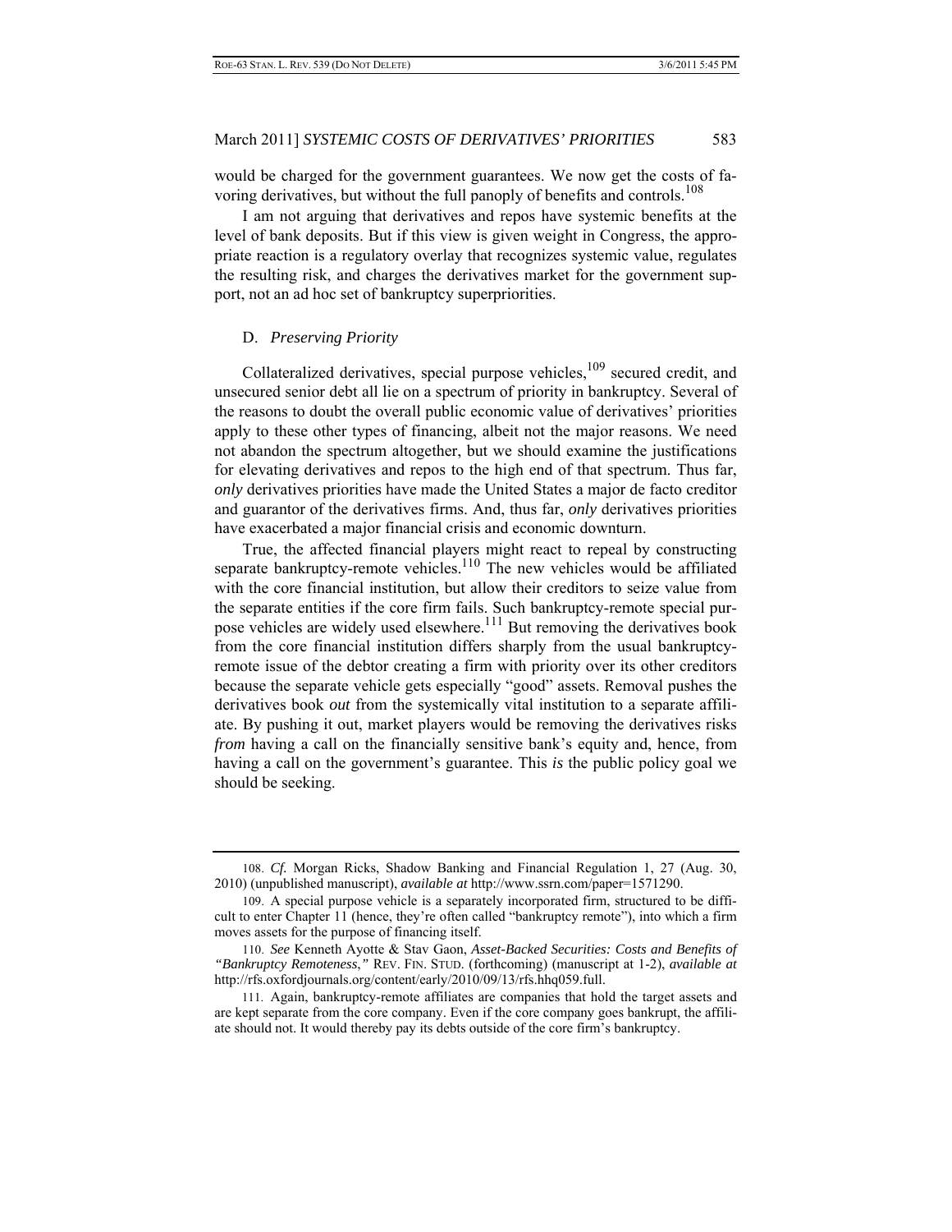would be charged for the government guarantees. We now get the costs of favoring derivatives, but without the full panoply of benefits and controls.[108]

I am not arguing that derivatives and repos have systemic benefits at the level of bank deposits. But if this view is given weight in Congress, the appropriate reaction is a regulatory overlay that recognizes systemic value, regulates the resulting risk, and charges the derivatives market for the government support, not an ad hoc set of bankruptcy superpriorities.

### D. *Preserving Priority*

Collateralized derivatives, special purpose vehicles,[109] secured credit, and unsecured senior debt all lie on a spectrum of priority in bankruptcy. Several of the reasons to doubt the overall public economic value of derivatives' priorities apply to these other types of financing, albeit not the major reasons. We need not abandon the spectrum altogether, but we should examine the justifications for elevating derivatives and repos to the high end of that spectrum. Thus far, *only* derivatives priorities have made the United States a major de facto creditor and guarantor of the derivatives firms. And, thus far, *only* derivatives priorities have exacerbated a major financial crisis and economic downturn.

True, the affected financial players might react to repeal by constructing separate bankruptcy-remote vehicles.[110] The new vehicles would be affiliated with the core financial institution, but allow their creditors to seize value from the separate entities if the core firm fails. Such bankruptcy-remote special purpose vehicles are widely used elsewhere.[111] But removing the derivatives book from the core financial institution differs sharply from the usual bankruptcy-remote issue of the debtor creating a firm with priority over its other creditors because the separate vehicle gets especially "good" assets. Removal pushes the derivatives book *out* from the systemically vital institution to a separate affiliate. By pushing it out, market players would be removing the derivatives risks *from* having a call on the financially sensitive bank's equity and, hence, from having a call on the government's guarantee. This *is* the public policy goal we should be seeking.

---

108. *Cf.* Morgan Ricks, Shadow Banking and Financial Regulation 1, 27 (Aug. 30, 2010) (unpublished manuscript), *available at* http://www.ssrn.com/paper=1571290.

109. A special purpose vehicle is a separately incorporated firm, structured to be difficult to enter Chapter 11 (hence, they're often called "bankruptcy remote"), into which a firm moves assets for the purpose of financing itself.

110. *See* Kenneth Ayotte & Stav Gaon, *Asset-Backed Securities: Costs and Benefits of "Bankruptcy Remoteness*,*"* REV. FIN. STUD. (forthcoming) (manuscript at 1-2), *available at* http://rfs.oxfordjournals.org/content/early/2010/09/13/rfs.hhq059.full.

111. Again, bankruptcy-remote affiliates are companies that hold the target assets and are kept separate from the core company. Even if the core company goes bankrupt, the affiliate should not. It would thereby pay its debts outside of the core firm's bankruptcy.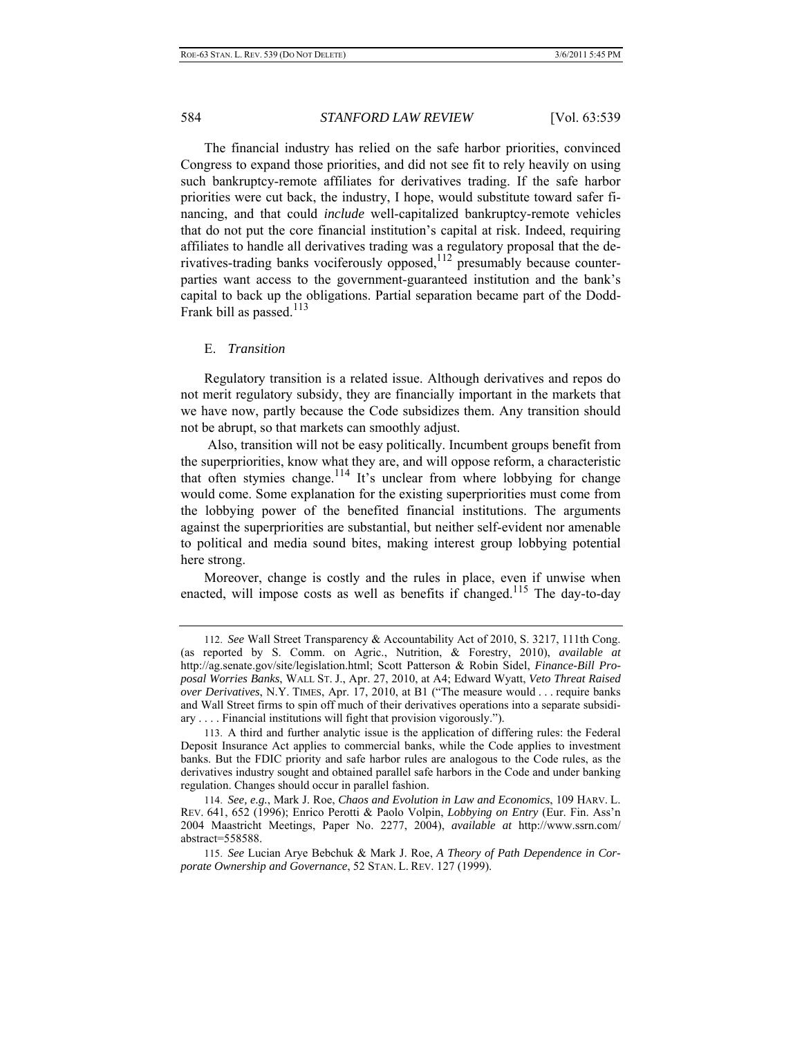The financial industry has relied on the safe harbor priorities, convinced Congress to expand those priorities, and did not see fit to rely heavily on using such bankruptcy-remote affiliates for derivatives trading. If the safe harbor priorities were cut back, the industry, I hope, would substitute toward safer financing, and that could *include* well-capitalized bankruptcy-remote vehicles that do not put the core financial institution's capital at risk. Indeed, requiring affiliates to handle all derivatives trading was a regulatory proposal that the derivatives-trading banks vociferously opposed,[112] presumably because counterparties want access to the government-guaranteed institution and the bank's capital to back up the obligations. Partial separation became part of the Dodd-Frank bill as passed.[113]

### E. *Transition*

Regulatory transition is a related issue. Although derivatives and repos do not merit regulatory subsidy, they are financially important in the markets that we have now, partly because the Code subsidizes them. Any transition should not be abrupt, so that markets can smoothly adjust.

Also, transition will not be easy politically. Incumbent groups benefit from the superpriorities, know what they are, and will oppose reform, a characteristic that often stymies change.[114] It's unclear from where lobbying for change would come. Some explanation for the existing superpriorities must come from the lobbying power of the benefited financial institutions. The arguments against the superpriorities are substantial, but neither self-evident nor amenable to political and media sound bites, making interest group lobbying potential here strong.

Moreover, change is costly and the rules in place, even if unwise when enacted, will impose costs as well as benefits if changed.[115] The day-to-day

---

112. *See* Wall Street Transparency & Accountability Act of 2010, S. 3217, 111th Cong. (as reported by S. Comm. on Agric., Nutrition, & Forestry, 2010), *available at* http://ag.senate.gov/site/legislation.html; Scott Patterson & Robin Sidel, *Finance-Bill Proposal Worries Banks*, WALL ST. J., Apr. 27, 2010, at A4; Edward Wyatt, *Veto Threat Raised over Derivatives*, N.Y. TIMES, Apr. 17, 2010, at B1 ("The measure would . . . require banks and Wall Street firms to spin off much of their derivatives operations into a separate subsidiary . . . . Financial institutions will fight that provision vigorously.").

113. A third and further analytic issue is the application of differing rules: the Federal Deposit Insurance Act applies to commercial banks, while the Code applies to investment banks. But the FDIC priority and safe harbor rules are analogous to the Code rules, as the derivatives industry sought and obtained parallel safe harbors in the Code and under banking regulation. Changes should occur in parallel fashion.

114. *See, e.g.*, Mark J. Roe, *Chaos and Evolution in Law and Economics*, 109 HARV. L. REV. 641, 652 (1996); Enrico Perotti & Paolo Volpin, *Lobbying on Entry* (Eur. Fin. Ass'n 2004 Maastricht Meetings, Paper No. 2277, 2004), *available at* http://www.ssrn.com/abstract=558588.

115. *See* Lucian Arye Bebchuk & Mark J. Roe, *A Theory of Path Dependence in Corporate Ownership and Governance*, 52 STAN. L. REV. 127 (1999).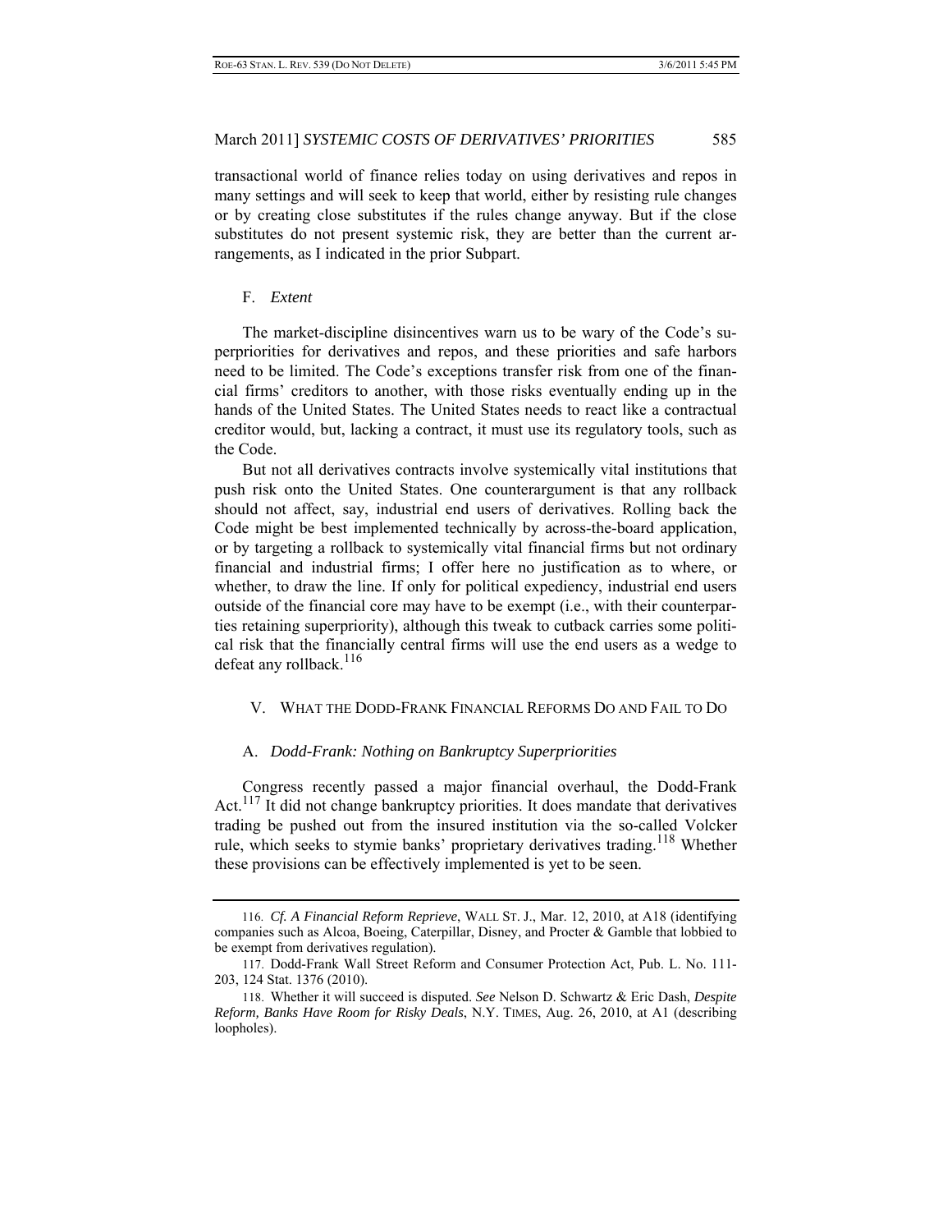transactional world of finance relies today on using derivatives and repos in many settings and will seek to keep that world, either by resisting rule changes or by creating close substitutes if the rules change anyway. But if the close substitutes do not present systemic risk, they are better than the current arrangements, as I indicated in the prior Subpart.

### F. *Extent*

The market-discipline disincentives warn us to be wary of the Code's superpriorities for derivatives and repos, and these priorities and safe harbors need to be limited. The Code's exceptions transfer risk from one of the financial firms' creditors to another, with those risks eventually ending up in the hands of the United States. The United States needs to react like a contractual creditor would, but, lacking a contract, it must use its regulatory tools, such as the Code.

But not all derivatives contracts involve systemically vital institutions that push risk onto the United States. One counterargument is that any rollback should not affect, say, industrial end users of derivatives. Rolling back the Code might be best implemented technically by across-the-board application, or by targeting a rollback to systemically vital financial firms but not ordinary financial and industrial firms; I offer here no justification as to where, or whether, to draw the line. If only for political expediency, industrial end users outside of the financial core may have to be exempt (i.e., with their counterparties retaining superpriority), although this tweak to cutback carries some political risk that the financially central firms will use the end users as a wedge to defeat any rollback.[116]

## V. WHAT THE DODD-FRANK FINANCIAL REFORMS DO AND FAIL TO DO

### A. *Dodd-Frank: Nothing on Bankruptcy Superpriorities*

Congress recently passed a major financial overhaul, the Dodd-Frank Act.[117] It did not change bankruptcy priorities. It does mandate that derivatives trading be pushed out from the insured institution via the so-called Volcker rule, which seeks to stymie banks' proprietary derivatives trading.[118] Whether these provisions can be effectively implemented is yet to be seen.

---

116. *Cf. A Financial Reform Reprieve*, WALL ST. J., Mar. 12, 2010, at A18 (identifying companies such as Alcoa, Boeing, Caterpillar, Disney, and Procter & Gamble that lobbied to be exempt from derivatives regulation).

117. Dodd-Frank Wall Street Reform and Consumer Protection Act, Pub. L. No. 111-203, 124 Stat. 1376 (2010).

118. Whether it will succeed is disputed. *See* Nelson D. Schwartz & Eric Dash, *Despite Reform, Banks Have Room for Risky Deals*, N.Y. TIMES, Aug. 26, 2010, at A1 (describing loopholes).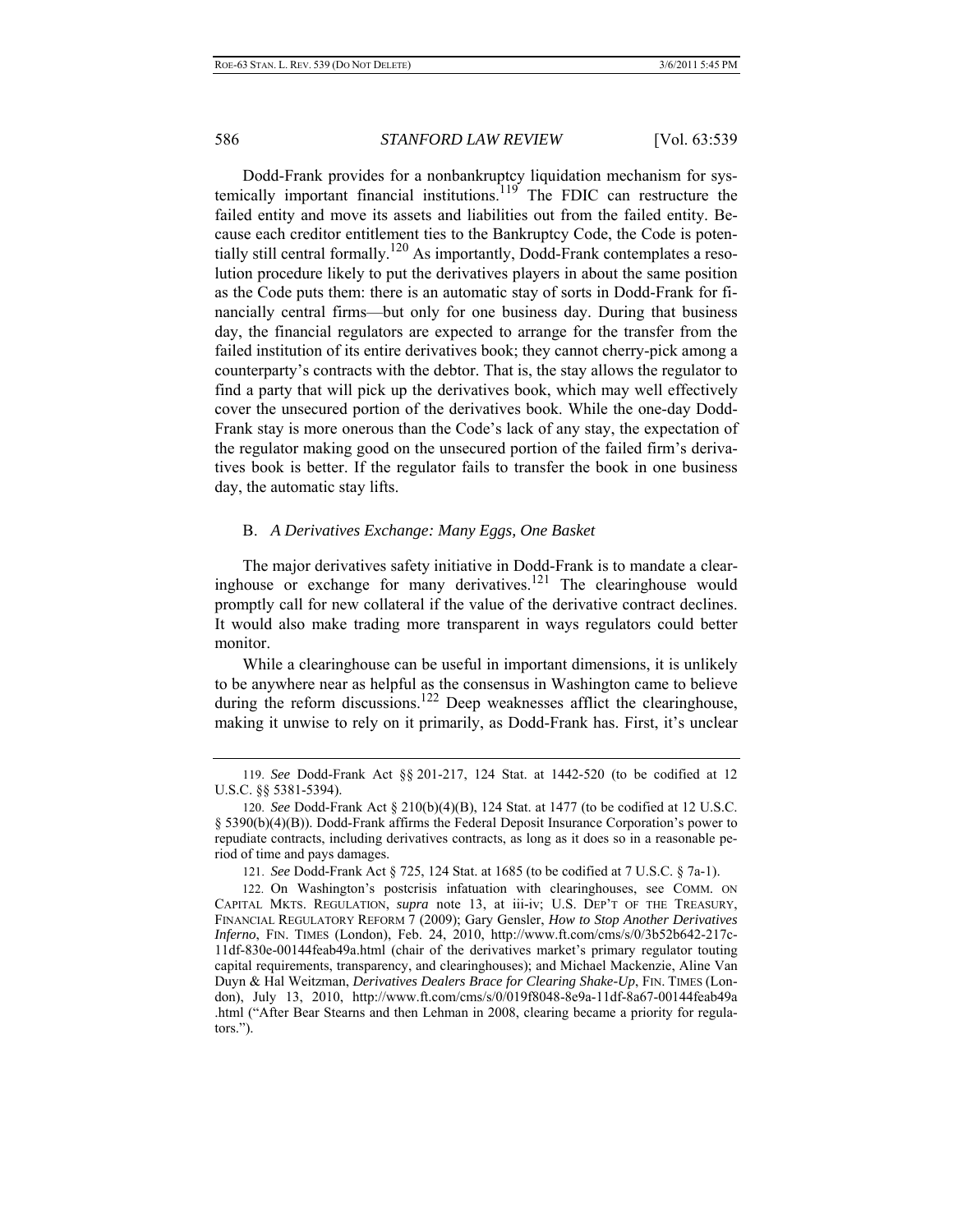Dodd-Frank provides for a nonbankruptcy liquidation mechanism for systemically important financial institutions.[119] The FDIC can restructure the failed entity and move its assets and liabilities out from the failed entity. Because each creditor entitlement ties to the Bankruptcy Code, the Code is potentially still central formally.[120] As importantly, Dodd-Frank contemplates a resolution procedure likely to put the derivatives players in about the same position as the Code puts them: there is an automatic stay of sorts in Dodd-Frank for financially central firms—but only for one business day. During that business day, the financial regulators are expected to arrange for the transfer from the failed institution of its entire derivatives book; they cannot cherry-pick among a counterparty's contracts with the debtor. That is, the stay allows the regulator to find a party that will pick up the derivatives book, which may well effectively cover the unsecured portion of the derivatives book. While the one-day Dodd-Frank stay is more onerous than the Code's lack of any stay, the expectation of the regulator making good on the unsecured portion of the failed firm's derivatives book is better. If the regulator fails to transfer the book in one business day, the automatic stay lifts.

### B. *A Derivatives Exchange: Many Eggs, One Basket*

The major derivatives safety initiative in Dodd-Frank is to mandate a clearinghouse or exchange for many derivatives.[121] The clearinghouse would promptly call for new collateral if the value of the derivative contract declines. It would also make trading more transparent in ways regulators could better monitor.

While a clearinghouse can be useful in important dimensions, it is unlikely to be anywhere near as helpful as the consensus in Washington came to believe during the reform discussions.[122] Deep weaknesses afflict the clearinghouse, making it unwise to rely on it primarily, as Dodd-Frank has. First, it's unclear

---

119. *See* Dodd-Frank Act §§ 201-217, 124 Stat. at 1442-520 (to be codified at 12 U.S.C. §§ 5381-5394).

120. *See* Dodd-Frank Act § 210(b)(4)(B), 124 Stat. at 1477 (to be codified at 12 U.S.C. § 5390(b)(4)(B)). Dodd-Frank affirms the Federal Deposit Insurance Corporation's power to repudiate contracts, including derivatives contracts, as long as it does so in a reasonable period of time and pays damages.

121. *See* Dodd-Frank Act § 725, 124 Stat. at 1685 (to be codified at 7 U.S.C. § 7a-1).

122. On Washington's postcrisis infatuation with clearinghouses, see COMM. ON CAPITAL MKTS. REGULATION, *supra* note 13, at iii-iv; U.S. DEP'T OF THE TREASURY, FINANCIAL REGULATORY REFORM 7 (2009); Gary Gensler, *How to Stop Another Derivatives Inferno*, FIN. TIMES (London), Feb. 24, 2010, http://www.ft.com/cms/s/0/3b52b642-217c-11df-830e-00144feab49a.html (chair of the derivatives market's primary regulator touting capital requirements, transparency, and clearinghouses); and Michael Mackenzie, Aline Van Duyn & Hal Weitzman, *Derivatives Dealers Brace for Clearing Shake-Up*, FIN. TIMES (London), July 13, 2010, http://www.ft.com/cms/s/0/019f8048-8e9a-11df-8a67-00144feab49a.html ("After Bear Stearns and then Lehman in 2008, clearing became a priority for regulators.").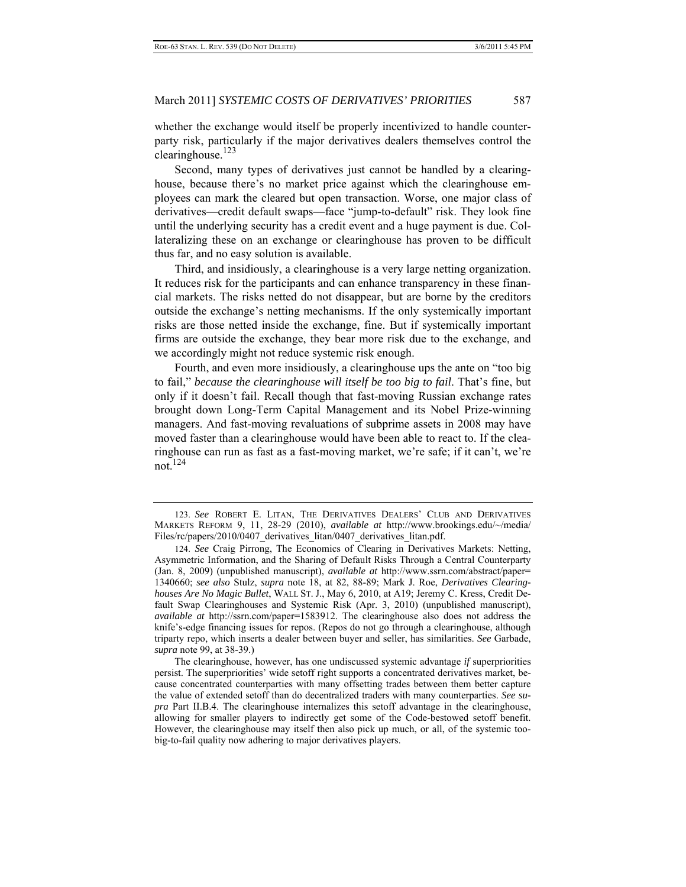whether the exchange would itself be properly incentivized to handle counterparty risk, particularly if the major derivatives dealers themselves control the clearinghouse.[123]

Second, many types of derivatives just cannot be handled by a clearinghouse, because there's no market price against which the clearinghouse employees can mark the cleared but open transaction. Worse, one major class of derivatives—credit default swaps—face "jump-to-default" risk. They look fine until the underlying security has a credit event and a huge payment is due. Collateralizing these on an exchange or clearinghouse has proven to be difficult thus far, and no easy solution is available.

Third, and insidiously, a clearinghouse is a very large netting organization. It reduces risk for the participants and can enhance transparency in these financial markets. The risks netted do not disappear, but are borne by the creditors outside the exchange's netting mechanisms. If the only systemically important risks are those netted inside the exchange, fine. But if systemically important firms are outside the exchange, they bear more risk due to the exchange, and we accordingly might not reduce systemic risk enough.

Fourth, and even more insidiously, a clearinghouse ups the ante on "too big to fail," *because the clearinghouse will itself be too big to fail*. That's fine, but only if it doesn't fail. Recall though that fast-moving Russian exchange rates brought down Long-Term Capital Management and its Nobel Prize-winning managers. And fast-moving revaluations of subprime assets in 2008 may have moved faster than a clearinghouse would have been able to react to. If the clearinghouse can run as fast as a fast-moving market, we're safe; if it can't, we're not.[124]

---

123. *See* ROBERT E. LITAN, THE DERIVATIVES DEALERS' CLUB AND DERIVATIVES MARKETS REFORM 9, 11, 28-29 (2010), *available at* http://www.brookings.edu/~/media/Files/rc/papers/2010/0407_derivatives_litan/0407_derivatives_litan.pdf.

124. *See* Craig Pirrong, The Economics of Clearing in Derivatives Markets: Netting, Asymmetric Information, and the Sharing of Default Risks Through a Central Counterparty (Jan. 8, 2009) (unpublished manuscript), *available at* http://www.ssrn.com/abstract/paper=1340660; *see also* Stulz, *supra* note 18, at 82, 88-89; Mark J. Roe, *Derivatives Clearinghouses Are No Magic Bullet*, WALL ST. J., May 6, 2010, at A19; Jeremy C. Kress, Credit Default Swap Clearinghouses and Systemic Risk (Apr. 3, 2010) (unpublished manuscript), *available at* http://ssrn.com/paper=1583912. The clearinghouse also does not address the knife's-edge financing issues for repos. (Repos do not go through a clearinghouse, although triparty repo, which inserts a dealer between buyer and seller, has similarities. *See* Garbade, *supra* note 99, at 38-39.)

The clearinghouse, however, has one undiscussed systemic advantage *if* superpriorities persist. The superpriorities' wide setoff right supports a concentrated derivatives market, because concentrated counterparties with many offsetting trades between them better capture the value of extended setoff than do decentralized traders with many counterparties. *See supra* Part II.B.4. The clearinghouse internalizes this setoff advantage in the clearinghouse, allowing for smaller players to indirectly get some of the Code-bestowed setoff benefit. However, the clearinghouse may itself then also pick up much, or all, of the systemic too-big-to-fail quality now adhering to major derivatives players.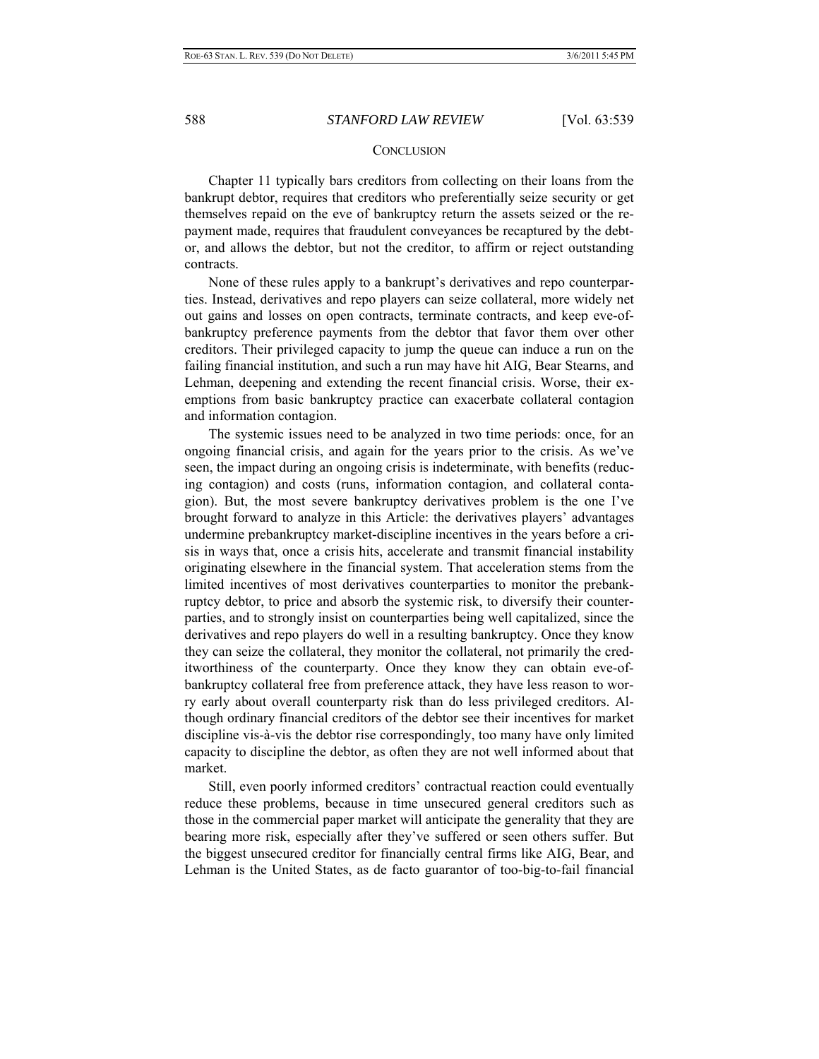## CONCLUSION

Chapter 11 typically bars creditors from collecting on their loans from the bankrupt debtor, requires that creditors who preferentially seize security or get themselves repaid on the eve of bankruptcy return the assets seized or the repayment made, requires that fraudulent conveyances be recaptured by the debtor, and allows the debtor, but not the creditor, to affirm or reject outstanding contracts.

None of these rules apply to a bankrupt's derivatives and repo counterparties. Instead, derivatives and repo players can seize collateral, more widely net out gains and losses on open contracts, terminate contracts, and keep eve-of-bankruptcy preference payments from the debtor that favor them over other creditors. Their privileged capacity to jump the queue can induce a run on the failing financial institution, and such a run may have hit AIG, Bear Stearns, and Lehman, deepening and extending the recent financial crisis. Worse, their exemptions from basic bankruptcy practice can exacerbate collateral contagion and information contagion.

The systemic issues need to be analyzed in two time periods: once, for an ongoing financial crisis, and again for the years prior to the crisis. As we've seen, the impact during an ongoing crisis is indeterminate, with benefits (reducing contagion) and costs (runs, information contagion, and collateral contagion). But, the most severe bankruptcy derivatives problem is the one I've brought forward to analyze in this Article: the derivatives players' advantages undermine prebankruptcy market-discipline incentives in the years before a crisis in ways that, once a crisis hits, accelerate and transmit financial instability originating elsewhere in the financial system. That acceleration stems from the limited incentives of most derivatives counterparties to monitor the prebankruptcy debtor, to price and absorb the systemic risk, to diversify their counterparties, and to strongly insist on counterparties being well capitalized, since the derivatives and repo players do well in a resulting bankruptcy. Once they know they can seize the collateral, they monitor the collateral, not primarily the creditworthiness of the counterparty. Once they know they can obtain eve-of-bankruptcy collateral free from preference attack, they have less reason to worry early about overall counterparty risk than do less privileged creditors. Although ordinary financial creditors of the debtor see their incentives for market discipline vis-à-vis the debtor rise correspondingly, too many have only limited capacity to discipline the debtor, as often they are not well informed about that market.

Still, even poorly informed creditors' contractual reaction could eventually reduce these problems, because in time unsecured general creditors such as those in the commercial paper market will anticipate the generality that they are bearing more risk, especially after they've suffered or seen others suffer. But the biggest unsecured creditor for financially central firms like AIG, Bear, and Lehman is the United States, as de facto guarantor of too-big-to-fail financial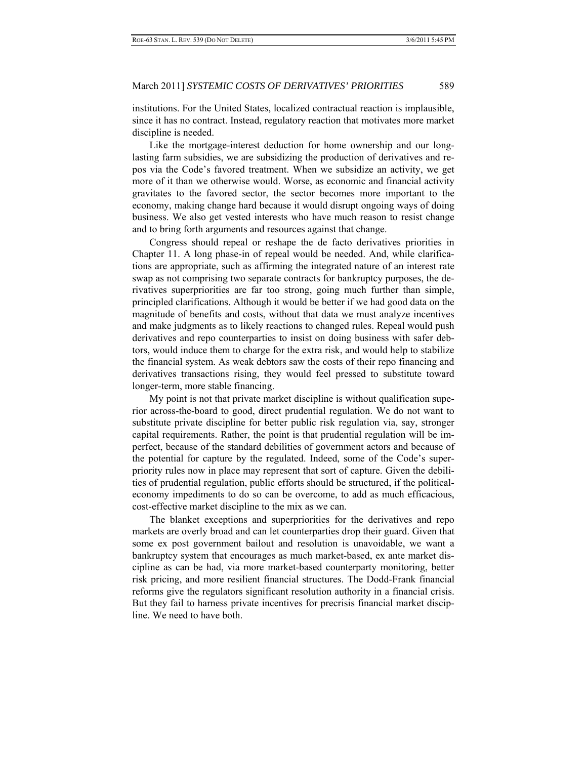institutions. For the United States, localized contractual reaction is implausible, since it has no contract. Instead, regulatory reaction that motivates more market discipline is needed.

Like the mortgage-interest deduction for home ownership and our long-lasting farm subsidies, we are subsidizing the production of derivatives and repos via the Code's favored treatment. When we subsidize an activity, we get more of it than we otherwise would. Worse, as economic and financial activity gravitates to the favored sector, the sector becomes more important to the economy, making change hard because it would disrupt ongoing ways of doing business. We also get vested interests who have much reason to resist change and to bring forth arguments and resources against that change.

Congress should repeal or reshape the de facto derivatives priorities in Chapter 11. A long phase-in of repeal would be needed. And, while clarifications are appropriate, such as affirming the integrated nature of an interest rate swap as not comprising two separate contracts for bankruptcy purposes, the derivatives superpriorities are far too strong, going much further than simple, principled clarifications. Although it would be better if we had good data on the magnitude of benefits and costs, without that data we must analyze incentives and make judgments as to likely reactions to changed rules. Repeal would push derivatives and repo counterparties to insist on doing business with safer debtors, would induce them to charge for the extra risk, and would help to stabilize the financial system. As weak debtors saw the costs of their repo financing and derivatives transactions rising, they would feel pressed to substitute toward longer-term, more stable financing.

My point is not that private market discipline is without qualification superior across-the-board to good, direct prudential regulation. We do not want to substitute private discipline for better public risk regulation via, say, stronger capital requirements. Rather, the point is that prudential regulation will be imperfect, because of the standard debilities of government actors and because of the potential for capture by the regulated. Indeed, some of the Code's superpriority rules now in place may represent that sort of capture. Given the debilities of prudential regulation, public efforts should be structured, if the political-economy impediments to do so can be overcome, to add as much efficacious, cost-effective market discipline to the mix as we can.

The blanket exceptions and superpriorities for the derivatives and repo markets are overly broad and can let counterparties drop their guard. Given that some ex post government bailout and resolution is unavoidable, we want a bankruptcy system that encourages as much market-based, ex ante market discipline as can be had, via more market-based counterparty monitoring, better risk pricing, and more resilient financial structures. The Dodd-Frank financial reforms give the regulators significant resolution authority in a financial crisis. But they fail to harness private incentives for precrisis financial market discipline. We need to have both.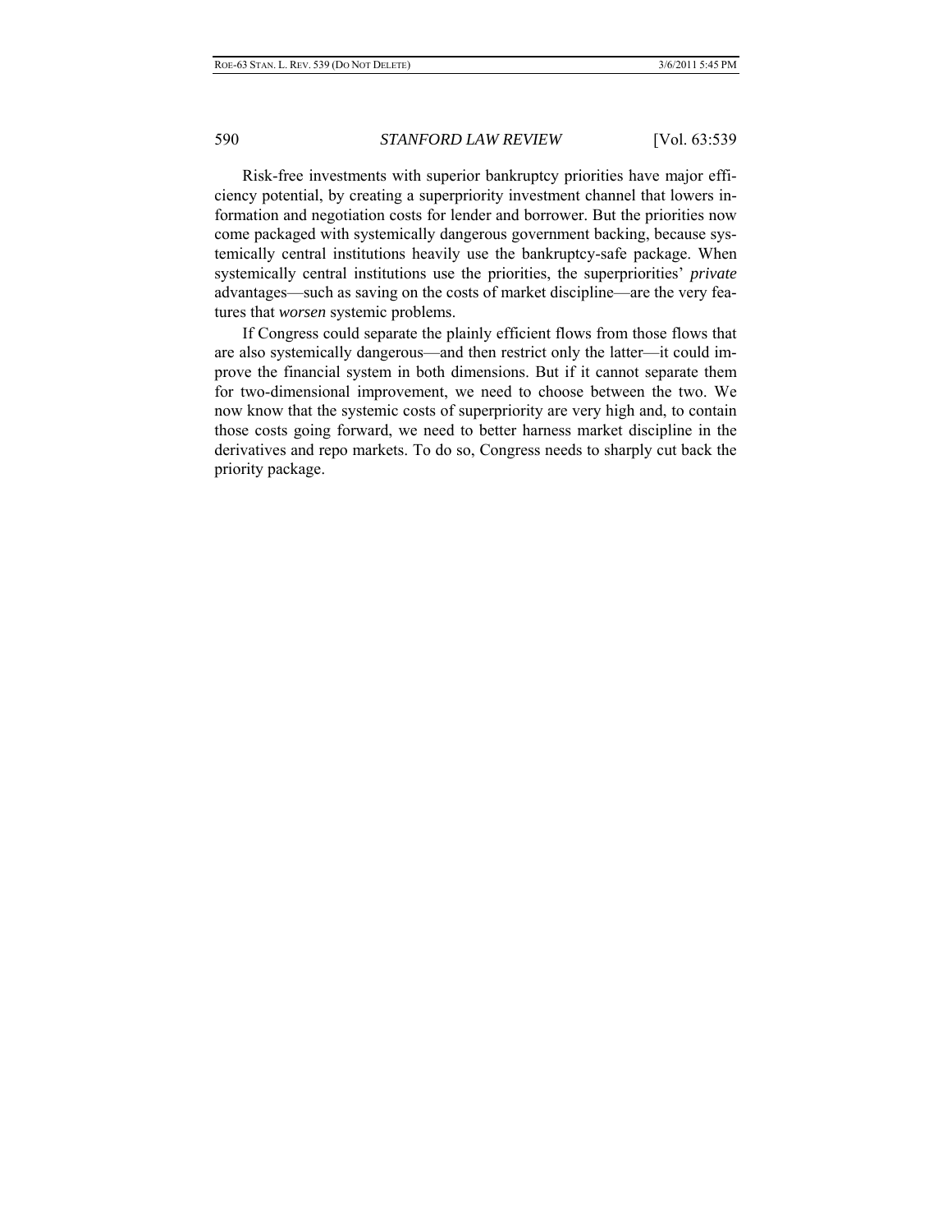Risk-free investments with superior bankruptcy priorities have major efficiency potential, by creating a superpriority investment channel that lowers information and negotiation costs for lender and borrower. But the priorities now come packaged with systemically dangerous government backing, because systemically central institutions heavily use the bankruptcy-safe package. When systemically central institutions use the priorities, the superpriorities' *private* advantages—such as saving on the costs of market discipline—are the very features that *worsen* systemic problems.

If Congress could separate the plainly efficient flows from those flows that are also systemically dangerous—and then restrict only the latter—it could improve the financial system in both dimensions. But if it cannot separate them for two-dimensional improvement, we need to choose between the two. We now know that the systemic costs of superpriority are very high and, to contain those costs going forward, we need to better harness market discipline in the derivatives and repo markets. To do so, Congress needs to sharply cut back the priority package.